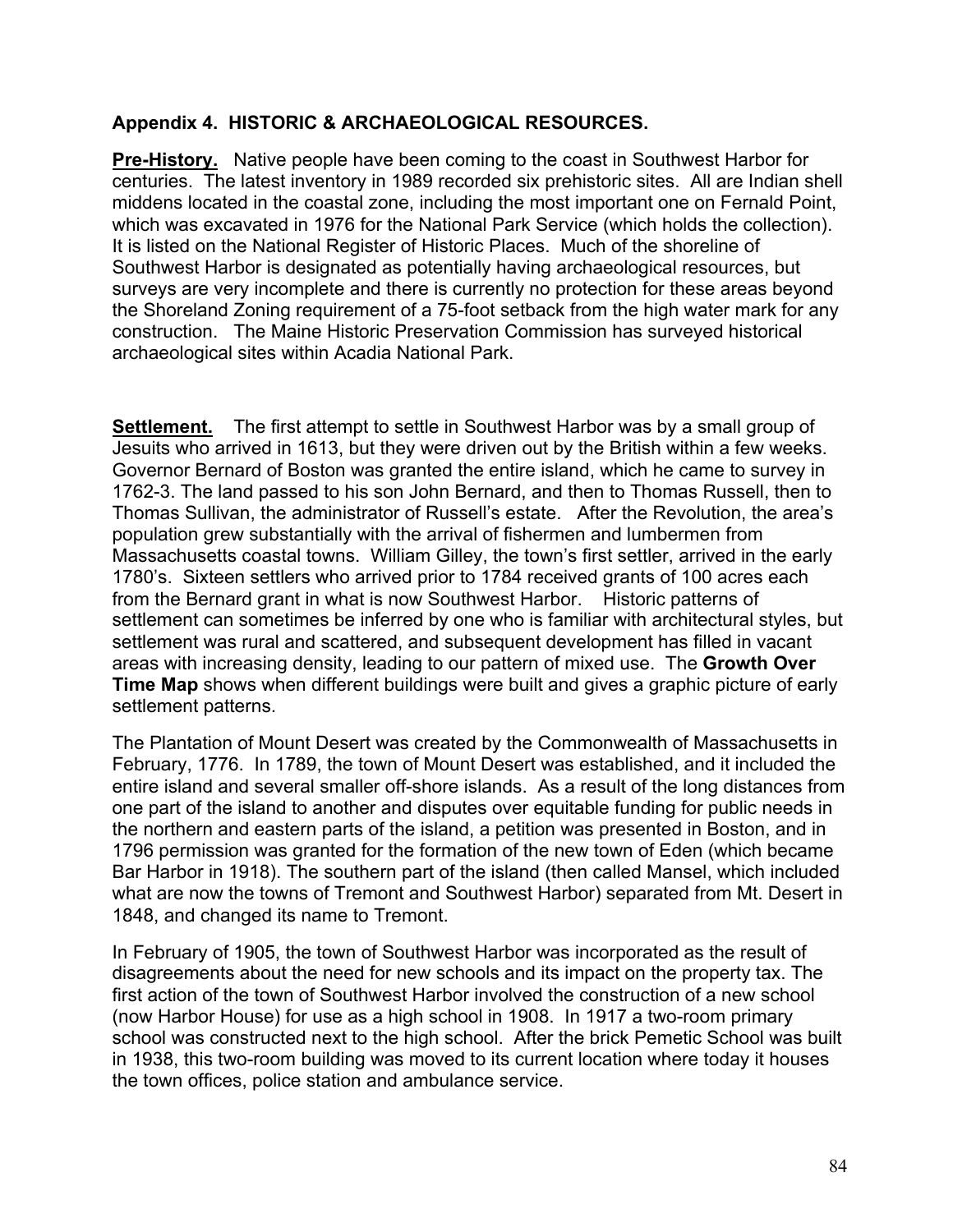## Appendix 4. HISTORIC & ARCHAEOLOGICAL RESOURCES.

**Pre-History.** Native people have been coming to the coast in Southwest Harbor for centuries. The latest inventory in 1989 recorded six prehistoric sites. All are Indian shell middens located in the coastal zone, including the most important one on Fernald Point, which was excavated in 1976 for the National Park Service (which holds the collection). It is listed on the National Register of Historic Places. Much of the shoreline of Southwest Harbor is designated as potentially having archaeological resources, but surveys are very incomplete and there is currently no protection for these areas beyond the Shoreland Zoning requirement of a 75-foot setback from the high water mark for any construction. The Maine Historic Preservation Commission has surveyed historical archaeological sites within Acadia National Park.

**Settlement.** The first attempt to settle in Southwest Harbor was by a small group of Jesuits who arrived in 1613, but they were driven out by the British within a few weeks. Governor Bernard of Boston was granted the entire island, which he came to survey in 1762-3. The land passed to his son John Bernard, and then to Thomas Russell, then to Thomas Sullivan, the administrator of Russell's estate. After the Revolution, the area's population grew substantially with the arrival of fishermen and lumbermen from Massachusetts coastal towns. William Gilley, the town's first settler, arrived in the early 1780's. Sixteen settlers who arrived prior to 1784 received grants of 100 acres each from the Bernard grant in what is now Southwest Harbor. Historic patterns of settlement can sometimes be inferred by one who is familiar with architectural styles, but settlement was rural and scattered, and subsequent development has filled in vacant areas with increasing density, leading to our pattern of mixed use. The **Growth Over Time Map** shows when different buildings were built and gives a graphic picture of early settlement patterns.

The Plantation of Mount Desert was created by the Commonwealth of Massachusetts in February, 1776. In 1789, the town of Mount Desert was established, and it included the entire island and several smaller off-shore islands. As a result of the long distances from one part of the island to another and disputes over equitable funding for public needs in the northern and eastern parts of the island, a petition was presented in Boston, and in 1796 permission was granted for the formation of the new town of Eden (which became Bar Harbor in 1918). The southern part of the island (then called Mansel, which included what are now the towns of Tremont and Southwest Harbor) separated from Mt. Desert in 1848, and changed its name to Tremont.

In February of 1905, the town of Southwest Harbor was incorporated as the result of disagreements about the need for new schools and its impact on the property tax. The first action of the town of Southwest Harbor involved the construction of a new school (now Harbor House) for use as a high school in 1908. In 1917 a two-room primary school was constructed next to the high school. After the brick Pemetic School was built in 1938, this two-room building was moved to its current location where today it houses the town offices, police station and ambulance service.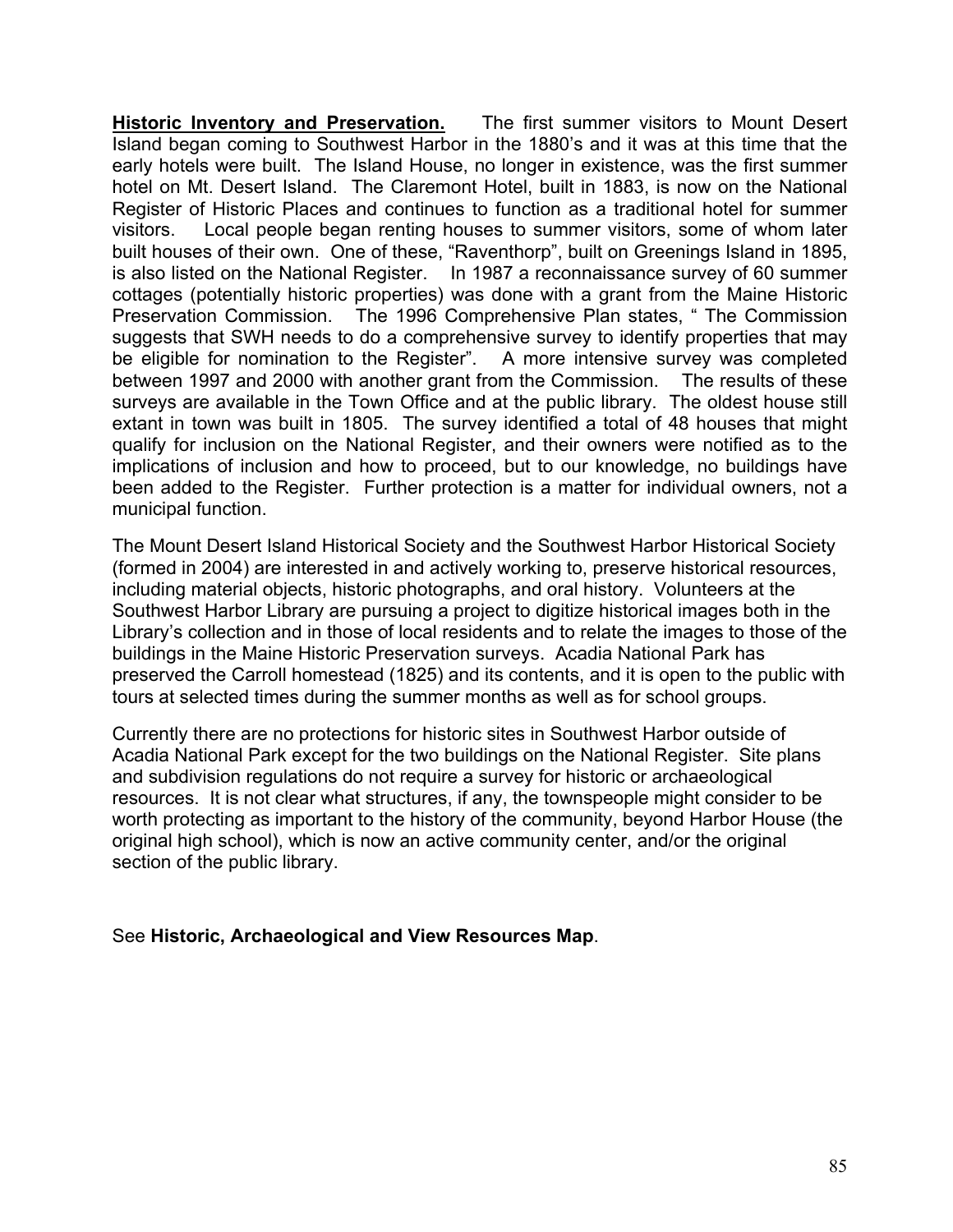**Historic Inventory and Preservation.** The first summer visitors to Mount Desert Island began coming to Southwest Harbor in the 1880's and it was at this time that the early hotels were built. The Island House, no longer in existence, was the first summer hotel on Mt. Desert Island. The Claremont Hotel, built in 1883, is now on the National Register of Historic Places and continues to function as a traditional hotel for summer visitors. Local people began renting houses to summer visitors, some of whom later built houses of their own. One of these, "Raventhorp", built on Greenings Island in 1895, is also listed on the National Register. In 1987 a reconnaissance survey of 60 summer cottages (potentially historic properties) was done with a grant from the Maine Historic Preservation Commission. The 1996 Comprehensive Plan states, " The Commission suggests that SWH needs to do a comprehensive survey to identify properties that may be eligible for nomination to the Register". A more intensive survey was completed between 1997 and 2000 with another grant from the Commission. The results of these surveys are available in the Town Office and at the public library. The oldest house still extant in town was built in 1805. The survey identified a total of 48 houses that might qualify for inclusion on the National Register, and their owners were notified as to the implications of inclusion and how to proceed, but to our knowledge, no buildings have been added to the Register. Further protection is a matter for individual owners, not a municipal function.

The Mount Desert Island Historical Society and the Southwest Harbor Historical Society (formed in 2004) are interested in and actively working to, preserve historical resources, including material objects, historic photographs, and oral history. Volunteers at the Southwest Harbor Library are pursuing a project to digitize historical images both in the Library's collection and in those of local residents and to relate the images to those of the buildings in the Maine Historic Preservation surveys. Acadia National Park has preserved the Carroll homestead (1825) and its contents, and it is open to the public with tours at selected times during the summer months as well as for school groups.

Currently there are no protections for historic sites in Southwest Harbor outside of Acadia National Park except for the two buildings on the National Register. Site plans and subdivision regulations do not require a survey for historic or archaeological resources. It is not clear what structures, if any, the townspeople might consider to be worth protecting as important to the history of the community, beyond Harbor House (the original high school), which is now an active community center, and/or the original section of the public library.

See **Historic, Archaeological and View Resources Map**.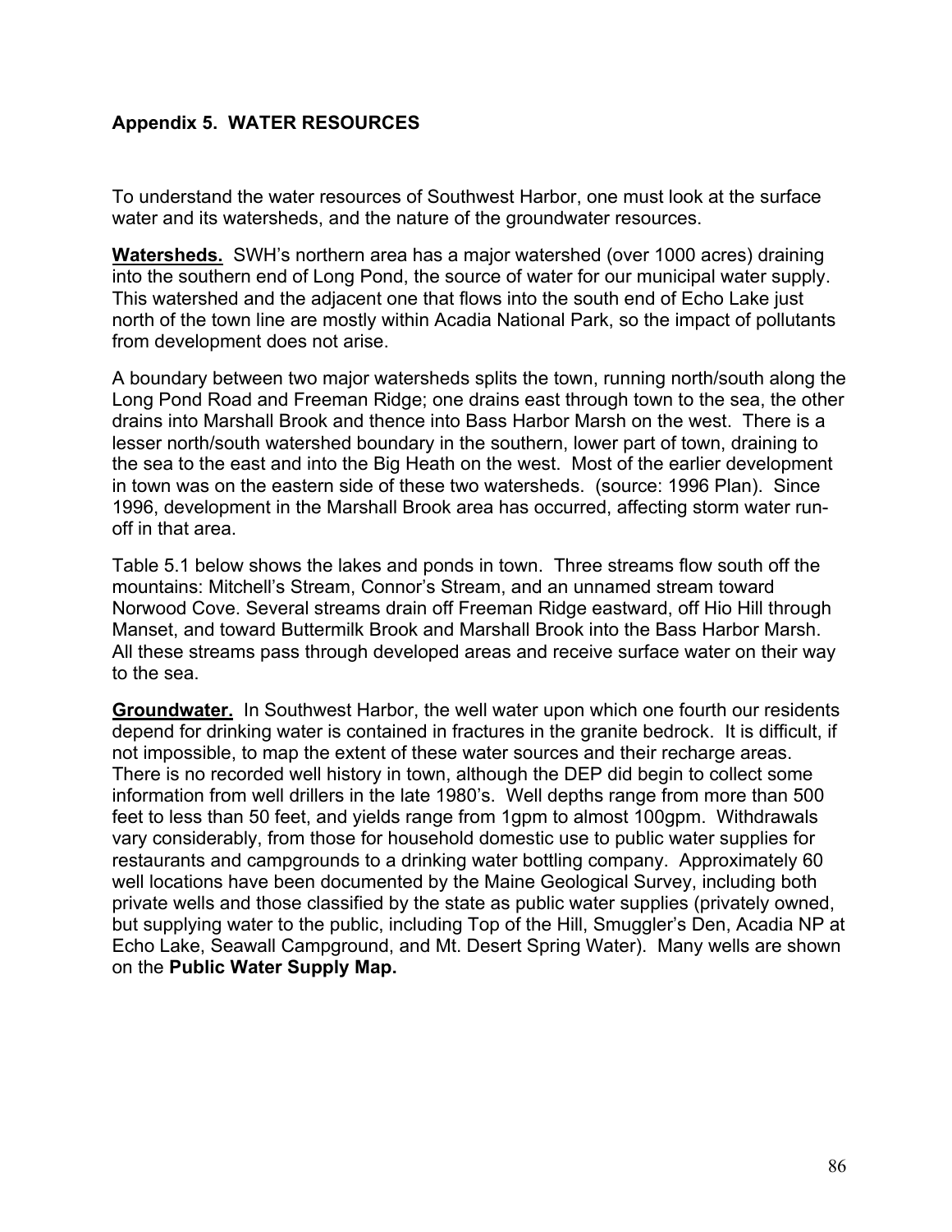## Appendix 5. WATER RESOURCES

To understand the water resources of Southwest Harbor, one must look at the surface water and its watersheds, and the nature of the groundwater resources.

**Watersheds.** SWH's northern area has a major watershed (over 1000 acres) draining into the southern end of Long Pond, the source of water for our municipal water supply. This watershed and the adjacent one that flows into the south end of Echo Lake just north of the town line are mostly within Acadia National Park, so the impact of pollutants from development does not arise.

A boundary between two major watersheds splits the town, running north/south along the Long Pond Road and Freeman Ridge; one drains east through town to the sea, the other drains into Marshall Brook and thence into Bass Harbor Marsh on the west. There is a lesser north/south watershed boundary in the southern, lower part of town, draining to the sea to the east and into the Big Heath on the west. Most of the earlier development in town was on the eastern side of these two watersheds. (source: 1996 Plan). Since 1996, development in the Marshall Brook area has occurred, affecting storm water run-off in that area.

Table 5.1 below shows the lakes and ponds in town. Three streams flow south off the mountains: Mitchell's Stream, Connor's Stream, and an unnamed stream toward Norwood Cove. Several streams drain off Freeman Ridge eastward, off Hio Hill through Manset, and toward Buttermilk Brook and Marshall Brook into the Bass Harbor Marsh. All these streams pass through developed areas and receive surface water on their way to the sea.

**Groundwater.** In Southwest Harbor, the well water upon which one fourth our residents depend for drinking water is contained in fractures in the granite bedrock. It is difficult, if not impossible, to map the extent of these water sources and their recharge areas. There is no recorded well history in town, although the DEP did begin to collect some information from well drillers in the late 1980's. Well depths range from more than 500 feet to less than 50 feet, and yields range from 1gpm to almost 100gpm. Withdrawals vary considerably, from those for household domestic use to public water supplies for restaurants and campgrounds to a drinking water bottling company. Approximately 60 well locations have been documented by the Maine Geological Survey, including both private wells and those classified by the state as public water supplies (privately owned, but supplying water to the public, including Top of the Hill, Smuggler's Den, Acadia NP at Echo Lake, Seawall Campground, and Mt. Desert Spring Water). Many wells are shown on the **Public Water Supply Map.**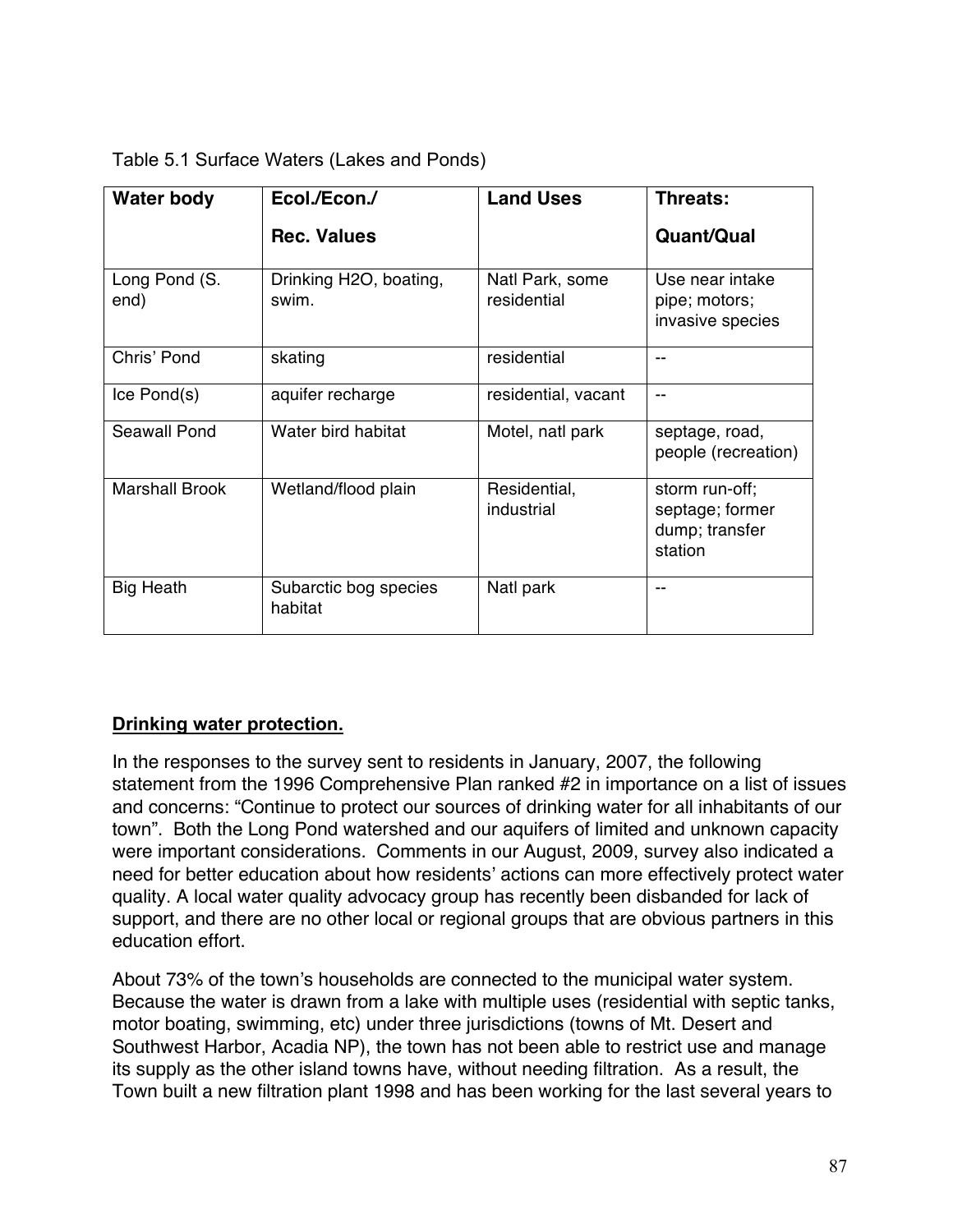Table 5.1 Surface Waters (Lakes and Ponds)

| Water body | Ecol./Econ./ Rec. Values | Land Uses | Threats: Quant/Qual |
|---|---|---|---|
| Long Pond (S. end) | Drinking H2O, boating, swim. | Natl Park, some residential | Use near intake pipe; motors; invasive species |
| Chris' Pond | skating | residential | -- |
| Ice Pond(s) | aquifer recharge | residential, vacant | -- |
| Seawall Pond | Water bird habitat | Motel, natl park | septage, road, people (recreation) |
| Marshall Brook | Wetland/flood plain | Residential, industrial | storm run-off; septage; former dump; transfer station |
| Big Heath | Subarctic bog species habitat | Natl park | -- |

**<u>Drinking water protection.</u>**

In the responses to the survey sent to residents in January, 2007, the following statement from the 1996 Comprehensive Plan ranked #2 in importance on a list of issues and concerns: "Continue to protect our sources of drinking water for all inhabitants of our town". Both the Long Pond watershed and our aquifers of limited and unknown capacity were important considerations. Comments in our August, 2009, survey also indicated a need for better education about how residents' actions can more effectively protect water quality. A local water quality advocacy group has recently been disbanded for lack of support, and there are no other local or regional groups that are obvious partners in this education effort.

About 73% of the town's households are connected to the municipal water system. Because the water is drawn from a lake with multiple uses (residential with septic tanks, motor boating, swimming, etc) under three jurisdictions (towns of Mt. Desert and Southwest Harbor, Acadia NP), the town has not been able to restrict use and manage its supply as the other island towns have, without needing filtration. As a result, the Town built a new filtration plant 1998 and has been working for the last several years to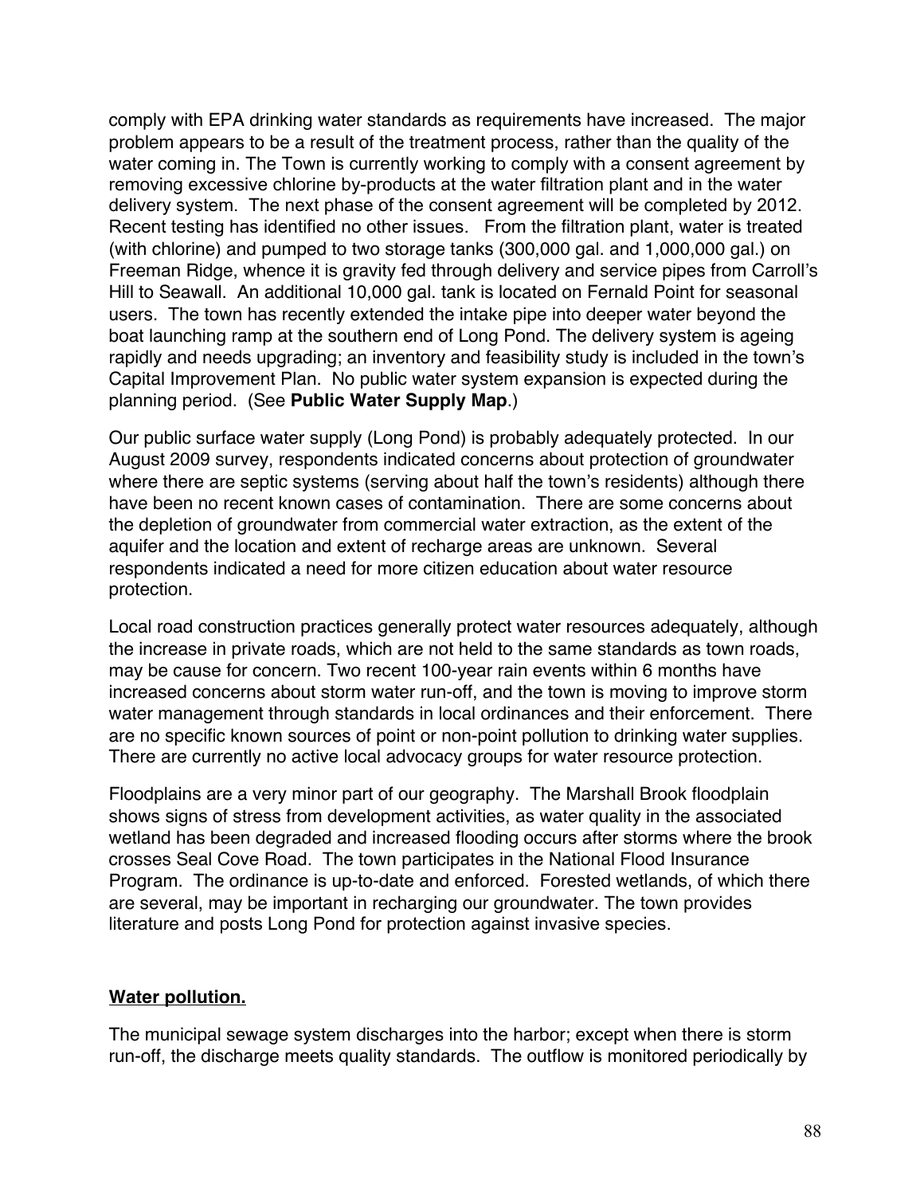comply with EPA drinking water standards as requirements have increased. The major problem appears to be a result of the treatment process, rather than the quality of the water coming in. The Town is currently working to comply with a consent agreement by removing excessive chlorine by-products at the water filtration plant and in the water delivery system. The next phase of the consent agreement will be completed by 2012. Recent testing has identified no other issues. From the filtration plant, water is treated (with chlorine) and pumped to two storage tanks (300,000 gal. and 1,000,000 gal.) on Freeman Ridge, whence it is gravity fed through delivery and service pipes from Carroll's Hill to Seawall. An additional 10,000 gal. tank is located on Fernald Point for seasonal users. The town has recently extended the intake pipe into deeper water beyond the boat launching ramp at the southern end of Long Pond. The delivery system is ageing rapidly and needs upgrading; an inventory and feasibility study is included in the town's Capital Improvement Plan. No public water system expansion is expected during the planning period. (See **Public Water Supply Map**.)

Our public surface water supply (Long Pond) is probably adequately protected. In our August 2009 survey, respondents indicated concerns about protection of groundwater where there are septic systems (serving about half the town's residents) although there have been no recent known cases of contamination. There are some concerns about the depletion of groundwater from commercial water extraction, as the extent of the aquifer and the location and extent of recharge areas are unknown. Several respondents indicated a need for more citizen education about water resource protection.

Local road construction practices generally protect water resources adequately, although the increase in private roads, which are not held to the same standards as town roads, may be cause for concern. Two recent 100-year rain events within 6 months have increased concerns about storm water run-off, and the town is moving to improve storm water management through standards in local ordinances and their enforcement. There are no specific known sources of point or non-point pollution to drinking water supplies. There are currently no active local advocacy groups for water resource protection.

Floodplains are a very minor part of our geography. The Marshall Brook floodplain shows signs of stress from development activities, as water quality in the associated wetland has been degraded and increased flooding occurs after storms where the brook crosses Seal Cove Road. The town participates in the National Flood Insurance Program. The ordinance is up-to-date and enforced. Forested wetlands, of which there are several, may be important in recharging our groundwater. The town provides literature and posts Long Pond for protection against invasive species.

**Water pollution.**

The municipal sewage system discharges into the harbor; except when there is storm run-off, the discharge meets quality standards. The outflow is monitored periodically by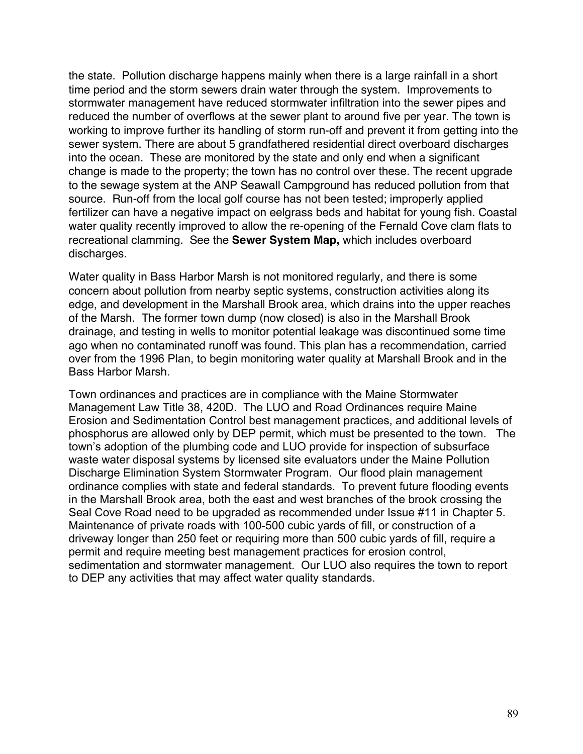the state. Pollution discharge happens mainly when there is a large rainfall in a short time period and the storm sewers drain water through the system. Improvements to stormwater management have reduced stormwater infiltration into the sewer pipes and reduced the number of overflows at the sewer plant to around five per year. The town is working to improve further its handling of storm run-off and prevent it from getting into the sewer system. There are about 5 grandfathered residential direct overboard discharges into the ocean. These are monitored by the state and only end when a significant change is made to the property; the town has no control over these. The recent upgrade to the sewage system at the ANP Seawall Campground has reduced pollution from that source. Run-off from the local golf course has not been tested; improperly applied fertilizer can have a negative impact on eelgrass beds and habitat for young fish. Coastal water quality recently improved to allow the re-opening of the Fernald Cove clam flats to recreational clamming. See the **Sewer System Map,** which includes overboard discharges.

Water quality in Bass Harbor Marsh is not monitored regularly, and there is some concern about pollution from nearby septic systems, construction activities along its edge, and development in the Marshall Brook area, which drains into the upper reaches of the Marsh. The former town dump (now closed) is also in the Marshall Brook drainage, and testing in wells to monitor potential leakage was discontinued some time ago when no contaminated runoff was found. This plan has a recommendation, carried over from the 1996 Plan, to begin monitoring water quality at Marshall Brook and in the Bass Harbor Marsh.

Town ordinances and practices are in compliance with the Maine Stormwater Management Law Title 38, 420D. The LUO and Road Ordinances require Maine Erosion and Sedimentation Control best management practices, and additional levels of phosphorus are allowed only by DEP permit, which must be presented to the town. The town's adoption of the plumbing code and LUO provide for inspection of subsurface waste water disposal systems by licensed site evaluators under the Maine Pollution Discharge Elimination System Stormwater Program. Our flood plain management ordinance complies with state and federal standards. To prevent future flooding events in the Marshall Brook area, both the east and west branches of the brook crossing the Seal Cove Road need to be upgraded as recommended under Issue #11 in Chapter 5. Maintenance of private roads with 100-500 cubic yards of fill, or construction of a driveway longer than 250 feet or requiring more than 500 cubic yards of fill, require a permit and require meeting best management practices for erosion control, sedimentation and stormwater management. Our LUO also requires the town to report to DEP any activities that may affect water quality standards.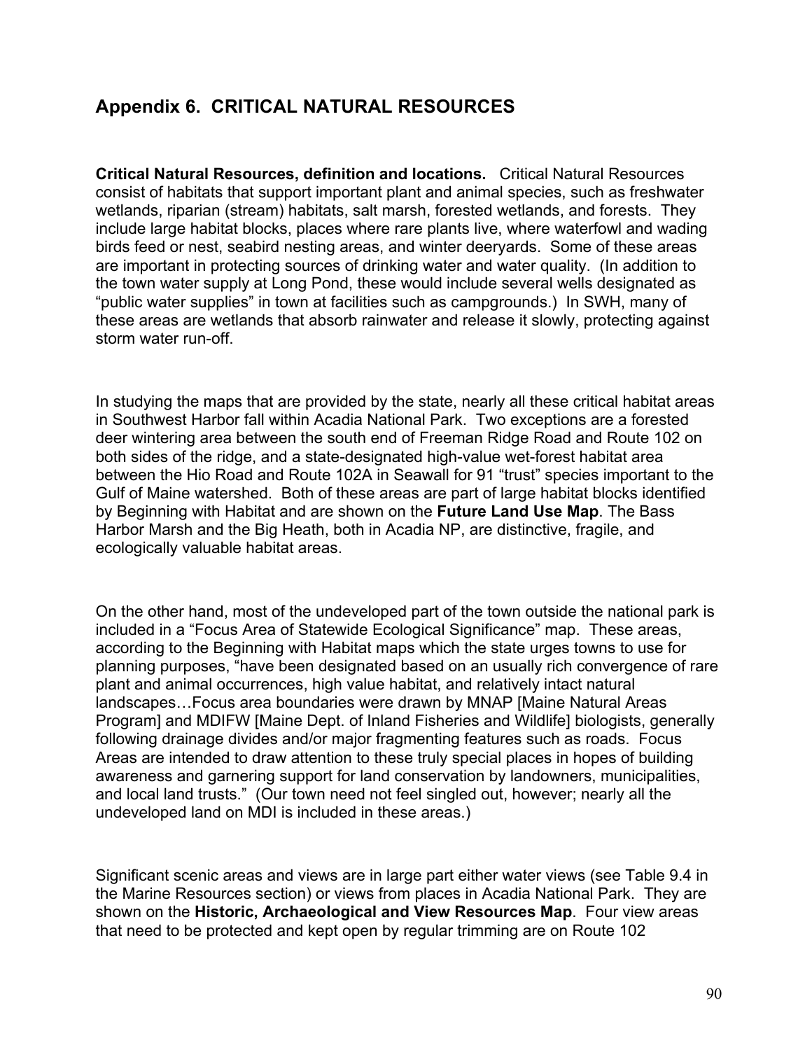## Appendix 6. CRITICAL NATURAL RESOURCES

**Critical Natural Resources, definition and locations.** Critical Natural Resources consist of habitats that support important plant and animal species, such as freshwater wetlands, riparian (stream) habitats, salt marsh, forested wetlands, and forests. They include large habitat blocks, places where rare plants live, where waterfowl and wading birds feed or nest, seabird nesting areas, and winter deeryards. Some of these areas are important in protecting sources of drinking water and water quality. (In addition to the town water supply at Long Pond, these would include several wells designated as "public water supplies" in town at facilities such as campgrounds.) In SWH, many of these areas are wetlands that absorb rainwater and release it slowly, protecting against storm water run-off.

In studying the maps that are provided by the state, nearly all these critical habitat areas in Southwest Harbor fall within Acadia National Park. Two exceptions are a forested deer wintering area between the south end of Freeman Ridge Road and Route 102 on both sides of the ridge, and a state-designated high-value wet-forest habitat area between the Hio Road and Route 102A in Seawall for 91 "trust" species important to the Gulf of Maine watershed. Both of these areas are part of large habitat blocks identified by Beginning with Habitat and are shown on the **Future Land Use Map**. The Bass Harbor Marsh and the Big Heath, both in Acadia NP, are distinctive, fragile, and ecologically valuable habitat areas.

On the other hand, most of the undeveloped part of the town outside the national park is included in a "Focus Area of Statewide Ecological Significance" map. These areas, according to the Beginning with Habitat maps which the state urges towns to use for planning purposes, "have been designated based on an usually rich convergence of rare plant and animal occurrences, high value habitat, and relatively intact natural landscapes…Focus area boundaries were drawn by MNAP [Maine Natural Areas Program] and MDIFW [Maine Dept. of Inland Fisheries and Wildlife] biologists, generally following drainage divides and/or major fragmenting features such as roads. Focus Areas are intended to draw attention to these truly special places in hopes of building awareness and garnering support for land conservation by landowners, municipalities, and local land trusts." (Our town need not feel singled out, however; nearly all the undeveloped land on MDI is included in these areas.)

Significant scenic areas and views are in large part either water views (see Table 9.4 in the Marine Resources section) or views from places in Acadia National Park. They are shown on the **Historic, Archaeological and View Resources Map**. Four view areas that need to be protected and kept open by regular trimming are on Route 102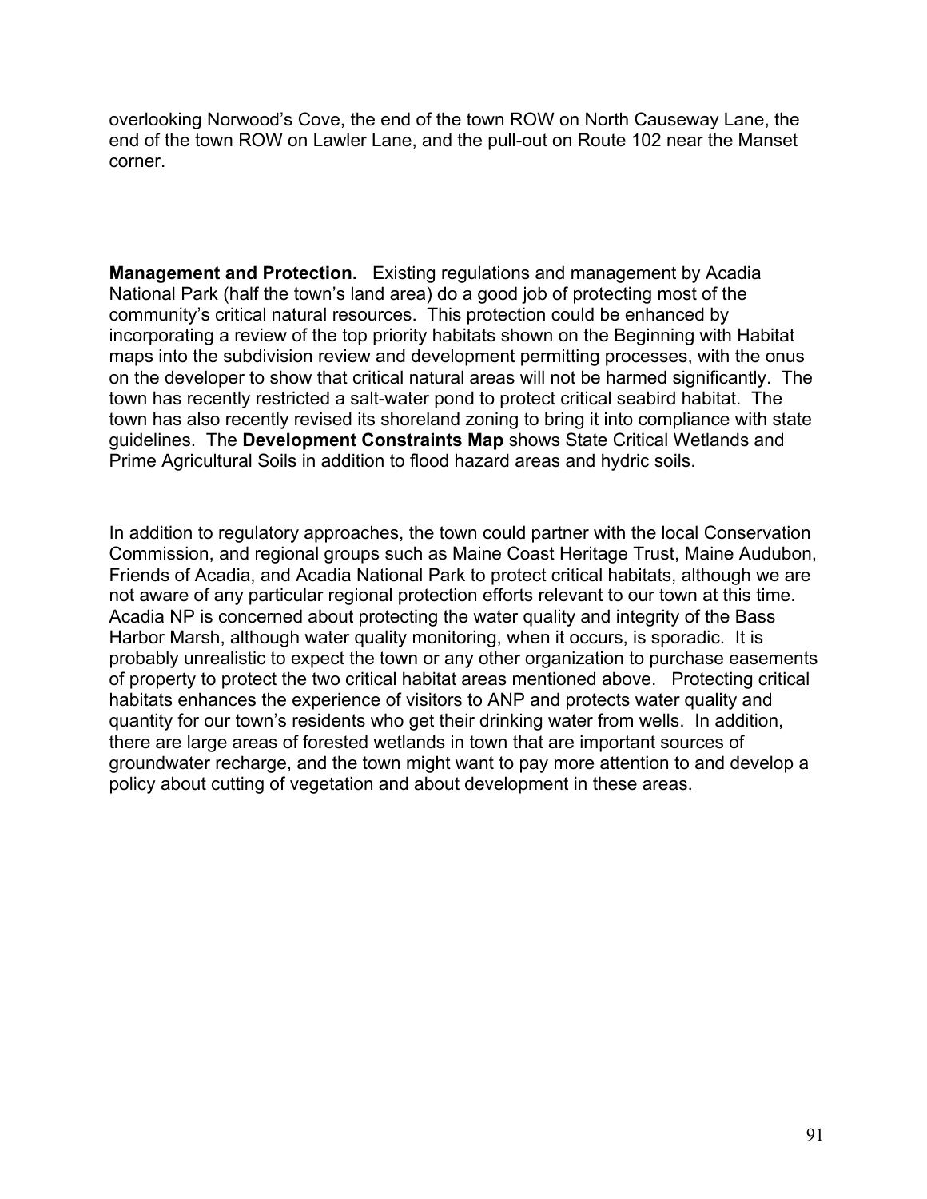overlooking Norwood's Cove, the end of the town ROW on North Causeway Lane, the end of the town ROW on Lawler Lane, and the pull-out on Route 102 near the Manset corner.

**Management and Protection.** Existing regulations and management by Acadia National Park (half the town's land area) do a good job of protecting most of the community's critical natural resources. This protection could be enhanced by incorporating a review of the top priority habitats shown on the Beginning with Habitat maps into the subdivision review and development permitting processes, with the onus on the developer to show that critical natural areas will not be harmed significantly. The town has recently restricted a salt-water pond to protect critical seabird habitat. The town has also recently revised its shoreland zoning to bring it into compliance with state guidelines. The **Development Constraints Map** shows State Critical Wetlands and Prime Agricultural Soils in addition to flood hazard areas and hydric soils.

In addition to regulatory approaches, the town could partner with the local Conservation Commission, and regional groups such as Maine Coast Heritage Trust, Maine Audubon, Friends of Acadia, and Acadia National Park to protect critical habitats, although we are not aware of any particular regional protection efforts relevant to our town at this time. Acadia NP is concerned about protecting the water quality and integrity of the Bass Harbor Marsh, although water quality monitoring, when it occurs, is sporadic. It is probably unrealistic to expect the town or any other organization to purchase easements of property to protect the two critical habitat areas mentioned above. Protecting critical habitats enhances the experience of visitors to ANP and protects water quality and quantity for our town's residents who get their drinking water from wells. In addition, there are large areas of forested wetlands in town that are important sources of groundwater recharge, and the town might want to pay more attention to and develop a policy about cutting of vegetation and about development in these areas.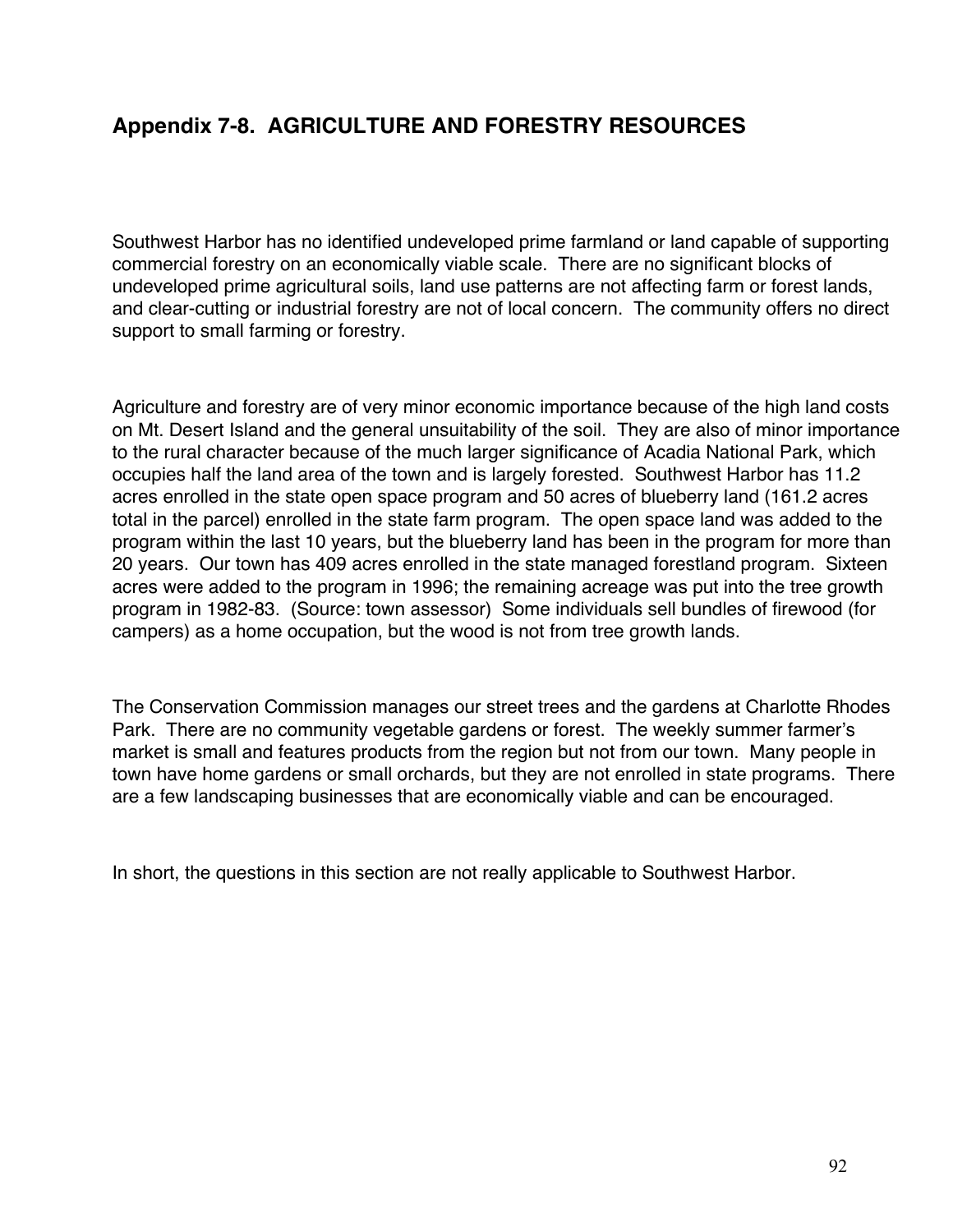## Appendix 7-8. AGRICULTURE AND FORESTRY RESOURCES

Southwest Harbor has no identified undeveloped prime farmland or land capable of supporting commercial forestry on an economically viable scale. There are no significant blocks of undeveloped prime agricultural soils, land use patterns are not affecting farm or forest lands, and clear-cutting or industrial forestry are not of local concern. The community offers no direct support to small farming or forestry.

Agriculture and forestry are of very minor economic importance because of the high land costs on Mt. Desert Island and the general unsuitability of the soil. They are also of minor importance to the rural character because of the much larger significance of Acadia National Park, which occupies half the land area of the town and is largely forested. Southwest Harbor has 11.2 acres enrolled in the state open space program and 50 acres of blueberry land (161.2 acres total in the parcel) enrolled in the state farm program. The open space land was added to the program within the last 10 years, but the blueberry land has been in the program for more than 20 years. Our town has 409 acres enrolled in the state managed forestland program. Sixteen acres were added to the program in 1996; the remaining acreage was put into the tree growth program in 1982-83. (Source: town assessor) Some individuals sell bundles of firewood (for campers) as a home occupation, but the wood is not from tree growth lands.

The Conservation Commission manages our street trees and the gardens at Charlotte Rhodes Park. There are no community vegetable gardens or forest. The weekly summer farmer's market is small and features products from the region but not from our town. Many people in town have home gardens or small orchards, but they are not enrolled in state programs. There are a few landscaping businesses that are economically viable and can be encouraged.

In short, the questions in this section are not really applicable to Southwest Harbor.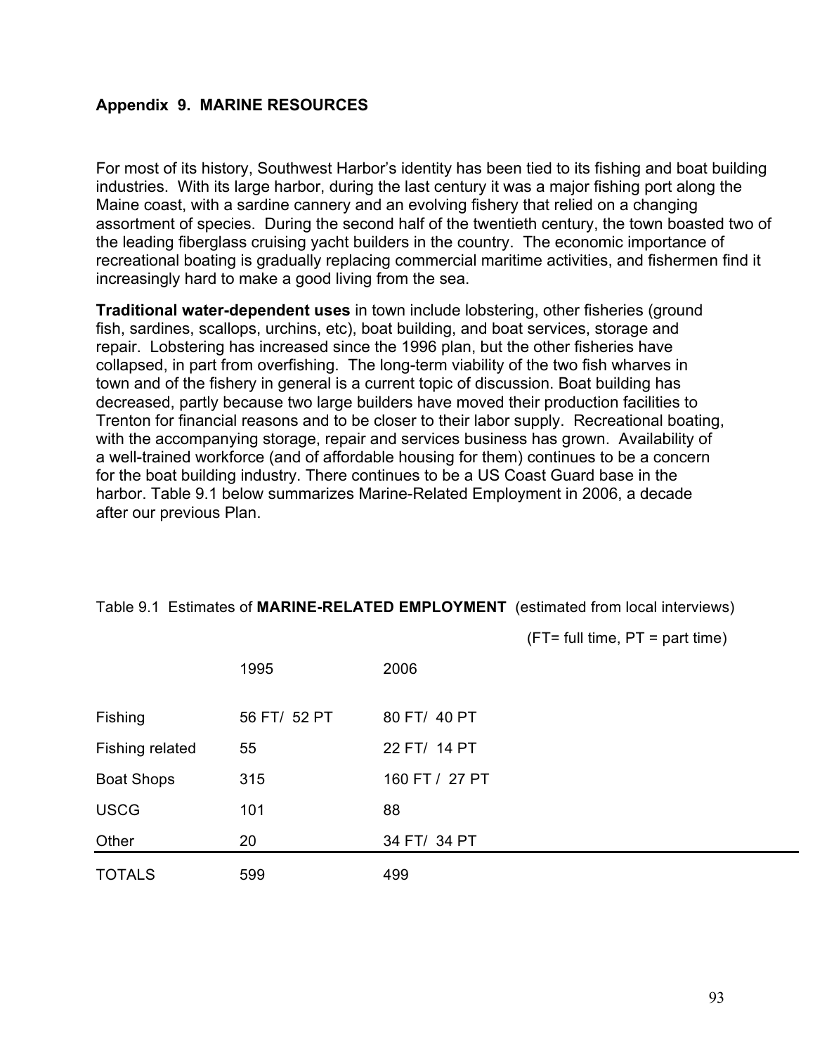## Appendix 9. MARINE RESOURCES

For most of its history, Southwest Harbor's identity has been tied to its fishing and boat building industries. With its large harbor, during the last century it was a major fishing port along the Maine coast, with a sardine cannery and an evolving fishery that relied on a changing assortment of species. During the second half of the twentieth century, the town boasted two of the leading fiberglass cruising yacht builders in the country. The economic importance of recreational boating is gradually replacing commercial maritime activities, and fishermen find it increasingly hard to make a good living from the sea.

**Traditional water-dependent uses** in town include lobstering, other fisheries (ground fish, sardines, scallops, urchins, etc), boat building, and boat services, storage and repair. Lobstering has increased since the 1996 plan, but the other fisheries have collapsed, in part from overfishing. The long-term viability of the two fish wharves in town and of the fishery in general is a current topic of discussion. Boat building has decreased, partly because two large builders have moved their production facilities to Trenton for financial reasons and to be closer to their labor supply. Recreational boating, with the accompanying storage, repair and services business has grown. Availability of a well-trained workforce (and of affordable housing for them) continues to be a concern for the boat building industry. There continues to be a US Coast Guard base in the harbor. Table 9.1 below summarizes Marine-Related Employment in 2006, a decade after our previous Plan.

Table 9.1 Estimates of **MARINE-RELATED EMPLOYMENT** (estimated from local interviews)

(FT= full time, PT = part time)

| | 1995 | 2006 |
|---|---|---|
| Fishing | 56 FT/ 52 PT | 80 FT/ 40 PT |
| Fishing related | 55 | 22 FT/ 14 PT |
| Boat Shops | 315 | 160 FT / 27 PT |
| USCG | 101 | 88 |
| Other | 20 | 34 FT/ 34 PT |
| TOTALS | 599 | 499 |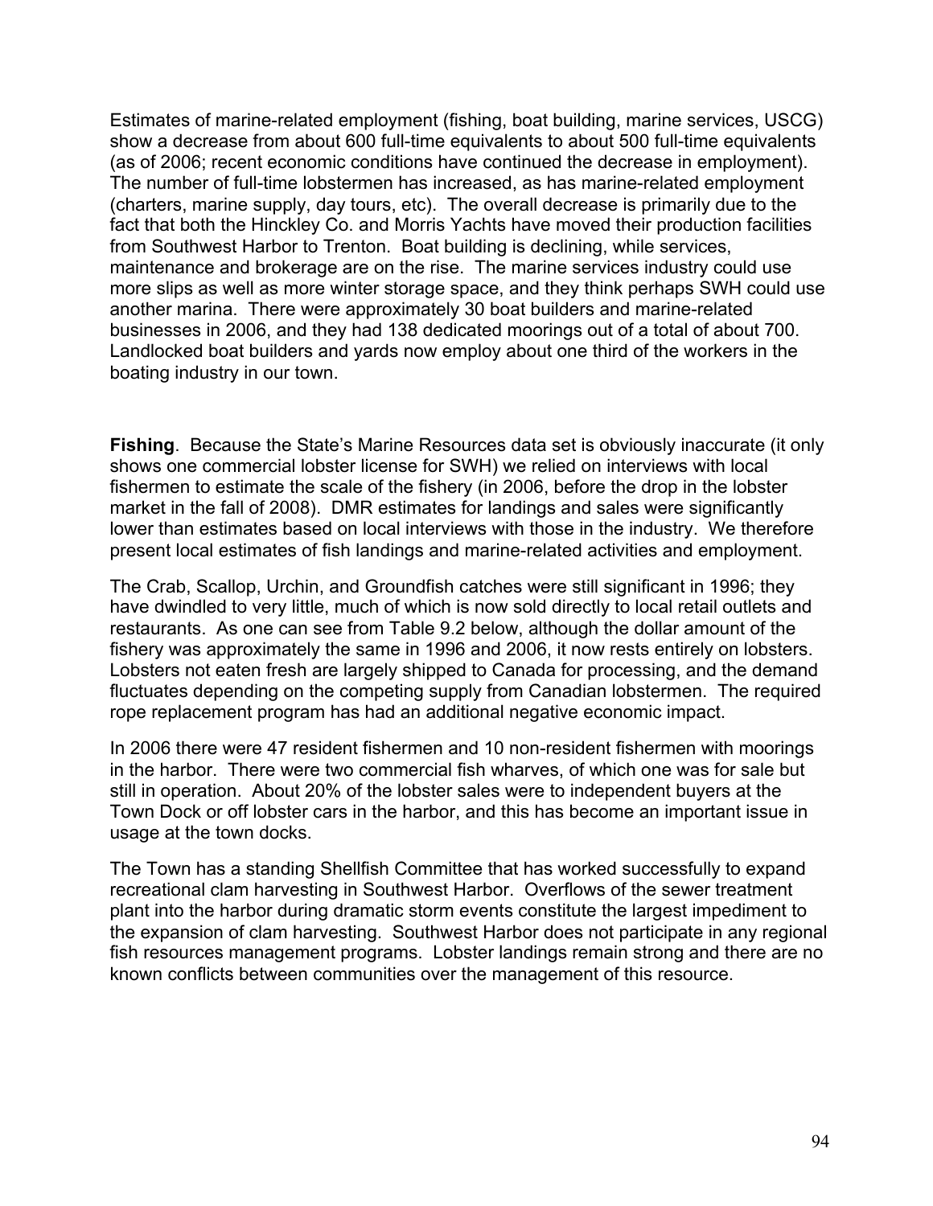Estimates of marine-related employment (fishing, boat building, marine services, USCG) show a decrease from about 600 full-time equivalents to about 500 full-time equivalents (as of 2006; recent economic conditions have continued the decrease in employment). The number of full-time lobstermen has increased, as has marine-related employment (charters, marine supply, day tours, etc). The overall decrease is primarily due to the fact that both the Hinckley Co. and Morris Yachts have moved their production facilities from Southwest Harbor to Trenton. Boat building is declining, while services, maintenance and brokerage are on the rise. The marine services industry could use more slips as well as more winter storage space, and they think perhaps SWH could use another marina. There were approximately 30 boat builders and marine-related businesses in 2006, and they had 138 dedicated moorings out of a total of about 700. Landlocked boat builders and yards now employ about one third of the workers in the boating industry in our town.

**Fishing**. Because the State's Marine Resources data set is obviously inaccurate (it only shows one commercial lobster license for SWH) we relied on interviews with local fishermen to estimate the scale of the fishery (in 2006, before the drop in the lobster market in the fall of 2008). DMR estimates for landings and sales were significantly lower than estimates based on local interviews with those in the industry. We therefore present local estimates of fish landings and marine-related activities and employment.

The Crab, Scallop, Urchin, and Groundfish catches were still significant in 1996; they have dwindled to very little, much of which is now sold directly to local retail outlets and restaurants. As one can see from Table 9.2 below, although the dollar amount of the fishery was approximately the same in 1996 and 2006, it now rests entirely on lobsters. Lobsters not eaten fresh are largely shipped to Canada for processing, and the demand fluctuates depending on the competing supply from Canadian lobstermen. The required rope replacement program has had an additional negative economic impact.

In 2006 there were 47 resident fishermen and 10 non-resident fishermen with moorings in the harbor. There were two commercial fish wharves, of which one was for sale but still in operation. About 20% of the lobster sales were to independent buyers at the Town Dock or off lobster cars in the harbor, and this has become an important issue in usage at the town docks.

The Town has a standing Shellfish Committee that has worked successfully to expand recreational clam harvesting in Southwest Harbor. Overflows of the sewer treatment plant into the harbor during dramatic storm events constitute the largest impediment to the expansion of clam harvesting. Southwest Harbor does not participate in any regional fish resources management programs. Lobster landings remain strong and there are no known conflicts between communities over the management of this resource.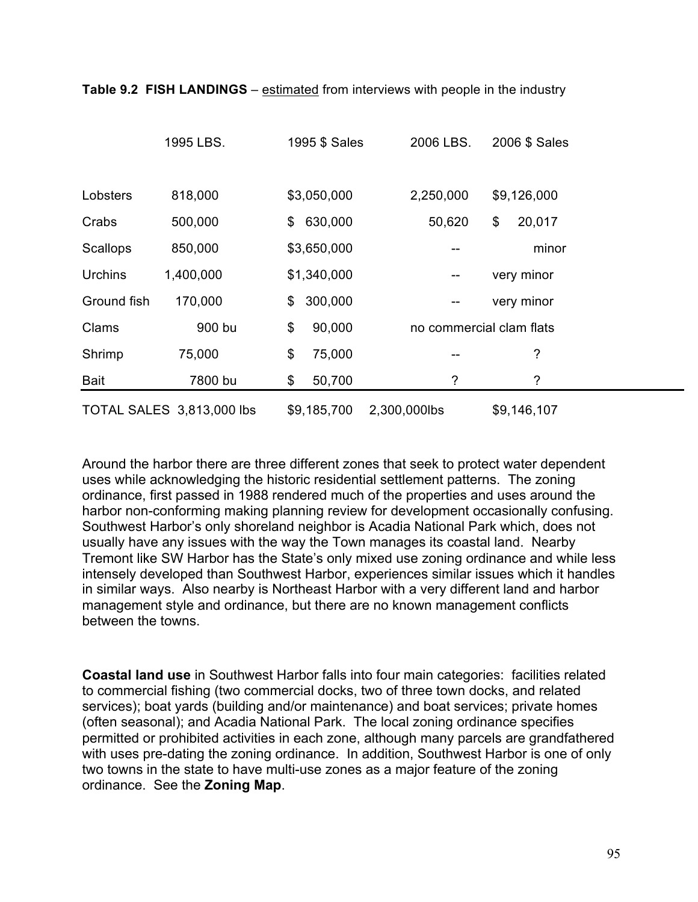**Table 9.2 FISH LANDINGS** – estimated from interviews with people in the industry

| | 1995 LBS. | 1995 $ Sales | 2006 LBS. | 2006 $ Sales |
|---|---|---|---|---|
| Lobsters | 818,000 | $3,050,000 | 2,250,000 | $9,126,000 |
| Crabs | 500,000 | $ 630,000 | 50,620 | $ 20,017 |
| Scallops | 850,000 | $3,650,000 | -- | minor |
| Urchins | 1,400,000 | $1,340,000 | -- | very minor |
| Ground fish | 170,000 | $ 300,000 | -- | very minor |
| Clams | 900 bu | $ 90,000 | no commercial clam flats | |
| Shrimp | 75,000 | $ 75,000 | -- | ? |
| Bait | 7800 bu | $ 50,700 | ? | ? |
| TOTAL SALES | 3,813,000 lbs | $9,185,700 | 2,300,000lbs | $9,146,107 |

Around the harbor there are three different zones that seek to protect water dependent uses while acknowledging the historic residential settlement patterns. The zoning ordinance, first passed in 1988 rendered much of the properties and uses around the harbor non-conforming making planning review for development occasionally confusing. Southwest Harbor's only shoreland neighbor is Acadia National Park which, does not usually have any issues with the way the Town manages its coastal land. Nearby Tremont like SW Harbor has the State's only mixed use zoning ordinance and while less intensely developed than Southwest Harbor, experiences similar issues which it handles in similar ways. Also nearby is Northeast Harbor with a very different land and harbor management style and ordinance, but there are no known management conflicts between the towns.

**Coastal land use** in Southwest Harbor falls into four main categories: facilities related to commercial fishing (two commercial docks, two of three town docks, and related services); boat yards (building and/or maintenance) and boat services; private homes (often seasonal); and Acadia National Park. The local zoning ordinance specifies permitted or prohibited activities in each zone, although many parcels are grandfathered with uses pre-dating the zoning ordinance. In addition, Southwest Harbor is one of only two towns in the state to have multi-use zones as a major feature of the zoning ordinance. See the **Zoning Map**.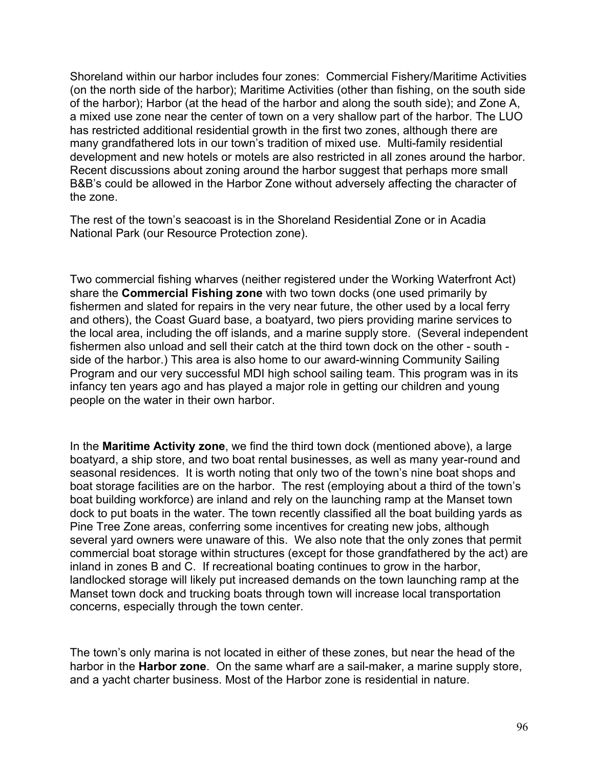Shoreland within our harbor includes four zones: Commercial Fishery/Maritime Activities (on the north side of the harbor); Maritime Activities (other than fishing, on the south side of the harbor); Harbor (at the head of the harbor and along the south side); and Zone A, a mixed use zone near the center of town on a very shallow part of the harbor. The LUO has restricted additional residential growth in the first two zones, although there are many grandfathered lots in our town's tradition of mixed use. Multi-family residential development and new hotels or motels are also restricted in all zones around the harbor. Recent discussions about zoning around the harbor suggest that perhaps more small B&B's could be allowed in the Harbor Zone without adversely affecting the character of the zone.

The rest of the town's seacoast is in the Shoreland Residential Zone or in Acadia National Park (our Resource Protection zone).

Two commercial fishing wharves (neither registered under the Working Waterfront Act) share the **Commercial Fishing zone** with two town docks (one used primarily by fishermen and slated for repairs in the very near future, the other used by a local ferry and others), the Coast Guard base, a boatyard, two piers providing marine services to the local area, including the off islands, and a marine supply store. (Several independent fishermen also unload and sell their catch at the third town dock on the other - south - side of the harbor.) This area is also home to our award-winning Community Sailing Program and our very successful MDI high school sailing team. This program was in its infancy ten years ago and has played a major role in getting our children and young people on the water in their own harbor.

In the **Maritime Activity zone**, we find the third town dock (mentioned above), a large boatyard, a ship store, and two boat rental businesses, as well as many year-round and seasonal residences. It is worth noting that only two of the town's nine boat shops and boat storage facilities are on the harbor. The rest (employing about a third of the town's boat building workforce) are inland and rely on the launching ramp at the Manset town dock to put boats in the water. The town recently classified all the boat building yards as Pine Tree Zone areas, conferring some incentives for creating new jobs, although several yard owners were unaware of this. We also note that the only zones that permit commercial boat storage within structures (except for those grandfathered by the act) are inland in zones B and C. If recreational boating continues to grow in the harbor, landlocked storage will likely put increased demands on the town launching ramp at the Manset town dock and trucking boats through town will increase local transportation concerns, especially through the town center.

The town's only marina is not located in either of these zones, but near the head of the harbor in the **Harbor zone**. On the same wharf are a sail-maker, a marine supply store, and a yacht charter business. Most of the Harbor zone is residential in nature.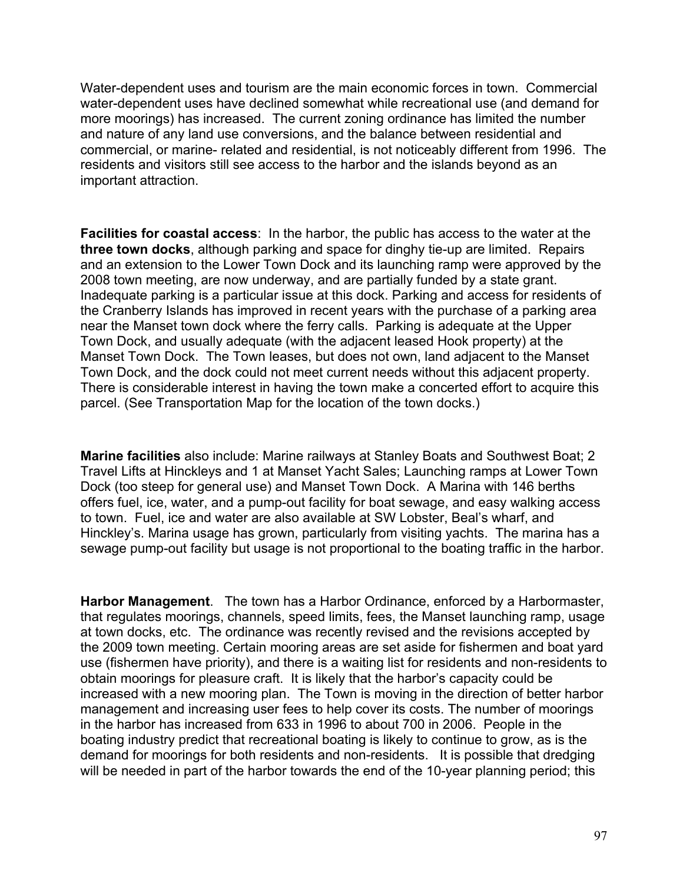Water-dependent uses and tourism are the main economic forces in town. Commercial water-dependent uses have declined somewhat while recreational use (and demand for more moorings) has increased. The current zoning ordinance has limited the number and nature of any land use conversions, and the balance between residential and commercial, or marine- related and residential, is not noticeably different from 1996. The residents and visitors still see access to the harbor and the islands beyond as an important attraction.

**Facilities for coastal access**: In the harbor, the public has access to the water at the **three town docks**, although parking and space for dinghy tie-up are limited. Repairs and an extension to the Lower Town Dock and its launching ramp were approved by the 2008 town meeting, are now underway, and are partially funded by a state grant. Inadequate parking is a particular issue at this dock. Parking and access for residents of the Cranberry Islands has improved in recent years with the purchase of a parking area near the Manset town dock where the ferry calls. Parking is adequate at the Upper Town Dock, and usually adequate (with the adjacent leased Hook property) at the Manset Town Dock. The Town leases, but does not own, land adjacent to the Manset Town Dock, and the dock could not meet current needs without this adjacent property. There is considerable interest in having the town make a concerted effort to acquire this parcel. (See Transportation Map for the location of the town docks.)

**Marine facilities** also include: Marine railways at Stanley Boats and Southwest Boat; 2 Travel Lifts at Hinckleys and 1 at Manset Yacht Sales; Launching ramps at Lower Town Dock (too steep for general use) and Manset Town Dock. A Marina with 146 berths offers fuel, ice, water, and a pump-out facility for boat sewage, and easy walking access to town. Fuel, ice and water are also available at SW Lobster, Beal's wharf, and Hinckley's. Marina usage has grown, particularly from visiting yachts. The marina has a sewage pump-out facility but usage is not proportional to the boating traffic in the harbor.

**Harbor Management**. The town has a Harbor Ordinance, enforced by a Harbormaster, that regulates moorings, channels, speed limits, fees, the Manset launching ramp, usage at town docks, etc. The ordinance was recently revised and the revisions accepted by the 2009 town meeting. Certain mooring areas are set aside for fishermen and boat yard use (fishermen have priority), and there is a waiting list for residents and non-residents to obtain moorings for pleasure craft. It is likely that the harbor's capacity could be increased with a new mooring plan. The Town is moving in the direction of better harbor management and increasing user fees to help cover its costs. The number of moorings in the harbor has increased from 633 in 1996 to about 700 in 2006. People in the boating industry predict that recreational boating is likely to continue to grow, as is the demand for moorings for both residents and non-residents. It is possible that dredging will be needed in part of the harbor towards the end of the 10-year planning period; this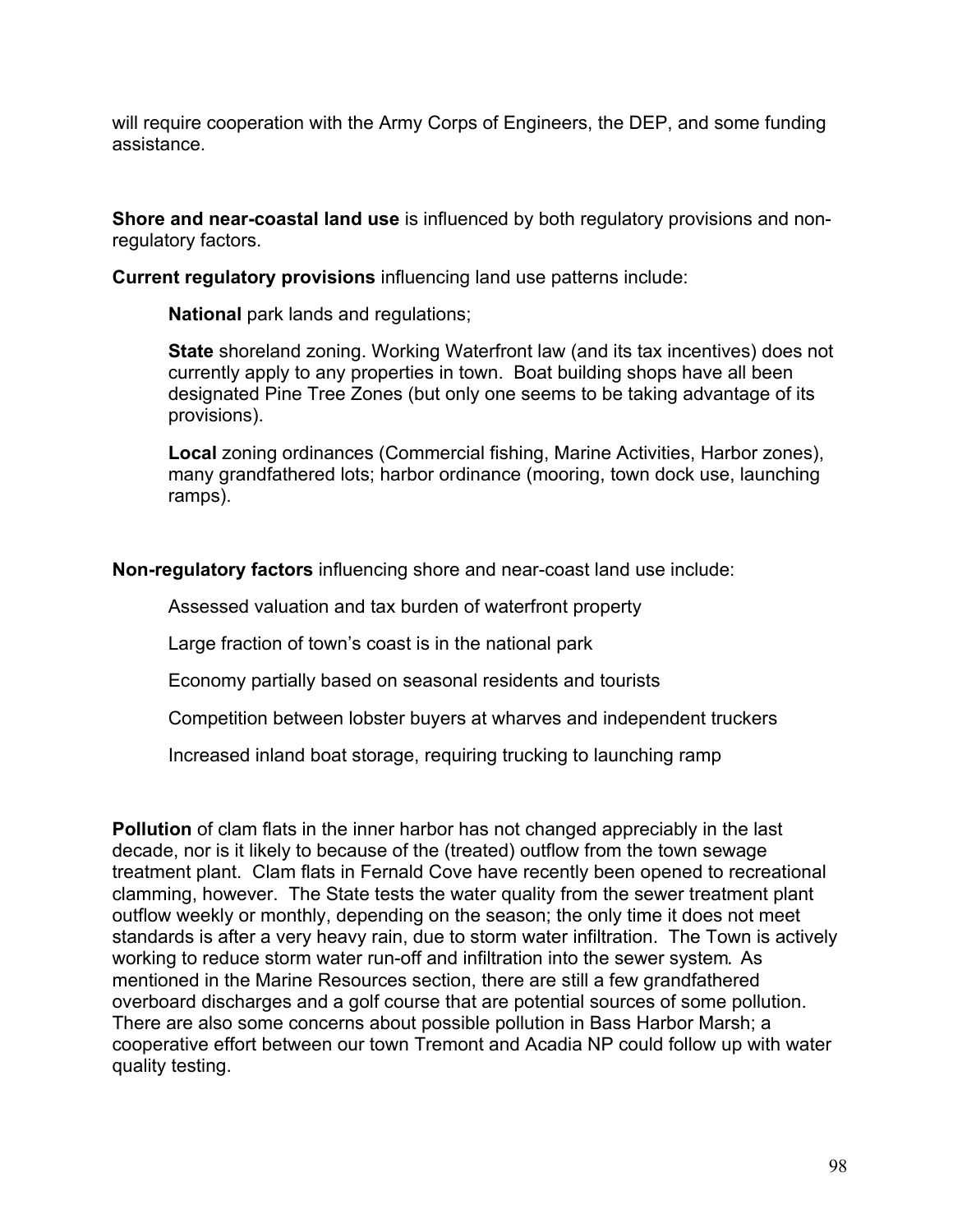will require cooperation with the Army Corps of Engineers, the DEP, and some funding assistance.

**Shore and near-coastal land use** is influenced by both regulatory provisions and non-regulatory factors.

**Current regulatory provisions** influencing land use patterns include:

> **National** park lands and regulations;
>
> **State** shoreland zoning. Working Waterfront law (and its tax incentives) does not currently apply to any properties in town. Boat building shops have all been designated Pine Tree Zones (but only one seems to be taking advantage of its provisions).
>
> **Local** zoning ordinances (Commercial fishing, Marine Activities, Harbor zones), many grandfathered lots; harbor ordinance (mooring, town dock use, launching ramps).

**Non-regulatory factors** influencing shore and near-coast land use include:

> Assessed valuation and tax burden of waterfront property
>
> Large fraction of town's coast is in the national park
>
> Economy partially based on seasonal residents and tourists
>
> Competition between lobster buyers at wharves and independent truckers
>
> Increased inland boat storage, requiring trucking to launching ramp

**Pollution** of clam flats in the inner harbor has not changed appreciably in the last decade, nor is it likely to because of the (treated) outflow from the town sewage treatment plant. Clam flats in Fernald Cove have recently been opened to recreational clamming, however. The State tests the water quality from the sewer treatment plant outflow weekly or monthly, depending on the season; the only time it does not meet standards is after a very heavy rain, due to storm water infiltration. The Town is actively working to reduce storm water run-off and infiltration into the sewer system. As mentioned in the Marine Resources section, there are still a few grandfathered overboard discharges and a golf course that are potential sources of some pollution. There are also some concerns about possible pollution in Bass Harbor Marsh; a cooperative effort between our town Tremont and Acadia NP could follow up with water quality testing.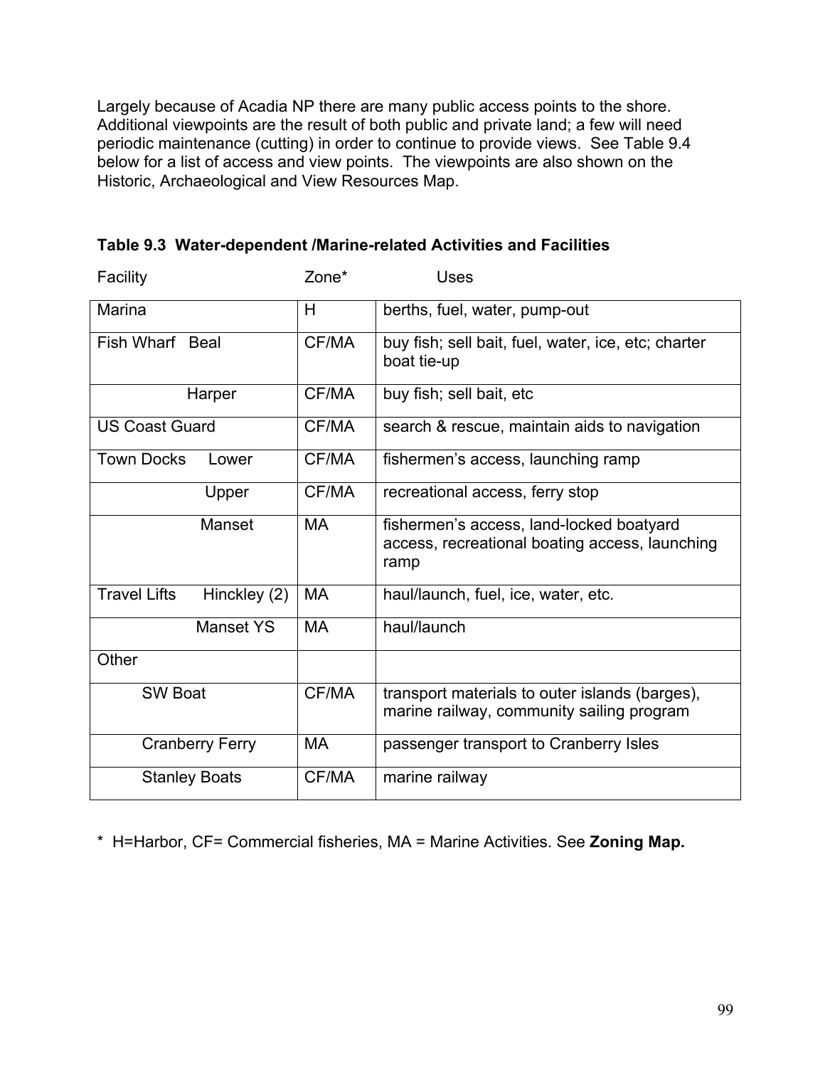Largely because of Acadia NP there are many public access points to the shore. Additional viewpoints are the result of both public and private land; a few will need periodic maintenance (cutting) in order to continue to provide views. See Table 9.4 below for a list of access and view points. The viewpoints are also shown on the Historic, Archaeological and View Resources Map.

**Table 9.3 Water-dependent /Marine-related Activities and Facilities**

| Facility | Zone* | Uses |
|---|---|---|
| Marina | H | berths, fuel, water, pump-out |
| Fish Wharf Beal | CF/MA | buy fish; sell bait, fuel, water, ice, etc; charter boat tie-up |
| Harper | CF/MA | buy fish; sell bait, etc |
| US Coast Guard | CF/MA | search & rescue, maintain aids to navigation |
| Town Docks Lower | CF/MA | fishermen's access, launching ramp |
| Upper | CF/MA | recreational access, ferry stop |
| Manset | MA | fishermen's access, land-locked boatyard access, recreational boating access, launching ramp |
| Travel Lifts Hinckley (2) | MA | haul/launch, fuel, ice, water, etc. |
| Manset YS | MA | haul/launch |
| Other | | |
| SW Boat | CF/MA | transport materials to outer islands (barges), marine railway, community sailing program |
| Cranberry Ferry | MA | passenger transport to Cranberry Isles |
| Stanley Boats | CF/MA | marine railway |

* H=Harbor, CF= Commercial fisheries, MA = Marine Activities. See **Zoning Map.**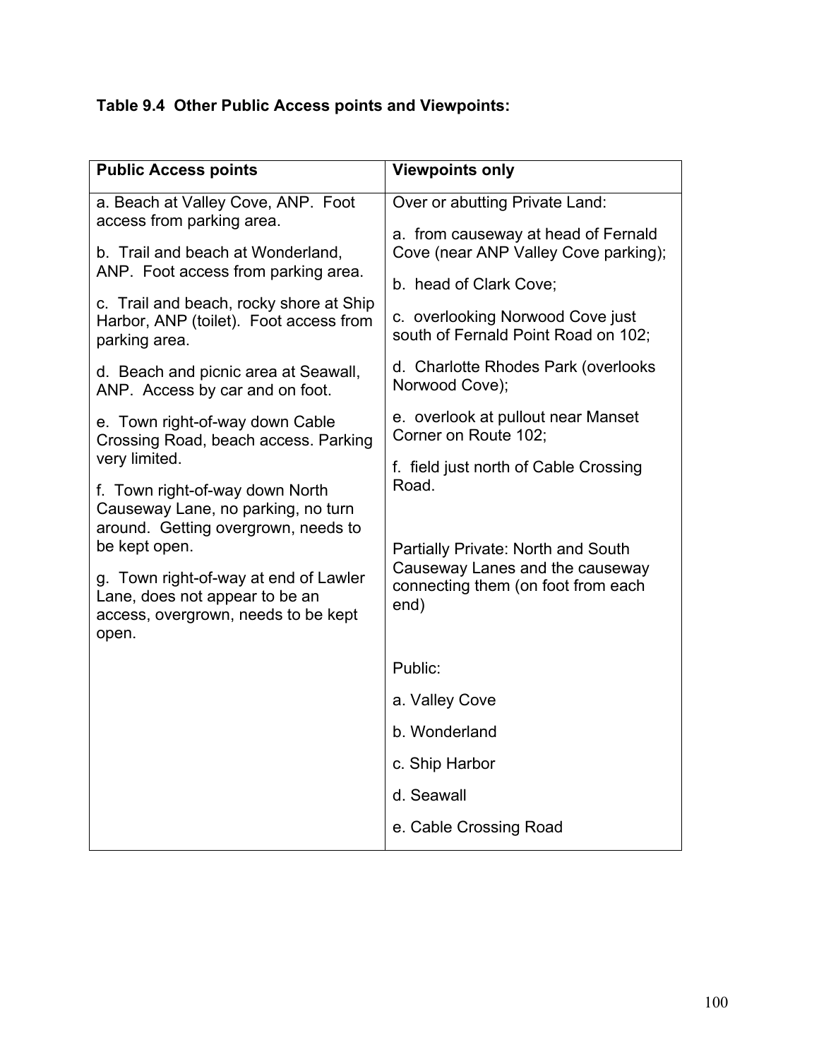**Table 9.4 Other Public Access points and Viewpoints:**

| Public Access points | Viewpoints only |
| --- | --- |
| a. Beach at Valley Cove, ANP. Foot access from parking area.<br><br>b. Trail and beach at Wonderland, ANP. Foot access from parking area.<br><br>c. Trail and beach, rocky shore at Ship Harbor, ANP (toilet). Foot access from parking area.<br><br>d. Beach and picnic area at Seawall, ANP. Access by car and on foot.<br><br>e. Town right-of-way down Cable Crossing Road, beach access. Parking very limited.<br><br>f. Town right-of-way down North Causeway Lane, no parking, no turn around. Getting overgrown, needs to be kept open.<br><br>g. Town right-of-way at end of Lawler Lane, does not appear to be an access, overgrown, needs to be kept open. | Over or abutting Private Land:<br><br>a. from causeway at head of Fernald Cove (near ANP Valley Cove parking);<br><br>b. head of Clark Cove;<br><br>c. overlooking Norwood Cove just south of Fernald Point Road on 102;<br><br>d. Charlotte Rhodes Park (overlooks Norwood Cove);<br><br>e. overlook at pullout near Manset Corner on Route 102;<br><br>f. field just north of Cable Crossing Road.<br><br>Partially Private: North and South Causeway Lanes and the causeway connecting them (on foot from each end)<br><br>Public:<br><br>a. Valley Cove<br><br>b. Wonderland<br><br>c. Ship Harbor<br><br>d. Seawall<br><br>e. Cable Crossing Road |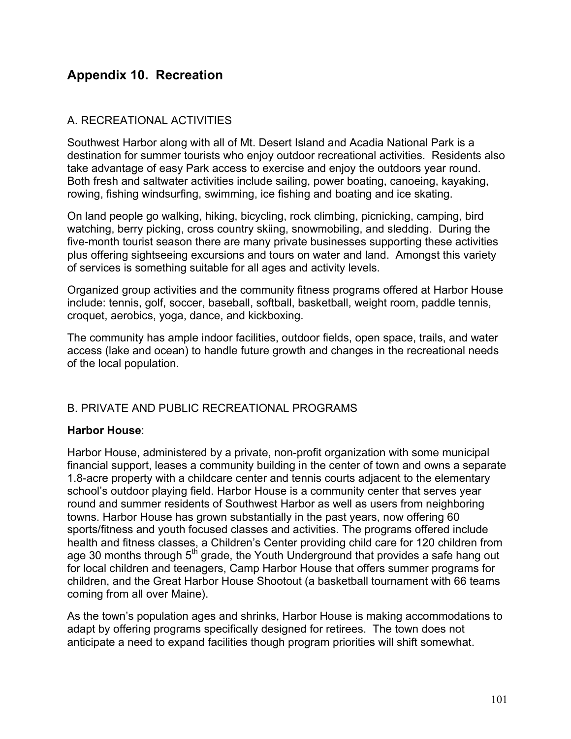# Appendix 10. Recreation

## A. RECREATIONAL ACTIVITIES

Southwest Harbor along with all of Mt. Desert Island and Acadia National Park is a destination for summer tourists who enjoy outdoor recreational activities. Residents also take advantage of easy Park access to exercise and enjoy the outdoors year round. Both fresh and saltwater activities include sailing, power boating, canoeing, kayaking, rowing, fishing windsurfing, swimming, ice fishing and boating and ice skating.

On land people go walking, hiking, bicycling, rock climbing, picnicking, camping, bird watching, berry picking, cross country skiing, snowmobiling, and sledding. During the five-month tourist season there are many private businesses supporting these activities plus offering sightseeing excursions and tours on water and land. Amongst this variety of services is something suitable for all ages and activity levels.

Organized group activities and the community fitness programs offered at Harbor House include: tennis, golf, soccer, baseball, softball, basketball, weight room, paddle tennis, croquet, aerobics, yoga, dance, and kickboxing.

The community has ample indoor facilities, outdoor fields, open space, trails, and water access (lake and ocean) to handle future growth and changes in the recreational needs of the local population.

## B. PRIVATE AND PUBLIC RECREATIONAL PROGRAMS

**Harbor House**:

Harbor House, administered by a private, non-profit organization with some municipal financial support, leases a community building in the center of town and owns a separate 1.8-acre property with a childcare center and tennis courts adjacent to the elementary school's outdoor playing field. Harbor House is a community center that serves year round and summer residents of Southwest Harbor as well as users from neighboring towns. Harbor House has grown substantially in the past years, now offering 60 sports/fitness and youth focused classes and activities. The programs offered include health and fitness classes, a Children's Center providing child care for 120 children from age 30 months through 5th grade, the Youth Underground that provides a safe hang out for local children and teenagers, Camp Harbor House that offers summer programs for children, and the Great Harbor House Shootout (a basketball tournament with 66 teams coming from all over Maine).

As the town's population ages and shrinks, Harbor House is making accommodations to adapt by offering programs specifically designed for retirees. The town does not anticipate a need to expand facilities though program priorities will shift somewhat.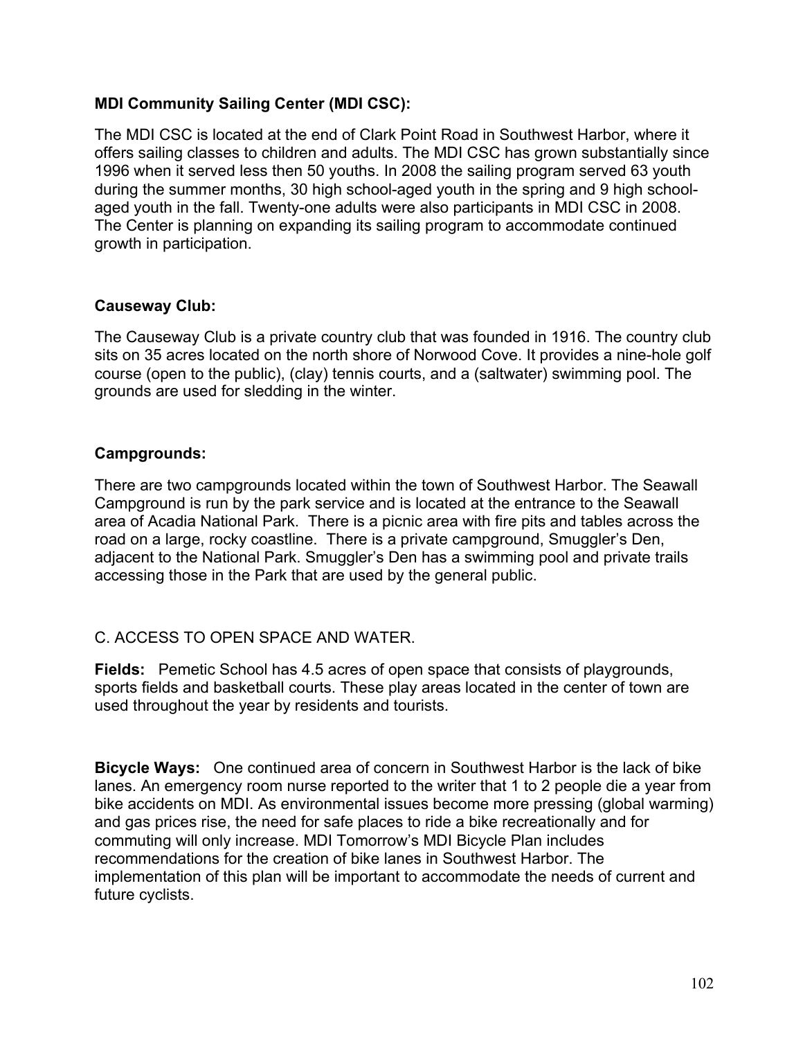**MDI Community Sailing Center (MDI CSC):**

The MDI CSC is located at the end of Clark Point Road in Southwest Harbor, where it offers sailing classes to children and adults. The MDI CSC has grown substantially since 1996 when it served less then 50 youths. In 2008 the sailing program served 63 youth during the summer months, 30 high school-aged youth in the spring and 9 high school-aged youth in the fall. Twenty-one adults were also participants in MDI CSC in 2008. The Center is planning on expanding its sailing program to accommodate continued growth in participation.

**Causeway Club:**

The Causeway Club is a private country club that was founded in 1916. The country club sits on 35 acres located on the north shore of Norwood Cove. It provides a nine-hole golf course (open to the public), (clay) tennis courts, and a (saltwater) swimming pool. The grounds are used for sledding in the winter.

**Campgrounds:**

There are two campgrounds located within the town of Southwest Harbor. The Seawall Campground is run by the park service and is located at the entrance to the Seawall area of Acadia National Park. There is a picnic area with fire pits and tables across the road on a large, rocky coastline. There is a private campground, Smuggler's Den, adjacent to the National Park. Smuggler's Den has a swimming pool and private trails accessing those in the Park that are used by the general public.

C. ACCESS TO OPEN SPACE AND WATER.

**Fields:** Pemetic School has 4.5 acres of open space that consists of playgrounds, sports fields and basketball courts. These play areas located in the center of town are used throughout the year by residents and tourists.

**Bicycle Ways:** One continued area of concern in Southwest Harbor is the lack of bike lanes. An emergency room nurse reported to the writer that 1 to 2 people die a year from bike accidents on MDI. As environmental issues become more pressing (global warming) and gas prices rise, the need for safe places to ride a bike recreationally and for commuting will only increase. MDI Tomorrow's MDI Bicycle Plan includes recommendations for the creation of bike lanes in Southwest Harbor. The implementation of this plan will be important to accommodate the needs of current and future cyclists.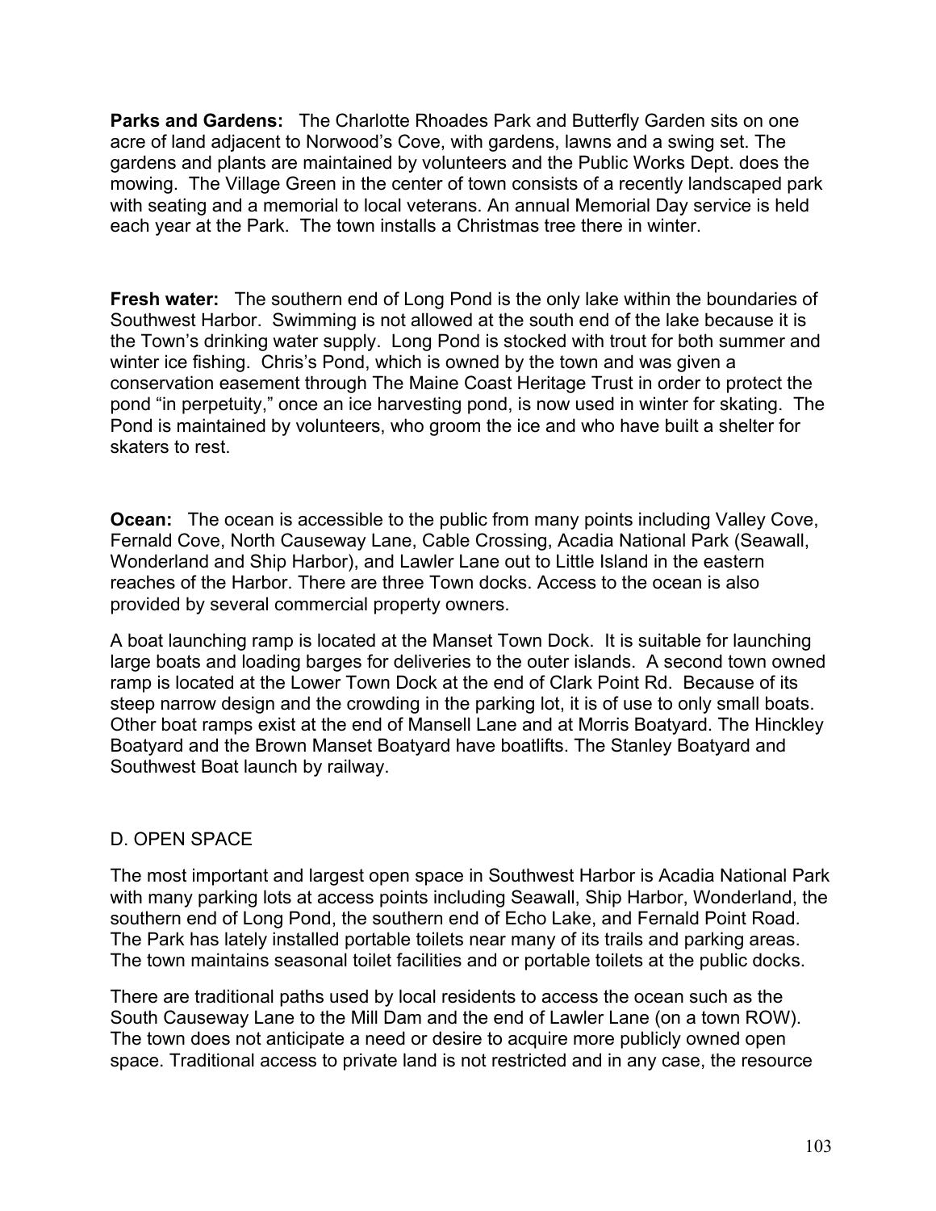**Parks and Gardens:** The Charlotte Rhoades Park and Butterfly Garden sits on one acre of land adjacent to Norwood's Cove, with gardens, lawns and a swing set. The gardens and plants are maintained by volunteers and the Public Works Dept. does the mowing. The Village Green in the center of town consists of a recently landscaped park with seating and a memorial to local veterans. An annual Memorial Day service is held each year at the Park. The town installs a Christmas tree there in winter.

**Fresh water:** The southern end of Long Pond is the only lake within the boundaries of Southwest Harbor. Swimming is not allowed at the south end of the lake because it is the Town's drinking water supply. Long Pond is stocked with trout for both summer and winter ice fishing. Chris's Pond, which is owned by the town and was given a conservation easement through The Maine Coast Heritage Trust in order to protect the pond "in perpetuity," once an ice harvesting pond, is now used in winter for skating. The Pond is maintained by volunteers, who groom the ice and who have built a shelter for skaters to rest.

**Ocean:** The ocean is accessible to the public from many points including Valley Cove, Fernald Cove, North Causeway Lane, Cable Crossing, Acadia National Park (Seawall, Wonderland and Ship Harbor), and Lawler Lane out to Little Island in the eastern reaches of the Harbor. There are three Town docks. Access to the ocean is also provided by several commercial property owners.

A boat launching ramp is located at the Manset Town Dock. It is suitable for launching large boats and loading barges for deliveries to the outer islands. A second town owned ramp is located at the Lower Town Dock at the end of Clark Point Rd. Because of its steep narrow design and the crowding in the parking lot, it is of use to only small boats. Other boat ramps exist at the end of Mansell Lane and at Morris Boatyard. The Hinckley Boatyard and the Brown Manset Boatyard have boatlifts. The Stanley Boatyard and Southwest Boat launch by railway.

## D. OPEN SPACE

The most important and largest open space in Southwest Harbor is Acadia National Park with many parking lots at access points including Seawall, Ship Harbor, Wonderland, the southern end of Long Pond, the southern end of Echo Lake, and Fernald Point Road. The Park has lately installed portable toilets near many of its trails and parking areas. The town maintains seasonal toilet facilities and or portable toilets at the public docks.

There are traditional paths used by local residents to access the ocean such as the South Causeway Lane to the Mill Dam and the end of Lawler Lane (on a town ROW). The town does not anticipate a need or desire to acquire more publicly owned open space. Traditional access to private land is not restricted and in any case, the resource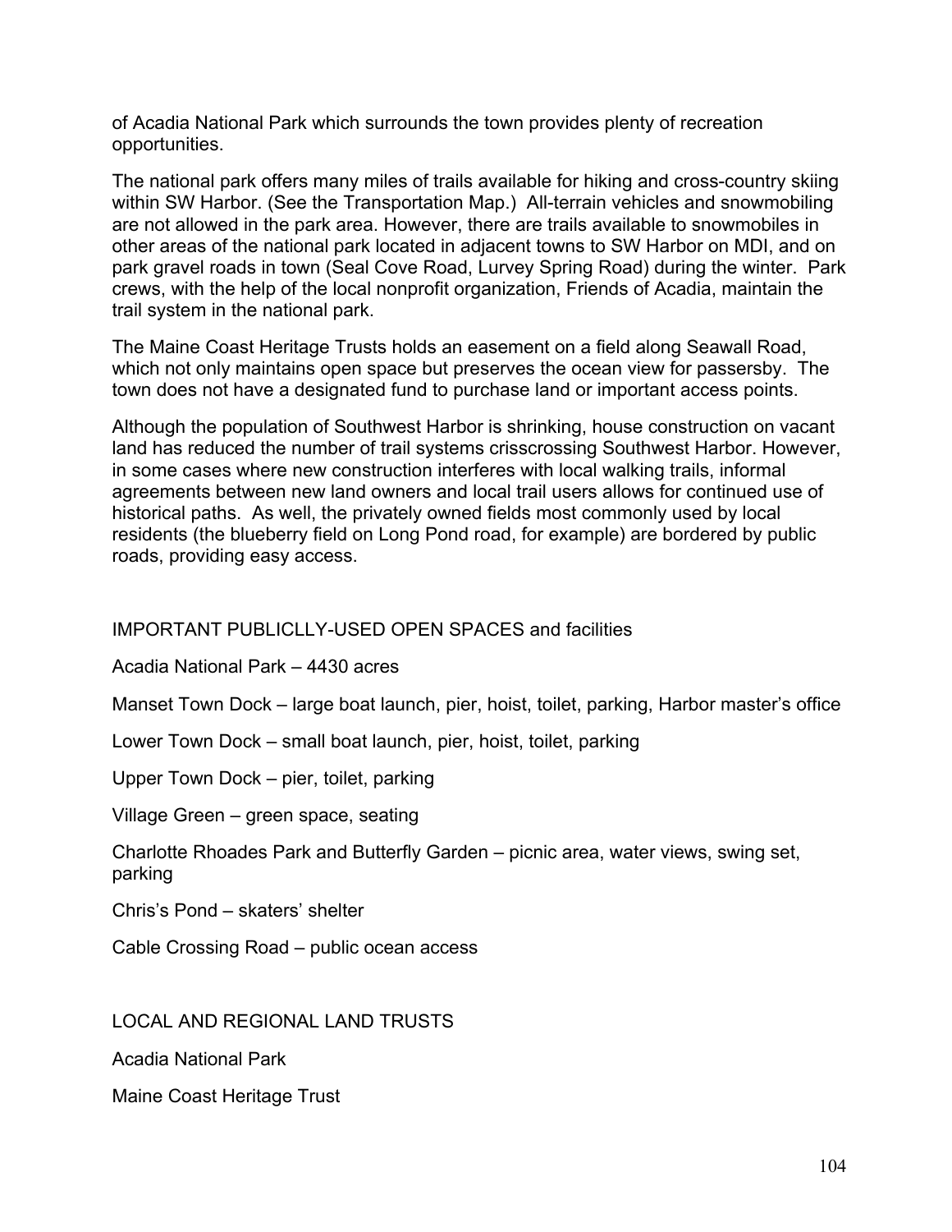of Acadia National Park which surrounds the town provides plenty of recreation opportunities.

The national park offers many miles of trails available for hiking and cross-country skiing within SW Harbor. (See the Transportation Map.) All-terrain vehicles and snowmobiling are not allowed in the park area. However, there are trails available to snowmobiles in other areas of the national park located in adjacent towns to SW Harbor on MDI, and on park gravel roads in town (Seal Cove Road, Lurvey Spring Road) during the winter. Park crews, with the help of the local nonprofit organization, Friends of Acadia, maintain the trail system in the national park.

The Maine Coast Heritage Trusts holds an easement on a field along Seawall Road, which not only maintains open space but preserves the ocean view for passersby. The town does not have a designated fund to purchase land or important access points.

Although the population of Southwest Harbor is shrinking, house construction on vacant land has reduced the number of trail systems crisscrossing Southwest Harbor. However, in some cases where new construction interferes with local walking trails, informal agreements between new land owners and local trail users allows for continued use of historical paths. As well, the privately owned fields most commonly used by local residents (the blueberry field on Long Pond road, for example) are bordered by public roads, providing easy access.

## IMPORTANT PUBLICLLY-USED OPEN SPACES and facilities

Acadia National Park – 4430 acres

Manset Town Dock – large boat launch, pier, hoist, toilet, parking, Harbor master's office

Lower Town Dock – small boat launch, pier, hoist, toilet, parking

Upper Town Dock – pier, toilet, parking

Village Green – green space, seating

Charlotte Rhoades Park and Butterfly Garden – picnic area, water views, swing set, parking

Chris's Pond – skaters' shelter

Cable Crossing Road – public ocean access

## LOCAL AND REGIONAL LAND TRUSTS

Acadia National Park

Maine Coast Heritage Trust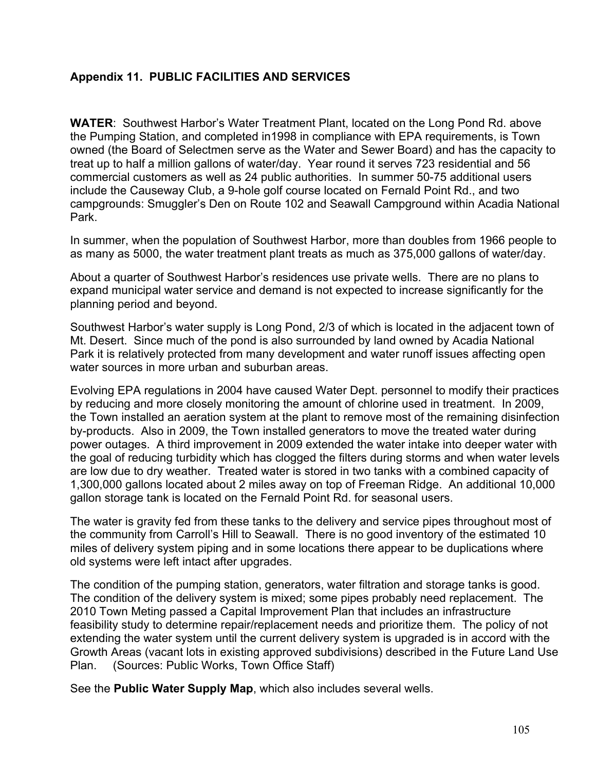## Appendix 11. PUBLIC FACILITIES AND SERVICES

**WATER**: Southwest Harbor's Water Treatment Plant, located on the Long Pond Rd. above the Pumping Station, and completed in1998 in compliance with EPA requirements, is Town owned (the Board of Selectmen serve as the Water and Sewer Board) and has the capacity to treat up to half a million gallons of water/day. Year round it serves 723 residential and 56 commercial customers as well as 24 public authorities. In summer 50-75 additional users include the Causeway Club, a 9-hole golf course located on Fernald Point Rd., and two campgrounds: Smuggler's Den on Route 102 and Seawall Campground within Acadia National Park.

In summer, when the population of Southwest Harbor, more than doubles from 1966 people to as many as 5000, the water treatment plant treats as much as 375,000 gallons of water/day.

About a quarter of Southwest Harbor's residences use private wells. There are no plans to expand municipal water service and demand is not expected to increase significantly for the planning period and beyond.

Southwest Harbor's water supply is Long Pond, 2/3 of which is located in the adjacent town of Mt. Desert. Since much of the pond is also surrounded by land owned by Acadia National Park it is relatively protected from many development and water runoff issues affecting open water sources in more urban and suburban areas.

Evolving EPA regulations in 2004 have caused Water Dept. personnel to modify their practices by reducing and more closely monitoring the amount of chlorine used in treatment. In 2009, the Town installed an aeration system at the plant to remove most of the remaining disinfection by-products. Also in 2009, the Town installed generators to move the treated water during power outages. A third improvement in 2009 extended the water intake into deeper water with the goal of reducing turbidity which has clogged the filters during storms and when water levels are low due to dry weather. Treated water is stored in two tanks with a combined capacity of 1,300,000 gallons located about 2 miles away on top of Freeman Ridge. An additional 10,000 gallon storage tank is located on the Fernald Point Rd. for seasonal users.

The water is gravity fed from these tanks to the delivery and service pipes throughout most of the community from Carroll's Hill to Seawall. There is no good inventory of the estimated 10 miles of delivery system piping and in some locations there appear to be duplications where old systems were left intact after upgrades.

The condition of the pumping station, generators, water filtration and storage tanks is good. The condition of the delivery system is mixed; some pipes probably need replacement. The 2010 Town Meting passed a Capital Improvement Plan that includes an infrastructure feasibility study to determine repair/replacement needs and prioritize them. The policy of not extending the water system until the current delivery system is upgraded is in accord with the Growth Areas (vacant lots in existing approved subdivisions) described in the Future Land Use Plan. (Sources: Public Works, Town Office Staff)

See the **Public Water Supply Map**, which also includes several wells.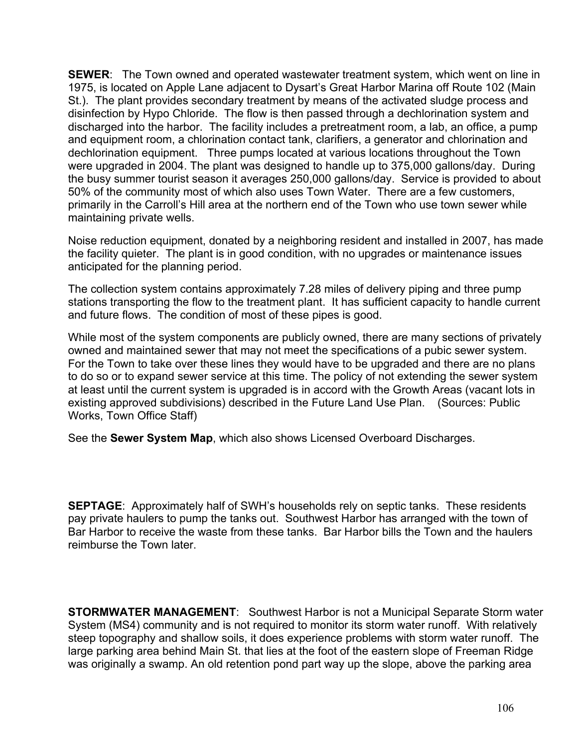**SEWER**: The Town owned and operated wastewater treatment system, which went on line in 1975, is located on Apple Lane adjacent to Dysart's Great Harbor Marina off Route 102 (Main St.). The plant provides secondary treatment by means of the activated sludge process and disinfection by Hypo Chloride. The flow is then passed through a dechlorination system and discharged into the harbor. The facility includes a pretreatment room, a lab, an office, a pump and equipment room, a chlorination contact tank, clarifiers, a generator and chlorination and dechlorination equipment. Three pumps located at various locations throughout the Town were upgraded in 2004. The plant was designed to handle up to 375,000 gallons/day. During the busy summer tourist season it averages 250,000 gallons/day. Service is provided to about 50% of the community most of which also uses Town Water. There are a few customers, primarily in the Carroll's Hill area at the northern end of the Town who use town sewer while maintaining private wells.

Noise reduction equipment, donated by a neighboring resident and installed in 2007, has made the facility quieter. The plant is in good condition, with no upgrades or maintenance issues anticipated for the planning period.

The collection system contains approximately 7.28 miles of delivery piping and three pump stations transporting the flow to the treatment plant. It has sufficient capacity to handle current and future flows. The condition of most of these pipes is good.

While most of the system components are publicly owned, there are many sections of privately owned and maintained sewer that may not meet the specifications of a pubic sewer system. For the Town to take over these lines they would have to be upgraded and there are no plans to do so or to expand sewer service at this time. The policy of not extending the sewer system at least until the current system is upgraded is in accord with the Growth Areas (vacant lots in existing approved subdivisions) described in the Future Land Use Plan. (Sources: Public Works, Town Office Staff)

See the **Sewer System Map**, which also shows Licensed Overboard Discharges.

**SEPTAGE**: Approximately half of SWH's households rely on septic tanks. These residents pay private haulers to pump the tanks out. Southwest Harbor has arranged with the town of Bar Harbor to receive the waste from these tanks. Bar Harbor bills the Town and the haulers reimburse the Town later.

**STORMWATER MANAGEMENT**: Southwest Harbor is not a Municipal Separate Storm water System (MS4) community and is not required to monitor its storm water runoff. With relatively steep topography and shallow soils, it does experience problems with storm water runoff. The large parking area behind Main St. that lies at the foot of the eastern slope of Freeman Ridge was originally a swamp. An old retention pond part way up the slope, above the parking area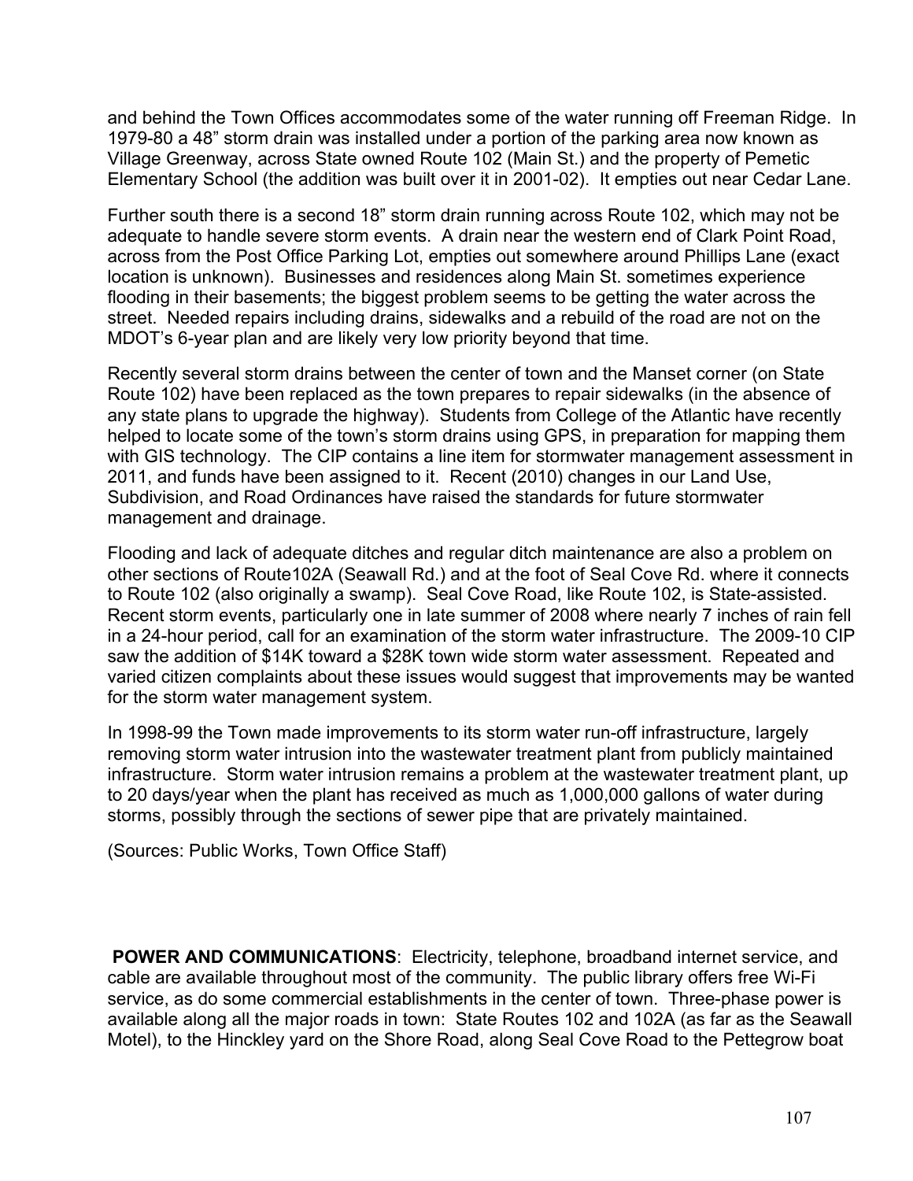and behind the Town Offices accommodates some of the water running off Freeman Ridge. In 1979-80 a 48" storm drain was installed under a portion of the parking area now known as Village Greenway, across State owned Route 102 (Main St.) and the property of Pemetic Elementary School (the addition was built over it in 2001-02). It empties out near Cedar Lane.

Further south there is a second 18" storm drain running across Route 102, which may not be adequate to handle severe storm events. A drain near the western end of Clark Point Road, across from the Post Office Parking Lot, empties out somewhere around Phillips Lane (exact location is unknown). Businesses and residences along Main St. sometimes experience flooding in their basements; the biggest problem seems to be getting the water across the street. Needed repairs including drains, sidewalks and a rebuild of the road are not on the MDOT's 6-year plan and are likely very low priority beyond that time.

Recently several storm drains between the center of town and the Manset corner (on State Route 102) have been replaced as the town prepares to repair sidewalks (in the absence of any state plans to upgrade the highway). Students from College of the Atlantic have recently helped to locate some of the town's storm drains using GPS, in preparation for mapping them with GIS technology. The CIP contains a line item for stormwater management assessment in 2011, and funds have been assigned to it. Recent (2010) changes in our Land Use, Subdivision, and Road Ordinances have raised the standards for future stormwater management and drainage.

Flooding and lack of adequate ditches and regular ditch maintenance are also a problem on other sections of Route102A (Seawall Rd.) and at the foot of Seal Cove Rd. where it connects to Route 102 (also originally a swamp). Seal Cove Road, like Route 102, is State-assisted. Recent storm events, particularly one in late summer of 2008 where nearly 7 inches of rain fell in a 24-hour period, call for an examination of the storm water infrastructure. The 2009-10 CIP saw the addition of $14K toward a $28K town wide storm water assessment. Repeated and varied citizen complaints about these issues would suggest that improvements may be wanted for the storm water management system.

In 1998-99 the Town made improvements to its storm water run-off infrastructure, largely removing storm water intrusion into the wastewater treatment plant from publicly maintained infrastructure. Storm water intrusion remains a problem at the wastewater treatment plant, up to 20 days/year when the plant has received as much as 1,000,000 gallons of water during storms, possibly through the sections of sewer pipe that are privately maintained.

(Sources: Public Works, Town Office Staff)

**POWER AND COMMUNICATIONS**: Electricity, telephone, broadband internet service, and cable are available throughout most of the community. The public library offers free Wi-Fi service, as do some commercial establishments in the center of town. Three-phase power is available along all the major roads in town: State Routes 102 and 102A (as far as the Seawall Motel), to the Hinckley yard on the Shore Road, along Seal Cove Road to the Pettegrow boat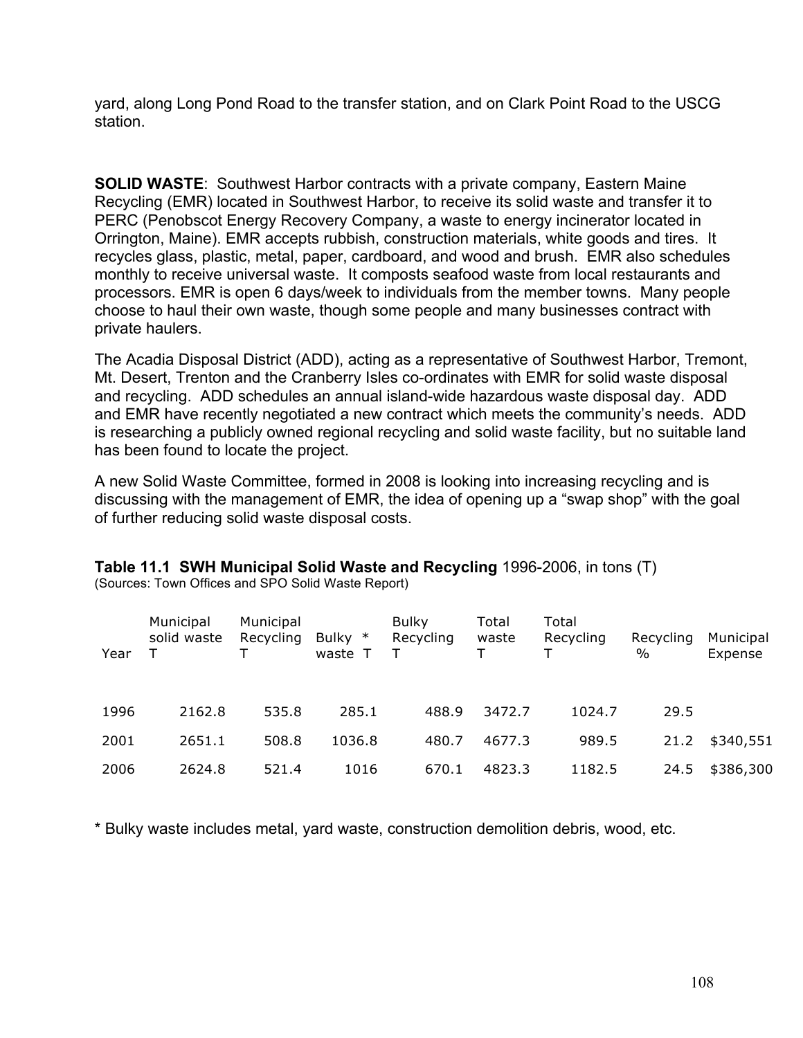yard, along Long Pond Road to the transfer station, and on Clark Point Road to the USCG station.

**SOLID WASTE**: Southwest Harbor contracts with a private company, Eastern Maine Recycling (EMR) located in Southwest Harbor, to receive its solid waste and transfer it to PERC (Penobscot Energy Recovery Company, a waste to energy incinerator located in Orrington, Maine). EMR accepts rubbish, construction materials, white goods and tires. It recycles glass, plastic, metal, paper, cardboard, and wood and brush. EMR also schedules monthly to receive universal waste. It composts seafood waste from local restaurants and processors. EMR is open 6 days/week to individuals from the member towns. Many people choose to haul their own waste, though some people and many businesses contract with private haulers.

The Acadia Disposal District (ADD), acting as a representative of Southwest Harbor, Tremont, Mt. Desert, Trenton and the Cranberry Isles co-ordinates with EMR for solid waste disposal and recycling. ADD schedules an annual island-wide hazardous waste disposal day. ADD and EMR have recently negotiated a new contract which meets the community's needs. ADD is researching a publicly owned regional recycling and solid waste facility, but no suitable land has been found to locate the project.

A new Solid Waste Committee, formed in 2008 is looking into increasing recycling and is discussing with the management of EMR, the idea of opening up a "swap shop" with the goal of further reducing solid waste disposal costs.

**Table 11.1 SWH Municipal Solid Waste and Recycling** 1996-2006, in tons (T)
(Sources: Town Offices and SPO Solid Waste Report)

| Year | Municipal solid waste T | Municipal Recycling T | Bulky * waste T | Bulky Recycling T | Total waste T | Total Recycling T | Recycling % | Municipal Expense |
|---|---|---|---|---|---|---|---|---|
| 1996 | 2162.8 | 535.8 | 285.1 | 488.9 | 3472.7 | 1024.7 | 29.5 | |
| 2001 | 2651.1 | 508.8 | 1036.8 | 480.7 | 4677.3 | 989.5 | 21.2 | $340,551 |
| 2006 | 2624.8 | 521.4 | 1016 | 670.1 | 4823.3 | 1182.5 | 24.5 | $386,300 |

* Bulky waste includes metal, yard waste, construction demolition debris, wood, etc.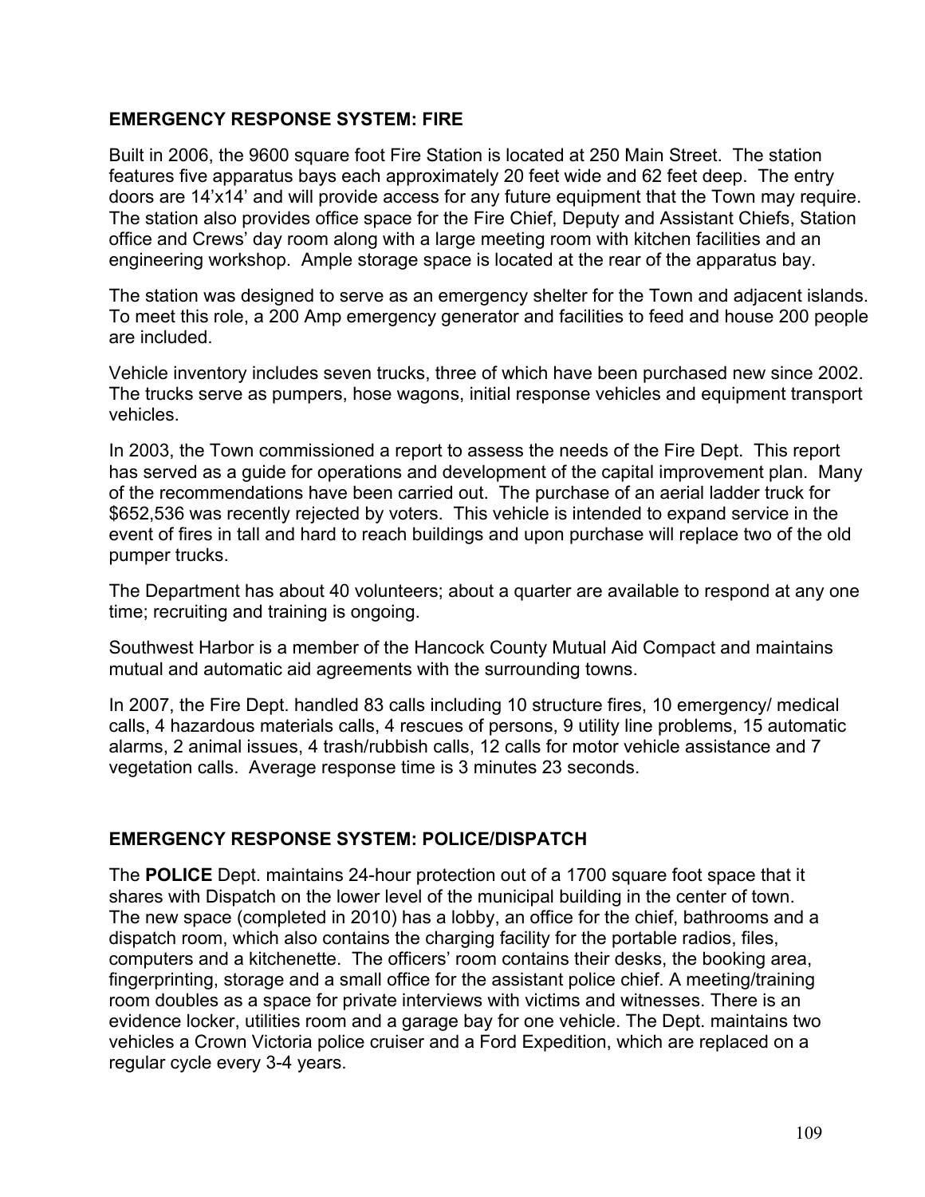## EMERGENCY RESPONSE SYSTEM: FIRE

Built in 2006, the 9600 square foot Fire Station is located at 250 Main Street. The station features five apparatus bays each approximately 20 feet wide and 62 feet deep. The entry doors are 14'x14' and will provide access for any future equipment that the Town may require. The station also provides office space for the Fire Chief, Deputy and Assistant Chiefs, Station office and Crews' day room along with a large meeting room with kitchen facilities and an engineering workshop. Ample storage space is located at the rear of the apparatus bay.

The station was designed to serve as an emergency shelter for the Town and adjacent islands. To meet this role, a 200 Amp emergency generator and facilities to feed and house 200 people are included.

Vehicle inventory includes seven trucks, three of which have been purchased new since 2002. The trucks serve as pumpers, hose wagons, initial response vehicles and equipment transport vehicles.

In 2003, the Town commissioned a report to assess the needs of the Fire Dept. This report has served as a guide for operations and development of the capital improvement plan. Many of the recommendations have been carried out. The purchase of an aerial ladder truck for $652,536 was recently rejected by voters. This vehicle is intended to expand service in the event of fires in tall and hard to reach buildings and upon purchase will replace two of the old pumper trucks.

The Department has about 40 volunteers; about a quarter are available to respond at any one time; recruiting and training is ongoing.

Southwest Harbor is a member of the Hancock County Mutual Aid Compact and maintains mutual and automatic aid agreements with the surrounding towns.

In 2007, the Fire Dept. handled 83 calls including 10 structure fires, 10 emergency/ medical calls, 4 hazardous materials calls, 4 rescues of persons, 9 utility line problems, 15 automatic alarms, 2 animal issues, 4 trash/rubbish calls, 12 calls for motor vehicle assistance and 7 vegetation calls. Average response time is 3 minutes 23 seconds.

## EMERGENCY RESPONSE SYSTEM: POLICE/DISPATCH

The **POLICE** Dept. maintains 24-hour protection out of a 1700 square foot space that it shares with Dispatch on the lower level of the municipal building in the center of town. The new space (completed in 2010) has a lobby, an office for the chief, bathrooms and a dispatch room, which also contains the charging facility for the portable radios, files, computers and a kitchenette. The officers' room contains their desks, the booking area, fingerprinting, storage and a small office for the assistant police chief. A meeting/training room doubles as a space for private interviews with victims and witnesses. There is an evidence locker, utilities room and a garage bay for one vehicle. The Dept. maintains two vehicles a Crown Victoria police cruiser and a Ford Expedition, which are replaced on a regular cycle every 3-4 years.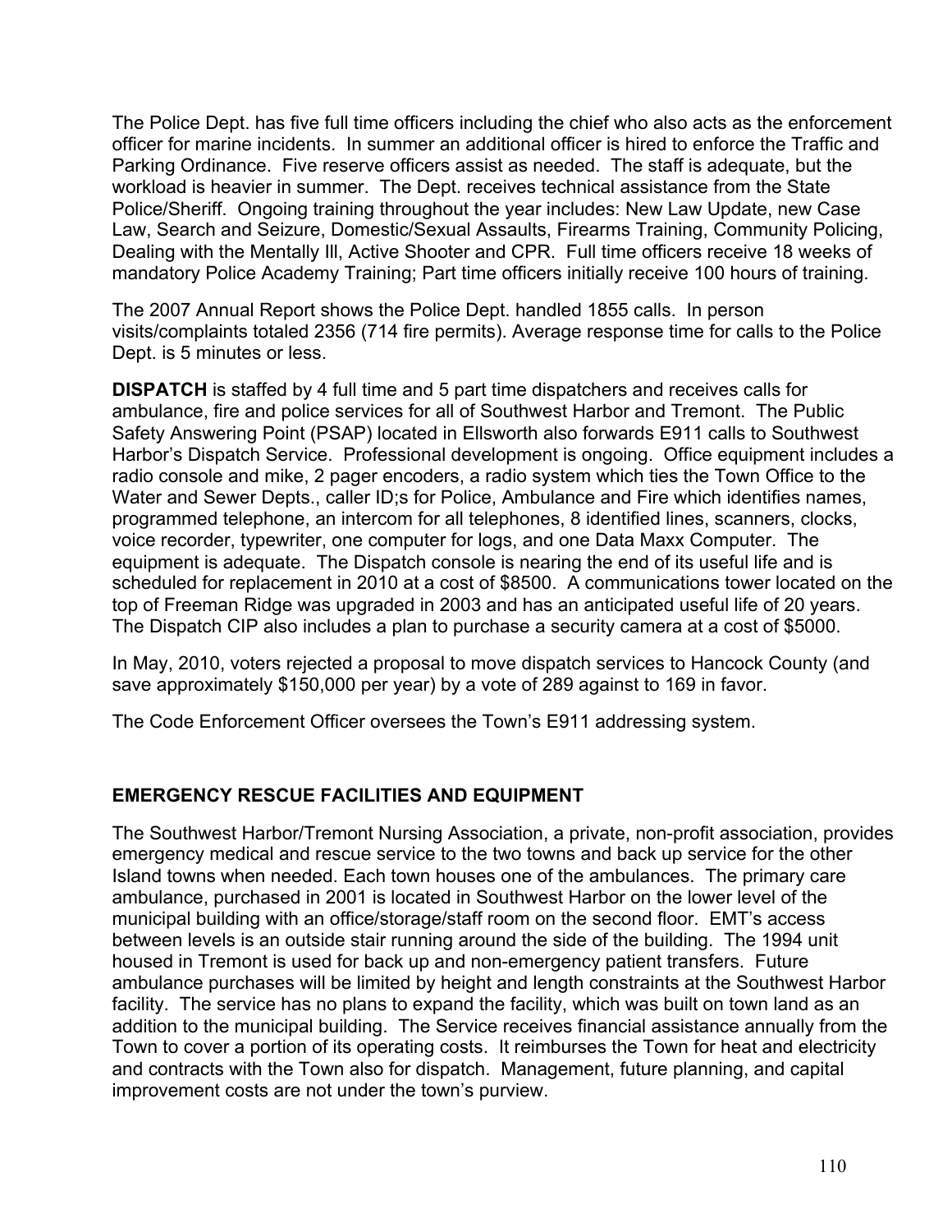The Police Dept. has five full time officers including the chief who also acts as the enforcement officer for marine incidents. In summer an additional officer is hired to enforce the Traffic and Parking Ordinance. Five reserve officers assist as needed. The staff is adequate, but the workload is heavier in summer. The Dept. receives technical assistance from the State Police/Sheriff. Ongoing training throughout the year includes: New Law Update, new Case Law, Search and Seizure, Domestic/Sexual Assaults, Firearms Training, Community Policing, Dealing with the Mentally Ill, Active Shooter and CPR. Full time officers receive 18 weeks of mandatory Police Academy Training; Part time officers initially receive 100 hours of training.

The 2007 Annual Report shows the Police Dept. handled 1855 calls. In person visits/complaints totaled 2356 (714 fire permits). Average response time for calls to the Police Dept. is 5 minutes or less.

**DISPATCH** is staffed by 4 full time and 5 part time dispatchers and receives calls for ambulance, fire and police services for all of Southwest Harbor and Tremont. The Public Safety Answering Point (PSAP) located in Ellsworth also forwards E911 calls to Southwest Harbor's Dispatch Service. Professional development is ongoing. Office equipment includes a radio console and mike, 2 pager encoders, a radio system which ties the Town Office to the Water and Sewer Depts., caller ID;s for Police, Ambulance and Fire which identifies names, programmed telephone, an intercom for all telephones, 8 identified lines, scanners, clocks, voice recorder, typewriter, one computer for logs, and one Data Maxx Computer. The equipment is adequate. The Dispatch console is nearing the end of its useful life and is scheduled for replacement in 2010 at a cost of $8500. A communications tower located on the top of Freeman Ridge was upgraded in 2003 and has an anticipated useful life of 20 years. The Dispatch CIP also includes a plan to purchase a security camera at a cost of $5000.

In May, 2010, voters rejected a proposal to move dispatch services to Hancock County (and save approximately $150,000 per year) by a vote of 289 against to 169 in favor.

The Code Enforcement Officer oversees the Town's E911 addressing system.

## EMERGENCY RESCUE FACILITIES AND EQUIPMENT

The Southwest Harbor/Tremont Nursing Association, a private, non-profit association, provides emergency medical and rescue service to the two towns and back up service for the other Island towns when needed. Each town houses one of the ambulances. The primary care ambulance, purchased in 2001 is located in Southwest Harbor on the lower level of the municipal building with an office/storage/staff room on the second floor. EMT's access between levels is an outside stair running around the side of the building. The 1994 unit housed in Tremont is used for back up and non-emergency patient transfers. Future ambulance purchases will be limited by height and length constraints at the Southwest Harbor facility. The service has no plans to expand the facility, which was built on town land as an addition to the municipal building. The Service receives financial assistance annually from the Town to cover a portion of its operating costs. It reimburses the Town for heat and electricity and contracts with the Town also for dispatch. Management, future planning, and capital improvement costs are not under the town's purview.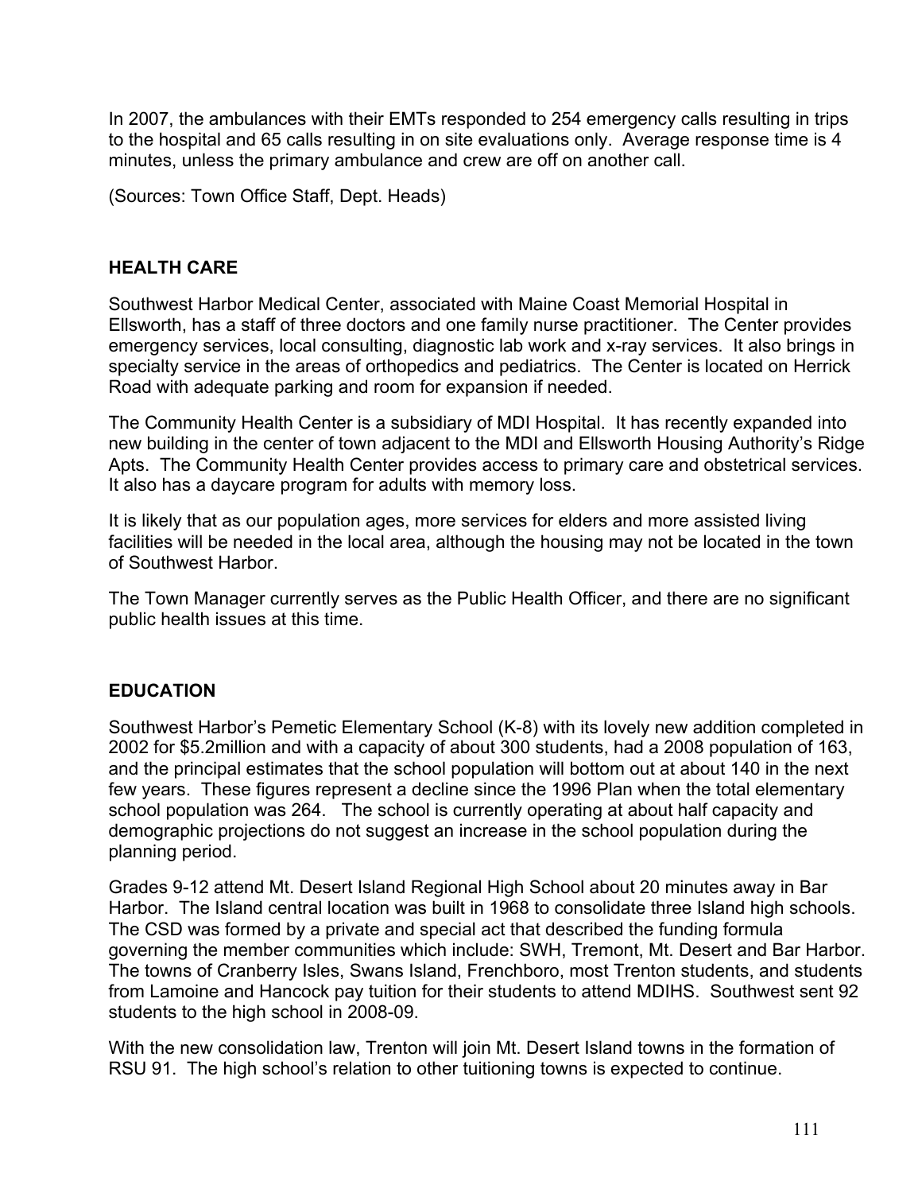In 2007, the ambulances with their EMTs responded to 254 emergency calls resulting in trips to the hospital and 65 calls resulting in on site evaluations only. Average response time is 4 minutes, unless the primary ambulance and crew are off on another call.

(Sources: Town Office Staff, Dept. Heads)

## HEALTH CARE

Southwest Harbor Medical Center, associated with Maine Coast Memorial Hospital in Ellsworth, has a staff of three doctors and one family nurse practitioner. The Center provides emergency services, local consulting, diagnostic lab work and x-ray services. It also brings in specialty service in the areas of orthopedics and pediatrics. The Center is located on Herrick Road with adequate parking and room for expansion if needed.

The Community Health Center is a subsidiary of MDI Hospital. It has recently expanded into new building in the center of town adjacent to the MDI and Ellsworth Housing Authority's Ridge Apts. The Community Health Center provides access to primary care and obstetrical services. It also has a daycare program for adults with memory loss.

It is likely that as our population ages, more services for elders and more assisted living facilities will be needed in the local area, although the housing may not be located in the town of Southwest Harbor.

The Town Manager currently serves as the Public Health Officer, and there are no significant public health issues at this time.

## EDUCATION

Southwest Harbor's Pemetic Elementary School (K-8) with its lovely new addition completed in 2002 for $5.2million and with a capacity of about 300 students, had a 2008 population of 163, and the principal estimates that the school population will bottom out at about 140 in the next few years. These figures represent a decline since the 1996 Plan when the total elementary school population was 264. The school is currently operating at about half capacity and demographic projections do not suggest an increase in the school population during the planning period.

Grades 9-12 attend Mt. Desert Island Regional High School about 20 minutes away in Bar Harbor. The Island central location was built in 1968 to consolidate three Island high schools. The CSD was formed by a private and special act that described the funding formula governing the member communities which include: SWH, Tremont, Mt. Desert and Bar Harbor. The towns of Cranberry Isles, Swans Island, Frenchboro, most Trenton students, and students from Lamoine and Hancock pay tuition for their students to attend MDIHS. Southwest sent 92 students to the high school in 2008-09.

With the new consolidation law, Trenton will join Mt. Desert Island towns in the formation of RSU 91. The high school's relation to other tuitioning towns is expected to continue.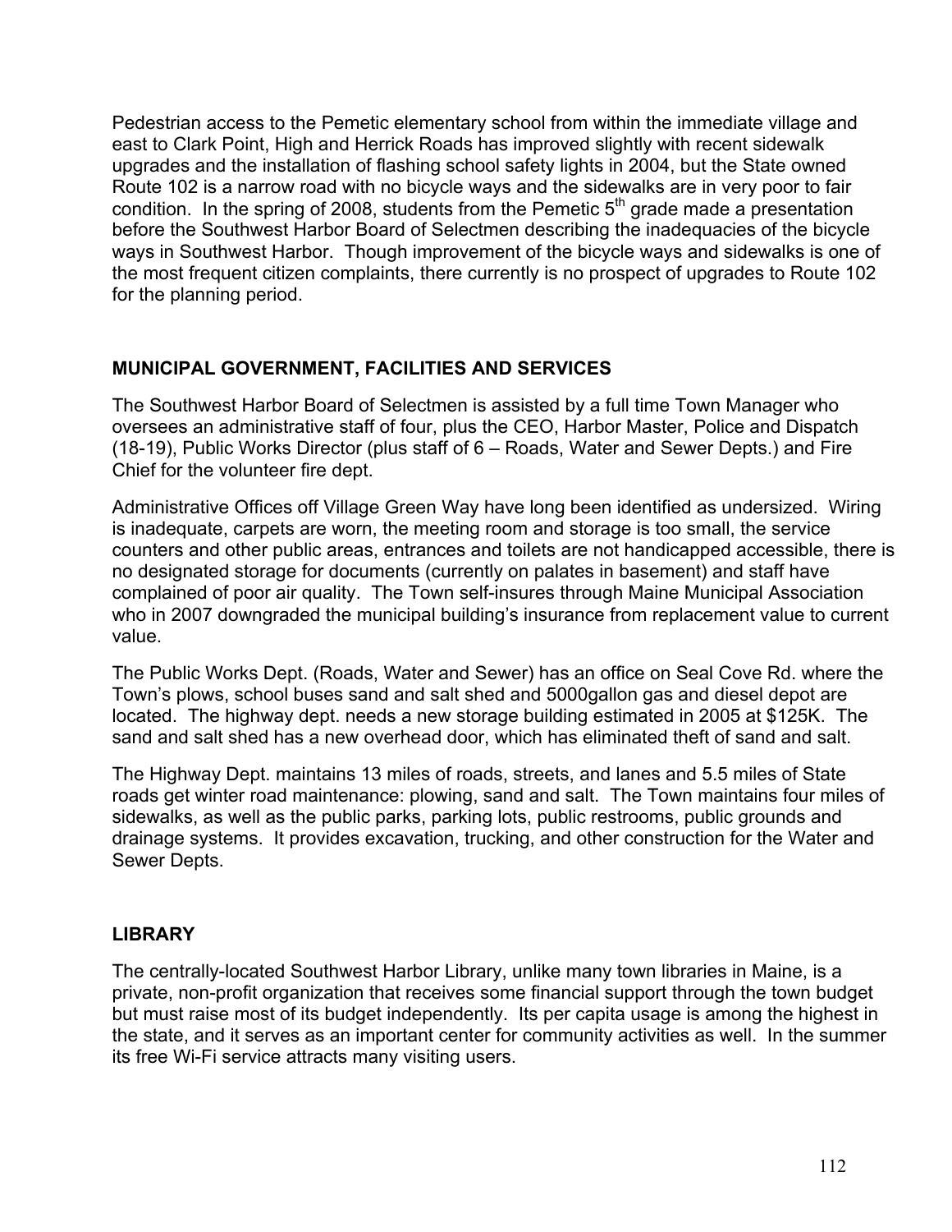Pedestrian access to the Pemetic elementary school from within the immediate village and east to Clark Point, High and Herrick Roads has improved slightly with recent sidewalk upgrades and the installation of flashing school safety lights in 2004, but the State owned Route 102 is a narrow road with no bicycle ways and the sidewalks are in very poor to fair condition. In the spring of 2008, students from the Pemetic 5th grade made a presentation before the Southwest Harbor Board of Selectmen describing the inadequacies of the bicycle ways in Southwest Harbor. Though improvement of the bicycle ways and sidewalks is one of the most frequent citizen complaints, there currently is no prospect of upgrades to Route 102 for the planning period.

## MUNICIPAL GOVERNMENT, FACILITIES AND SERVICES

The Southwest Harbor Board of Selectmen is assisted by a full time Town Manager who oversees an administrative staff of four, plus the CEO, Harbor Master, Police and Dispatch (18-19), Public Works Director (plus staff of 6 – Roads, Water and Sewer Depts.) and Fire Chief for the volunteer fire dept.

Administrative Offices off Village Green Way have long been identified as undersized. Wiring is inadequate, carpets are worn, the meeting room and storage is too small, the service counters and other public areas, entrances and toilets are not handicapped accessible, there is no designated storage for documents (currently on palates in basement) and staff have complained of poor air quality. The Town self-insures through Maine Municipal Association who in 2007 downgraded the municipal building's insurance from replacement value to current value.

The Public Works Dept. (Roads, Water and Sewer) has an office on Seal Cove Rd. where the Town's plows, school buses sand and salt shed and 5000gallon gas and diesel depot are located. The highway dept. needs a new storage building estimated in 2005 at $125K. The sand and salt shed has a new overhead door, which has eliminated theft of sand and salt.

The Highway Dept. maintains 13 miles of roads, streets, and lanes and 5.5 miles of State roads get winter road maintenance: plowing, sand and salt. The Town maintains four miles of sidewalks, as well as the public parks, parking lots, public restrooms, public grounds and drainage systems. It provides excavation, trucking, and other construction for the Water and Sewer Depts.

## LIBRARY

The centrally-located Southwest Harbor Library, unlike many town libraries in Maine, is a private, non-profit organization that receives some financial support through the town budget but must raise most of its budget independently. Its per capita usage is among the highest in the state, and it serves as an important center for community activities as well. In the summer its free Wi-Fi service attracts many visiting users.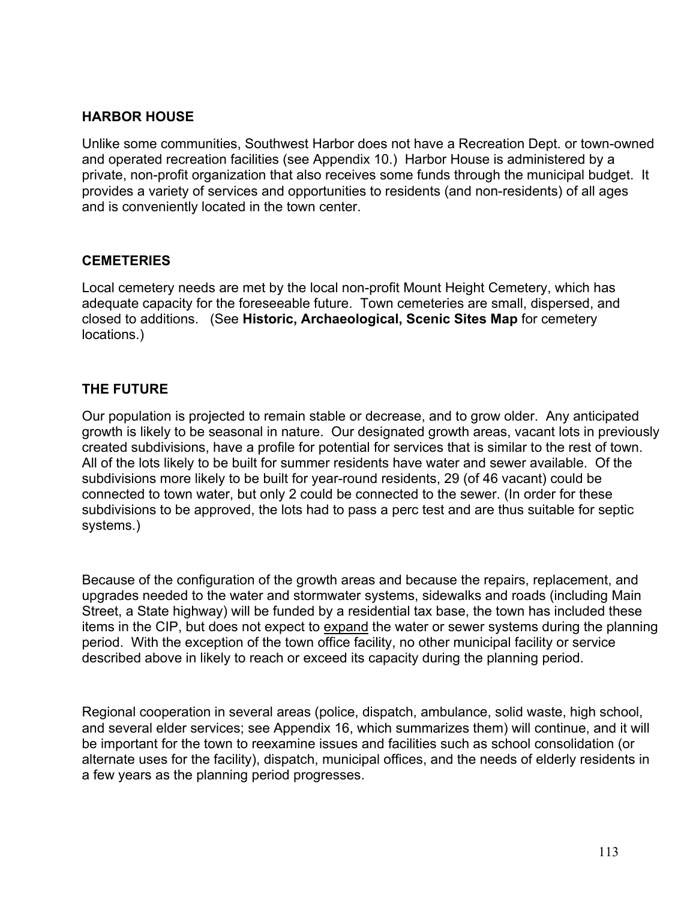## HARBOR HOUSE

Unlike some communities, Southwest Harbor does not have a Recreation Dept. or town-owned and operated recreation facilities (see Appendix 10.) Harbor House is administered by a private, non-profit organization that also receives some funds through the municipal budget. It provides a variety of services and opportunities to residents (and non-residents) of all ages and is conveniently located in the town center.

## CEMETERIES

Local cemetery needs are met by the local non-profit Mount Height Cemetery, which has adequate capacity for the foreseeable future. Town cemeteries are small, dispersed, and closed to additions. (See **Historic, Archaeological, Scenic Sites Map** for cemetery locations.)

## THE FUTURE

Our population is projected to remain stable or decrease, and to grow older. Any anticipated growth is likely to be seasonal in nature. Our designated growth areas, vacant lots in previously created subdivisions, have a profile for potential for services that is similar to the rest of town. All of the lots likely to be built for summer residents have water and sewer available. Of the subdivisions more likely to be built for year-round residents, 29 (of 46 vacant) could be connected to town water, but only 2 could be connected to the sewer. (In order for these subdivisions to be approved, the lots had to pass a perc test and are thus suitable for septic systems.)

Because of the configuration of the growth areas and because the repairs, replacement, and upgrades needed to the water and stormwater systems, sidewalks and roads (including Main Street, a State highway) will be funded by a residential tax base, the town has included these items in the CIP, but does not expect to <u>expand</u> the water or sewer systems during the planning period. With the exception of the town office facility, no other municipal facility or service described above in likely to reach or exceed its capacity during the planning period.

Regional cooperation in several areas (police, dispatch, ambulance, solid waste, high school, and several elder services; see Appendix 16, which summarizes them) will continue, and it will be important for the town to reexamine issues and facilities such as school consolidation (or alternate uses for the facility), dispatch, municipal offices, and the needs of elderly residents in a few years as the planning period progresses.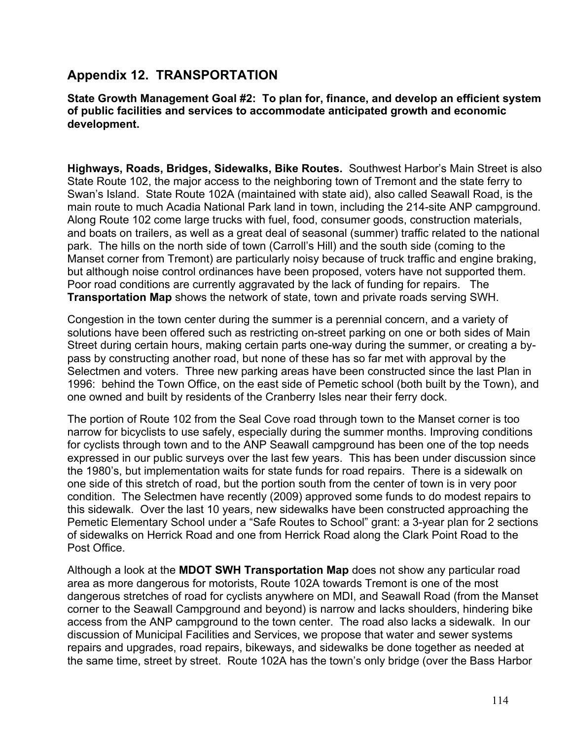## Appendix 12. TRANSPORTATION

**State Growth Management Goal #2: To plan for, finance, and develop an efficient system of public facilities and services to accommodate anticipated growth and economic development.**

**Highways, Roads, Bridges, Sidewalks, Bike Routes.** Southwest Harbor's Main Street is also State Route 102, the major access to the neighboring town of Tremont and the state ferry to Swan's Island. State Route 102A (maintained with state aid), also called Seawall Road, is the main route to much Acadia National Park land in town, including the 214-site ANP campground. Along Route 102 come large trucks with fuel, food, consumer goods, construction materials, and boats on trailers, as well as a great deal of seasonal (summer) traffic related to the national park. The hills on the north side of town (Carroll's Hill) and the south side (coming to the Manset corner from Tremont) are particularly noisy because of truck traffic and engine braking, but although noise control ordinances have been proposed, voters have not supported them. Poor road conditions are currently aggravated by the lack of funding for repairs. The **Transportation Map** shows the network of state, town and private roads serving SWH.

Congestion in the town center during the summer is a perennial concern, and a variety of solutions have been offered such as restricting on-street parking on one or both sides of Main Street during certain hours, making certain parts one-way during the summer, or creating a by-pass by constructing another road, but none of these has so far met with approval by the Selectmen and voters. Three new parking areas have been constructed since the last Plan in 1996: behind the Town Office, on the east side of Pemetic school (both built by the Town), and one owned and built by residents of the Cranberry Isles near their ferry dock.

The portion of Route 102 from the Seal Cove road through town to the Manset corner is too narrow for bicyclists to use safely, especially during the summer months. Improving conditions for cyclists through town and to the ANP Seawall campground has been one of the top needs expressed in our public surveys over the last few years. This has been under discussion since the 1980's, but implementation waits for state funds for road repairs. There is a sidewalk on one side of this stretch of road, but the portion south from the center of town is in very poor condition. The Selectmen have recently (2009) approved some funds to do modest repairs to this sidewalk. Over the last 10 years, new sidewalks have been constructed approaching the Pemetic Elementary School under a "Safe Routes to School" grant: a 3-year plan for 2 sections of sidewalks on Herrick Road and one from Herrick Road along the Clark Point Road to the Post Office.

Although a look at the **MDOT SWH Transportation Map** does not show any particular road area as more dangerous for motorists, Route 102A towards Tremont is one of the most dangerous stretches of road for cyclists anywhere on MDI, and Seawall Road (from the Manset corner to the Seawall Campground and beyond) is narrow and lacks shoulders, hindering bike access from the ANP campground to the town center. The road also lacks a sidewalk. In our discussion of Municipal Facilities and Services, we propose that water and sewer systems repairs and upgrades, road repairs, bikeways, and sidewalks be done together as needed at the same time, street by street. Route 102A has the town's only bridge (over the Bass Harbor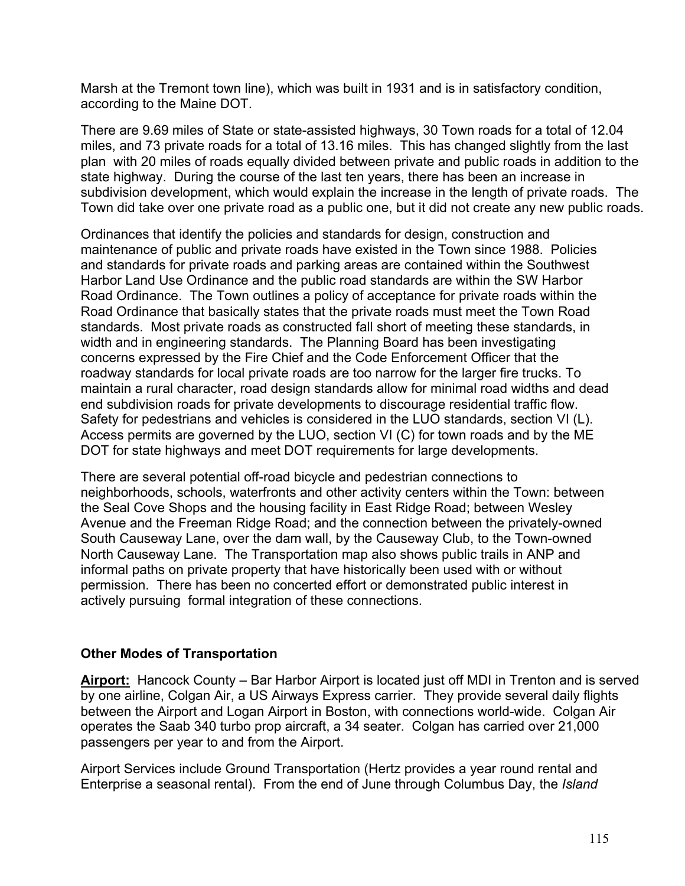Marsh at the Tremont town line), which was built in 1931 and is in satisfactory condition, according to the Maine DOT.

There are 9.69 miles of State or state-assisted highways, 30 Town roads for a total of 12.04 miles, and 73 private roads for a total of 13.16 miles. This has changed slightly from the last plan with 20 miles of roads equally divided between private and public roads in addition to the state highway. During the course of the last ten years, there has been an increase in subdivision development, which would explain the increase in the length of private roads. The Town did take over one private road as a public one, but it did not create any new public roads.

Ordinances that identify the policies and standards for design, construction and maintenance of public and private roads have existed in the Town since 1988. Policies and standards for private roads and parking areas are contained within the Southwest Harbor Land Use Ordinance and the public road standards are within the SW Harbor Road Ordinance. The Town outlines a policy of acceptance for private roads within the Road Ordinance that basically states that the private roads must meet the Town Road standards. Most private roads as constructed fall short of meeting these standards, in width and in engineering standards. The Planning Board has been investigating concerns expressed by the Fire Chief and the Code Enforcement Officer that the roadway standards for local private roads are too narrow for the larger fire trucks. To maintain a rural character, road design standards allow for minimal road widths and dead end subdivision roads for private developments to discourage residential traffic flow. Safety for pedestrians and vehicles is considered in the LUO standards, section VI (L). Access permits are governed by the LUO, section VI (C) for town roads and by the ME DOT for state highways and meet DOT requirements for large developments.

There are several potential off-road bicycle and pedestrian connections to neighborhoods, schools, waterfronts and other activity centers within the Town: between the Seal Cove Shops and the housing facility in East Ridge Road; between Wesley Avenue and the Freeman Ridge Road; and the connection between the privately-owned South Causeway Lane, over the dam wall, by the Causeway Club, to the Town-owned North Causeway Lane. The Transportation map also shows public trails in ANP and informal paths on private property that have historically been used with or without permission. There has been no concerted effort or demonstrated public interest in actively pursuing formal integration of these connections.

### Other Modes of Transportation

**Airport:** Hancock County – Bar Harbor Airport is located just off MDI in Trenton and is served by one airline, Colgan Air, a US Airways Express carrier. They provide several daily flights between the Airport and Logan Airport in Boston, with connections world-wide. Colgan Air operates the Saab 340 turbo prop aircraft, a 34 seater. Colgan has carried over 21,000 passengers per year to and from the Airport.

Airport Services include Ground Transportation (Hertz provides a year round rental and Enterprise a seasonal rental). From the end of June through Columbus Day, the *Island*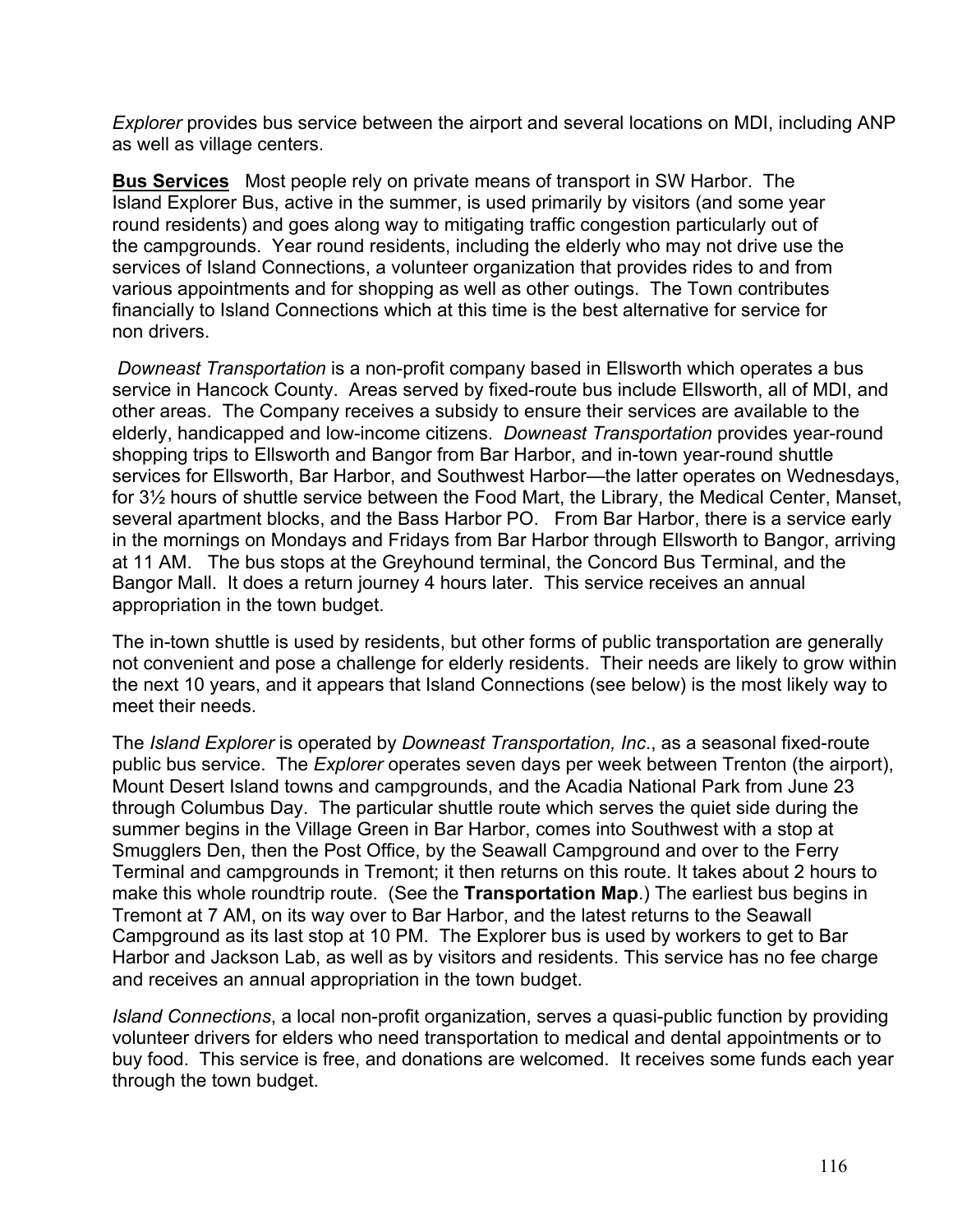*Explorer* provides bus service between the airport and several locations on MDI, including ANP as well as village centers.

**Bus Services** Most people rely on private means of transport in SW Harbor. The Island Explorer Bus, active in the summer, is used primarily by visitors (and some year round residents) and goes along way to mitigating traffic congestion particularly out of the campgrounds. Year round residents, including the elderly who may not drive use the services of Island Connections, a volunteer organization that provides rides to and from various appointments and for shopping as well as other outings. The Town contributes financially to Island Connections which at this time is the best alternative for service for non drivers.

*Downeast Transportation* is a non-profit company based in Ellsworth which operates a bus service in Hancock County. Areas served by fixed-route bus include Ellsworth, all of MDI, and other areas. The Company receives a subsidy to ensure their services are available to the elderly, handicapped and low-income citizens. *Downeast Transportation* provides year-round shopping trips to Ellsworth and Bangor from Bar Harbor, and in-town year-round shuttle services for Ellsworth, Bar Harbor, and Southwest Harbor—the latter operates on Wednesdays, for 3½ hours of shuttle service between the Food Mart, the Library, the Medical Center, Manset, several apartment blocks, and the Bass Harbor PO. From Bar Harbor, there is a service early in the mornings on Mondays and Fridays from Bar Harbor through Ellsworth to Bangor, arriving at 11 AM. The bus stops at the Greyhound terminal, the Concord Bus Terminal, and the Bangor Mall. It does a return journey 4 hours later. This service receives an annual appropriation in the town budget.

The in-town shuttle is used by residents, but other forms of public transportation are generally not convenient and pose a challenge for elderly residents. Their needs are likely to grow within the next 10 years, and it appears that Island Connections (see below) is the most likely way to meet their needs.

The *Island Explorer* is operated by *Downeast Transportation, Inc*., as a seasonal fixed-route public bus service. The *Explorer* operates seven days per week between Trenton (the airport), Mount Desert Island towns and campgrounds, and the Acadia National Park from June 23 through Columbus Day. The particular shuttle route which serves the quiet side during the summer begins in the Village Green in Bar Harbor, comes into Southwest with a stop at Smugglers Den, then the Post Office, by the Seawall Campground and over to the Ferry Terminal and campgrounds in Tremont; it then returns on this route. It takes about 2 hours to make this whole roundtrip route. (See the **Transportation Map**.) The earliest bus begins in Tremont at 7 AM, on its way over to Bar Harbor, and the latest returns to the Seawall Campground as its last stop at 10 PM. The Explorer bus is used by workers to get to Bar Harbor and Jackson Lab, as well as by visitors and residents. This service has no fee charge and receives an annual appropriation in the town budget.

*Island Connections*, a local non-profit organization, serves a quasi-public function by providing volunteer drivers for elders who need transportation to medical and dental appointments or to buy food. This service is free, and donations are welcomed. It receives some funds each year through the town budget.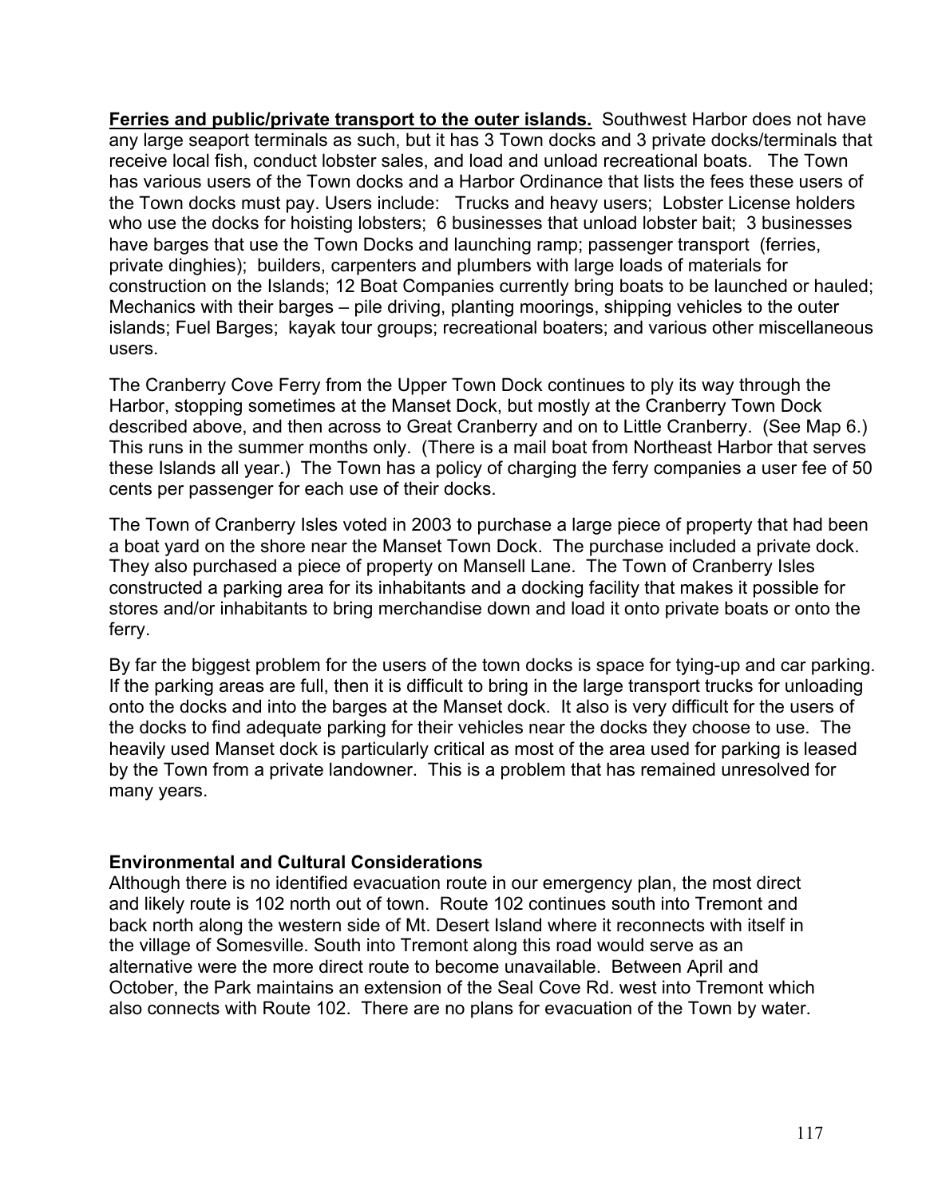**Ferries and public/private transport to the outer islands.** Southwest Harbor does not have any large seaport terminals as such, but it has 3 Town docks and 3 private docks/terminals that receive local fish, conduct lobster sales, and load and unload recreational boats. The Town has various users of the Town docks and a Harbor Ordinance that lists the fees these users of the Town docks must pay. Users include: Trucks and heavy users; Lobster License holders who use the docks for hoisting lobsters; 6 businesses that unload lobster bait; 3 businesses have barges that use the Town Docks and launching ramp; passenger transport (ferries, private dinghies); builders, carpenters and plumbers with large loads of materials for construction on the Islands; 12 Boat Companies currently bring boats to be launched or hauled; Mechanics with their barges – pile driving, planting moorings, shipping vehicles to the outer islands; Fuel Barges; kayak tour groups; recreational boaters; and various other miscellaneous users.

The Cranberry Cove Ferry from the Upper Town Dock continues to ply its way through the Harbor, stopping sometimes at the Manset Dock, but mostly at the Cranberry Town Dock described above, and then across to Great Cranberry and on to Little Cranberry. (See Map 6.) This runs in the summer months only. (There is a mail boat from Northeast Harbor that serves these Islands all year.) The Town has a policy of charging the ferry companies a user fee of 50 cents per passenger for each use of their docks.

The Town of Cranberry Isles voted in 2003 to purchase a large piece of property that had been a boat yard on the shore near the Manset Town Dock. The purchase included a private dock. They also purchased a piece of property on Mansell Lane. The Town of Cranberry Isles constructed a parking area for its inhabitants and a docking facility that makes it possible for stores and/or inhabitants to bring merchandise down and load it onto private boats or onto the ferry.

By far the biggest problem for the users of the town docks is space for tying-up and car parking. If the parking areas are full, then it is difficult to bring in the large transport trucks for unloading onto the docks and into the barges at the Manset dock. It also is very difficult for the users of the docks to find adequate parking for their vehicles near the docks they choose to use. The heavily used Manset dock is particularly critical as most of the area used for parking is leased by the Town from a private landowner. This is a problem that has remained unresolved for many years.

**Environmental and Cultural Considerations**

Although there is no identified evacuation route in our emergency plan, the most direct and likely route is 102 north out of town. Route 102 continues south into Tremont and back north along the western side of Mt. Desert Island where it reconnects with itself in the village of Somesville. South into Tremont along this road would serve as an alternative were the more direct route to become unavailable. Between April and October, the Park maintains an extension of the Seal Cove Rd. west into Tremont which also connects with Route 102. There are no plans for evacuation of the Town by water.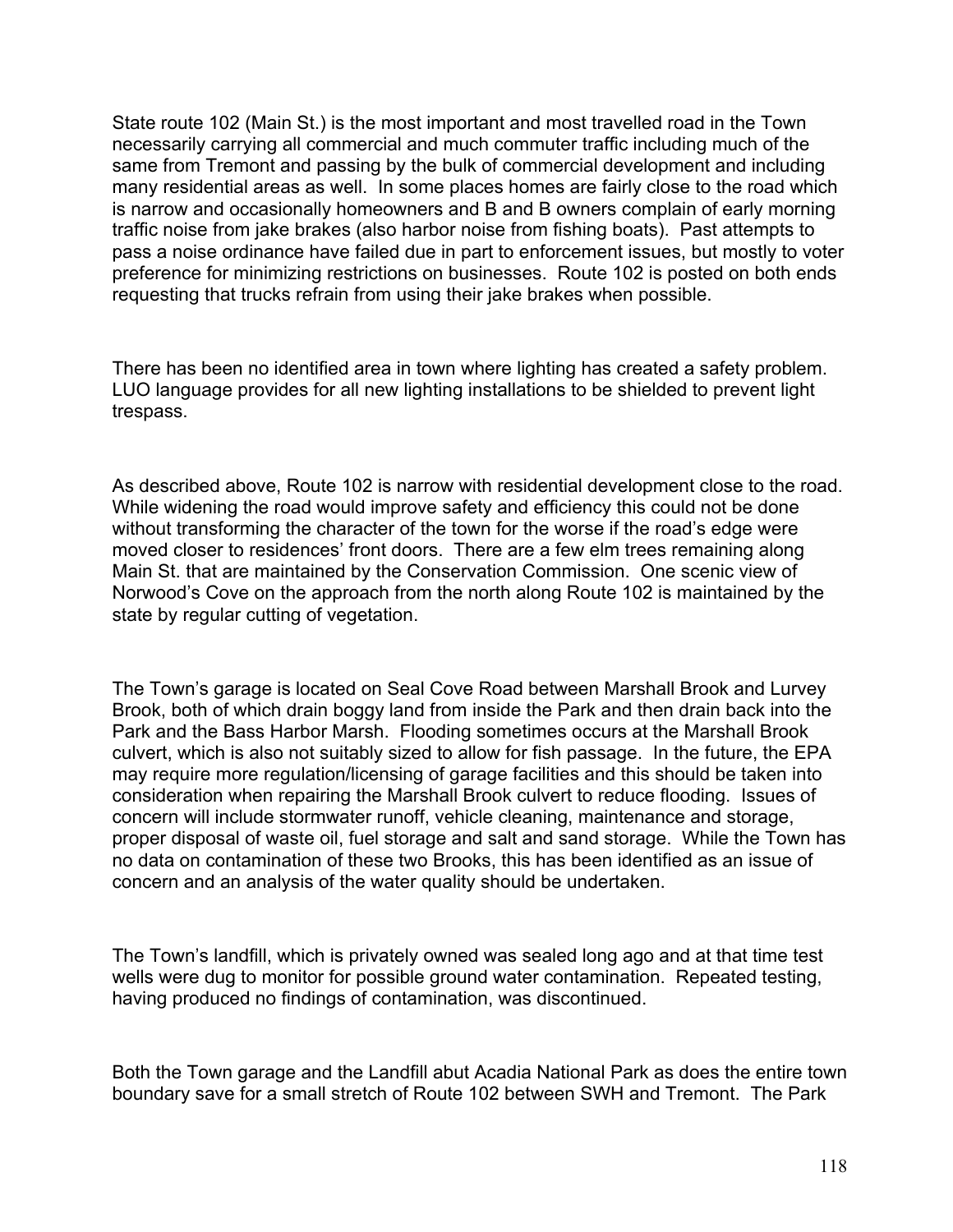State route 102 (Main St.) is the most important and most travelled road in the Town necessarily carrying all commercial and much commuter traffic including much of the same from Tremont and passing by the bulk of commercial development and including many residential areas as well. In some places homes are fairly close to the road which is narrow and occasionally homeowners and B and B owners complain of early morning traffic noise from jake brakes (also harbor noise from fishing boats). Past attempts to pass a noise ordinance have failed due in part to enforcement issues, but mostly to voter preference for minimizing restrictions on businesses. Route 102 is posted on both ends requesting that trucks refrain from using their jake brakes when possible.

There has been no identified area in town where lighting has created a safety problem. LUO language provides for all new lighting installations to be shielded to prevent light trespass.

As described above, Route 102 is narrow with residential development close to the road. While widening the road would improve safety and efficiency this could not be done without transforming the character of the town for the worse if the road's edge were moved closer to residences' front doors. There are a few elm trees remaining along Main St. that are maintained by the Conservation Commission. One scenic view of Norwood's Cove on the approach from the north along Route 102 is maintained by the state by regular cutting of vegetation.

The Town's garage is located on Seal Cove Road between Marshall Brook and Lurvey Brook, both of which drain boggy land from inside the Park and then drain back into the Park and the Bass Harbor Marsh. Flooding sometimes occurs at the Marshall Brook culvert, which is also not suitably sized to allow for fish passage. In the future, the EPA may require more regulation/licensing of garage facilities and this should be taken into consideration when repairing the Marshall Brook culvert to reduce flooding. Issues of concern will include stormwater runoff, vehicle cleaning, maintenance and storage, proper disposal of waste oil, fuel storage and salt and sand storage. While the Town has no data on contamination of these two Brooks, this has been identified as an issue of concern and an analysis of the water quality should be undertaken.

The Town's landfill, which is privately owned was sealed long ago and at that time test wells were dug to monitor for possible ground water contamination. Repeated testing, having produced no findings of contamination, was discontinued.

Both the Town garage and the Landfill abut Acadia National Park as does the entire town boundary save for a small stretch of Route 102 between SWH and Tremont. The Park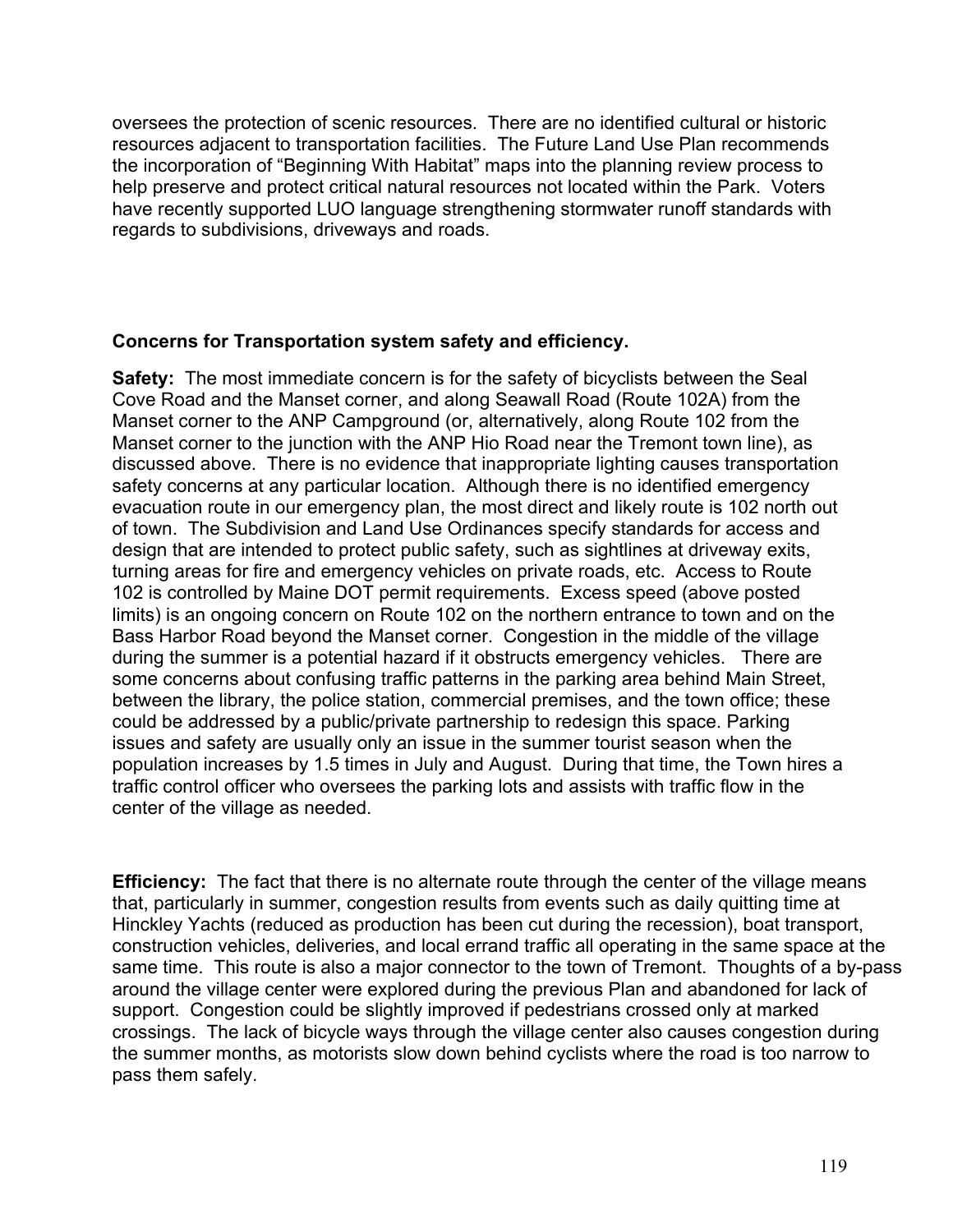oversees the protection of scenic resources. There are no identified cultural or historic resources adjacent to transportation facilities. The Future Land Use Plan recommends the incorporation of "Beginning With Habitat" maps into the planning review process to help preserve and protect critical natural resources not located within the Park. Voters have recently supported LUO language strengthening stormwater runoff standards with regards to subdivisions, driveways and roads.

**Concerns for Transportation system safety and efficiency.**

**Safety:** The most immediate concern is for the safety of bicyclists between the Seal Cove Road and the Manset corner, and along Seawall Road (Route 102A) from the Manset corner to the ANP Campground (or, alternatively, along Route 102 from the Manset corner to the junction with the ANP Hio Road near the Tremont town line), as discussed above. There is no evidence that inappropriate lighting causes transportation safety concerns at any particular location. Although there is no identified emergency evacuation route in our emergency plan, the most direct and likely route is 102 north out of town. The Subdivision and Land Use Ordinances specify standards for access and design that are intended to protect public safety, such as sightlines at driveway exits, turning areas for fire and emergency vehicles on private roads, etc. Access to Route 102 is controlled by Maine DOT permit requirements. Excess speed (above posted limits) is an ongoing concern on Route 102 on the northern entrance to town and on the Bass Harbor Road beyond the Manset corner. Congestion in the middle of the village during the summer is a potential hazard if it obstructs emergency vehicles. There are some concerns about confusing traffic patterns in the parking area behind Main Street, between the library, the police station, commercial premises, and the town office; these could be addressed by a public/private partnership to redesign this space. Parking issues and safety are usually only an issue in the summer tourist season when the population increases by 1.5 times in July and August. During that time, the Town hires a traffic control officer who oversees the parking lots and assists with traffic flow in the center of the village as needed.

**Efficiency:** The fact that there is no alternate route through the center of the village means that, particularly in summer, congestion results from events such as daily quitting time at Hinckley Yachts (reduced as production has been cut during the recession), boat transport, construction vehicles, deliveries, and local errand traffic all operating in the same space at the same time. This route is also a major connector to the town of Tremont. Thoughts of a by-pass around the village center were explored during the previous Plan and abandoned for lack of support. Congestion could be slightly improved if pedestrians crossed only at marked crossings. The lack of bicycle ways through the village center also causes congestion during the summer months, as motorists slow down behind cyclists where the road is too narrow to pass them safely.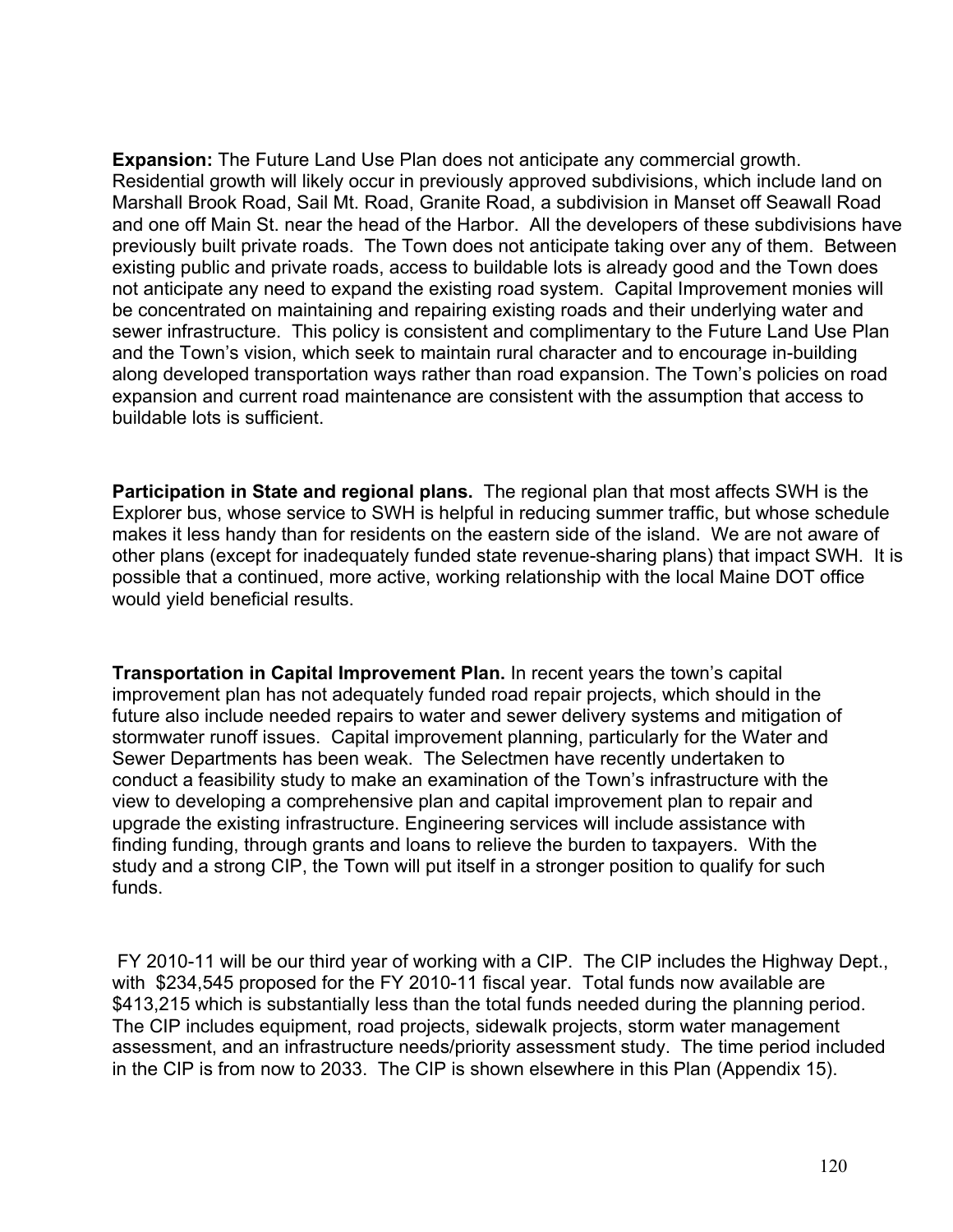**Expansion:** The Future Land Use Plan does not anticipate any commercial growth. Residential growth will likely occur in previously approved subdivisions, which include land on Marshall Brook Road, Sail Mt. Road, Granite Road, a subdivision in Manset off Seawall Road and one off Main St. near the head of the Harbor. All the developers of these subdivisions have previously built private roads. The Town does not anticipate taking over any of them. Between existing public and private roads, access to buildable lots is already good and the Town does not anticipate any need to expand the existing road system. Capital Improvement monies will be concentrated on maintaining and repairing existing roads and their underlying water and sewer infrastructure. This policy is consistent and complimentary to the Future Land Use Plan and the Town's vision, which seek to maintain rural character and to encourage in-building along developed transportation ways rather than road expansion. The Town's policies on road expansion and current road maintenance are consistent with the assumption that access to buildable lots is sufficient.

**Participation in State and regional plans.** The regional plan that most affects SWH is the Explorer bus, whose service to SWH is helpful in reducing summer traffic, but whose schedule makes it less handy than for residents on the eastern side of the island. We are not aware of other plans (except for inadequately funded state revenue-sharing plans) that impact SWH. It is possible that a continued, more active, working relationship with the local Maine DOT office would yield beneficial results.

**Transportation in Capital Improvement Plan.** In recent years the town's capital improvement plan has not adequately funded road repair projects, which should in the future also include needed repairs to water and sewer delivery systems and mitigation of stormwater runoff issues. Capital improvement planning, particularly for the Water and Sewer Departments has been weak. The Selectmen have recently undertaken to conduct a feasibility study to make an examination of the Town's infrastructure with the view to developing a comprehensive plan and capital improvement plan to repair and upgrade the existing infrastructure. Engineering services will include assistance with finding funding, through grants and loans to relieve the burden to taxpayers. With the study and a strong CIP, the Town will put itself in a stronger position to qualify for such funds.

FY 2010-11 will be our third year of working with a CIP. The CIP includes the Highway Dept., with $234,545 proposed for the FY 2010-11 fiscal year. Total funds now available are $413,215 which is substantially less than the total funds needed during the planning period. The CIP includes equipment, road projects, sidewalk projects, storm water management assessment, and an infrastructure needs/priority assessment study. The time period included in the CIP is from now to 2033. The CIP is shown elsewhere in this Plan (Appendix 15).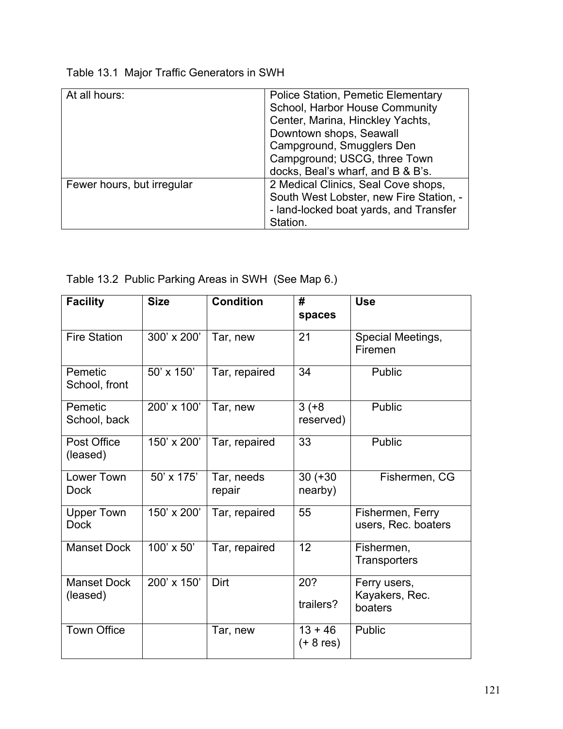Table 13.1 Major Traffic Generators in SWH

| At all hours: | Police Station, Pemetic Elementary School, Harbor House Community Center, Marina, Hinckley Yachts, Downtown shops, Seawall Campground, Smugglers Den Campground; USCG, three Town docks, Beal's wharf, and B & B's. |
|---|---|
| Fewer hours, but irregular | 2 Medical Clinics, Seal Cove shops, South West Lobster, new Fire Station, -- land-locked boat yards, and Transfer Station. |

Table 13.2 Public Parking Areas in SWH (See Map 6.)

| Facility | Size | Condition | # spaces | Use |
|---|---|---|---|---|
| Fire Station | 300' x 200' | Tar, new | 21 | Special Meetings, Firemen |
| Pemetic School, front | 50' x 150' | Tar, repaired | 34 | Public |
| Pemetic School, back | 200' x 100' | Tar, new | 3 (+8 reserved) | Public |
| Post Office (leased) | 150' x 200' | Tar, repaired | 33 | Public |
| Lower Town Dock | 50' x 175' | Tar, needs repair | 30 (+30 nearby) | Fishermen, CG |
| Upper Town Dock | 150' x 200' | Tar, repaired | 55 | Fishermen, Ferry users, Rec. boaters |
| Manset Dock | 100' x 50' | Tar, repaired | 12 | Fishermen, Transporters |
| Manset Dock (leased) | 200' x 150' | Dirt | 20? trailers? | Ferry users, Kayakers, Rec. boaters |
| Town Office | | Tar, new | 13 + 46 (+ 8 res) | Public |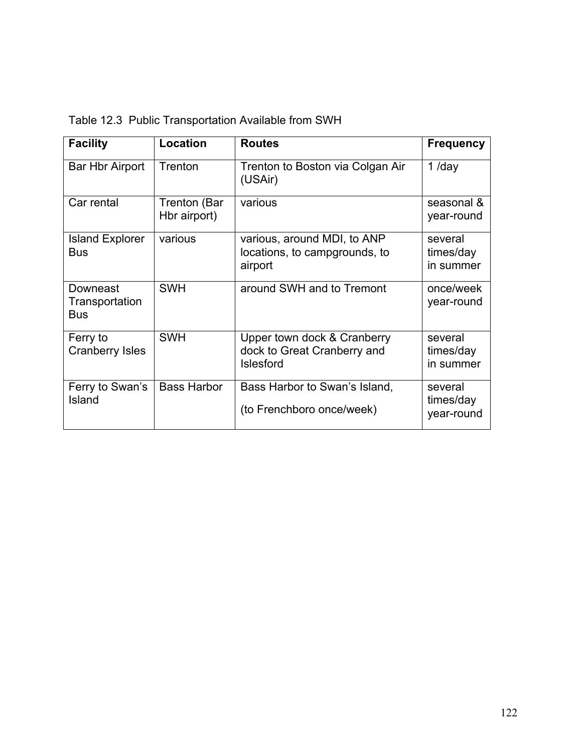Table 12.3 Public Transportation Available from SWH

| Facility | Location | Routes | Frequency |
|---|---|---|---|
| Bar Hbr Airport | Trenton | Trenton to Boston via Colgan Air (USAir) | 1 /day |
| Car rental | Trenton (Bar Hbr airport) | various | seasonal & year-round |
| Island Explorer Bus | various | various, around MDI, to ANP locations, to campgrounds, to airport | several times/day in summer |
| Downeast Transportation Bus | SWH | around SWH and to Tremont | once/week year-round |
| Ferry to Cranberry Isles | SWH | Upper town dock & Cranberry dock to Great Cranberry and Islesford | several times/day in summer |
| Ferry to Swan's Island | Bass Harbor | Bass Harbor to Swan's Island, (to Frenchboro once/week) | several times/day year-round |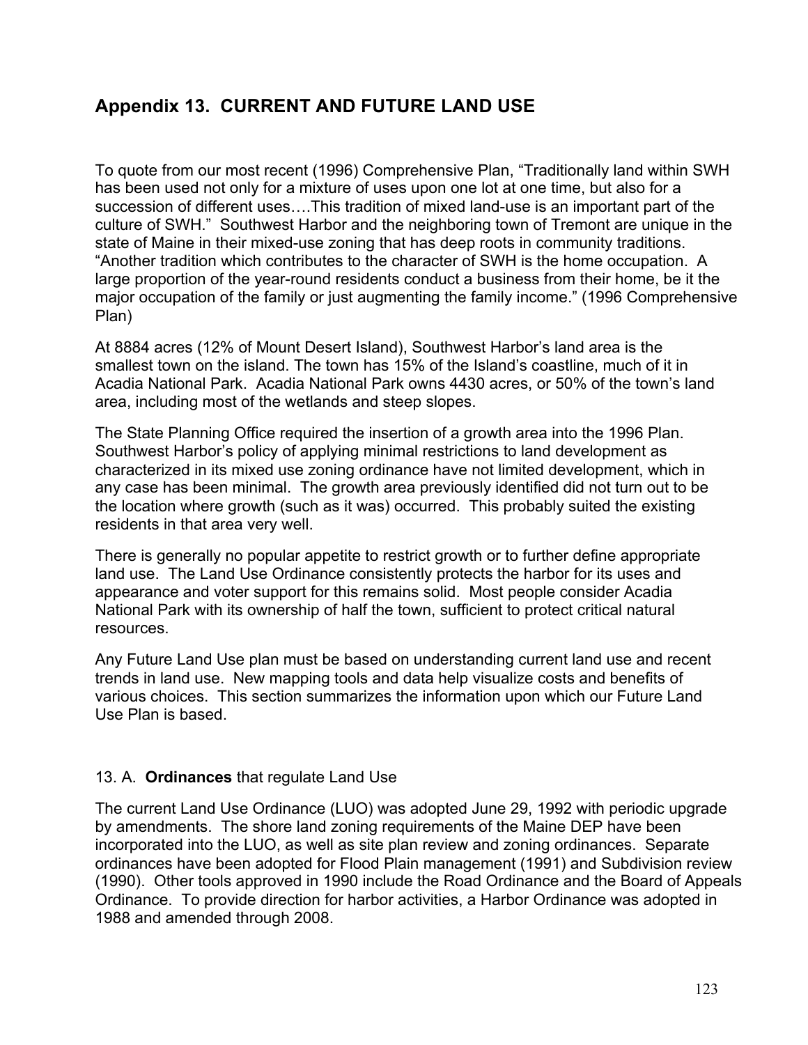## Appendix 13. CURRENT AND FUTURE LAND USE

To quote from our most recent (1996) Comprehensive Plan, “Traditionally land within SWH has been used not only for a mixture of uses upon one lot at one time, but also for a succession of different uses….This tradition of mixed land-use is an important part of the culture of SWH.” Southwest Harbor and the neighboring town of Tremont are unique in the state of Maine in their mixed-use zoning that has deep roots in community traditions. “Another tradition which contributes to the character of SWH is the home occupation. A large proportion of the year-round residents conduct a business from their home, be it the major occupation of the family or just augmenting the family income.” (1996 Comprehensive Plan)

At 8884 acres (12% of Mount Desert Island), Southwest Harbor's land area is the smallest town on the island. The town has 15% of the Island's coastline, much of it in Acadia National Park. Acadia National Park owns 4430 acres, or 50% of the town's land area, including most of the wetlands and steep slopes.

The State Planning Office required the insertion of a growth area into the 1996 Plan. Southwest Harbor's policy of applying minimal restrictions to land development as characterized in its mixed use zoning ordinance have not limited development, which in any case has been minimal. The growth area previously identified did not turn out to be the location where growth (such as it was) occurred. This probably suited the existing residents in that area very well.

There is generally no popular appetite to restrict growth or to further define appropriate land use. The Land Use Ordinance consistently protects the harbor for its uses and appearance and voter support for this remains solid. Most people consider Acadia National Park with its ownership of half the town, sufficient to protect critical natural resources.

Any Future Land Use plan must be based on understanding current land use and recent trends in land use. New mapping tools and data help visualize costs and benefits of various choices. This section summarizes the information upon which our Future Land Use Plan is based.

### 13. A. **Ordinances** that regulate Land Use

The current Land Use Ordinance (LUO) was adopted June 29, 1992 with periodic upgrade by amendments. The shore land zoning requirements of the Maine DEP have been incorporated into the LUO, as well as site plan review and zoning ordinances. Separate ordinances have been adopted for Flood Plain management (1991) and Subdivision review (1990). Other tools approved in 1990 include the Road Ordinance and the Board of Appeals Ordinance. To provide direction for harbor activities, a Harbor Ordinance was adopted in 1988 and amended through 2008.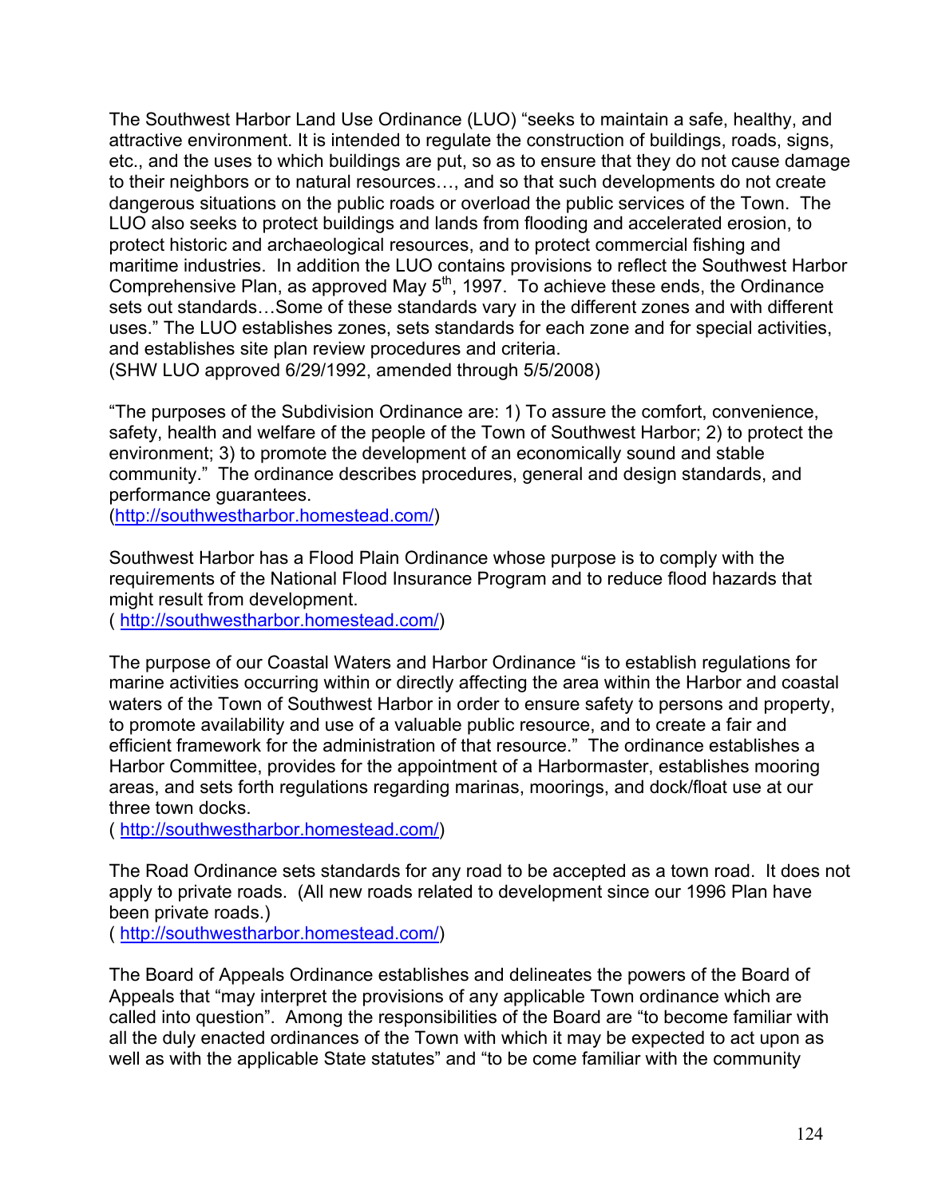The Southwest Harbor Land Use Ordinance (LUO) “seeks to maintain a safe, healthy, and attractive environment. It is intended to regulate the construction of buildings, roads, signs, etc., and the uses to which buildings are put, so as to ensure that they do not cause damage to their neighbors or to natural resources…, and so that such developments do not create dangerous situations on the public roads or overload the public services of the Town. The LUO also seeks to protect buildings and lands from flooding and accelerated erosion, to protect historic and archaeological resources, and to protect commercial fishing and maritime industries. In addition the LUO contains provisions to reflect the Southwest Harbor Comprehensive Plan, as approved May 5th, 1997. To achieve these ends, the Ordinance sets out standards…Some of these standards vary in the different zones and with different uses.” The LUO establishes zones, sets standards for each zone and for special activities, and establishes site plan review procedures and criteria.
(SHW LUO approved 6/29/1992, amended through 5/5/2008)

“The purposes of the Subdivision Ordinance are: 1) To assure the comfort, convenience, safety, health and welfare of the people of the Town of Southwest Harbor; 2) to protect the environment; 3) to promote the development of an economically sound and stable community.” The ordinance describes procedures, general and design standards, and performance guarantees.
(http://southwestharbor.homestead.com/)

Southwest Harbor has a Flood Plain Ordinance whose purpose is to comply with the requirements of the National Flood Insurance Program and to reduce flood hazards that might result from development.
( http://southwestharbor.homestead.com/)

The purpose of our Coastal Waters and Harbor Ordinance “is to establish regulations for marine activities occurring within or directly affecting the area within the Harbor and coastal waters of the Town of Southwest Harbor in order to ensure safety to persons and property, to promote availability and use of a valuable public resource, and to create a fair and efficient framework for the administration of that resource.” The ordinance establishes a Harbor Committee, provides for the appointment of a Harbormaster, establishes mooring areas, and sets forth regulations regarding marinas, moorings, and dock/float use at our three town docks.
( http://southwestharbor.homestead.com/)

The Road Ordinance sets standards for any road to be accepted as a town road. It does not apply to private roads. (All new roads related to development since our 1996 Plan have been private roads.)
( http://southwestharbor.homestead.com/)

The Board of Appeals Ordinance establishes and delineates the powers of the Board of Appeals that “may interpret the provisions of any applicable Town ordinance which are called into question”. Among the responsibilities of the Board are “to become familiar with all the duly enacted ordinances of the Town with which it may be expected to act upon as well as with the applicable State statutes” and “to be come familiar with the community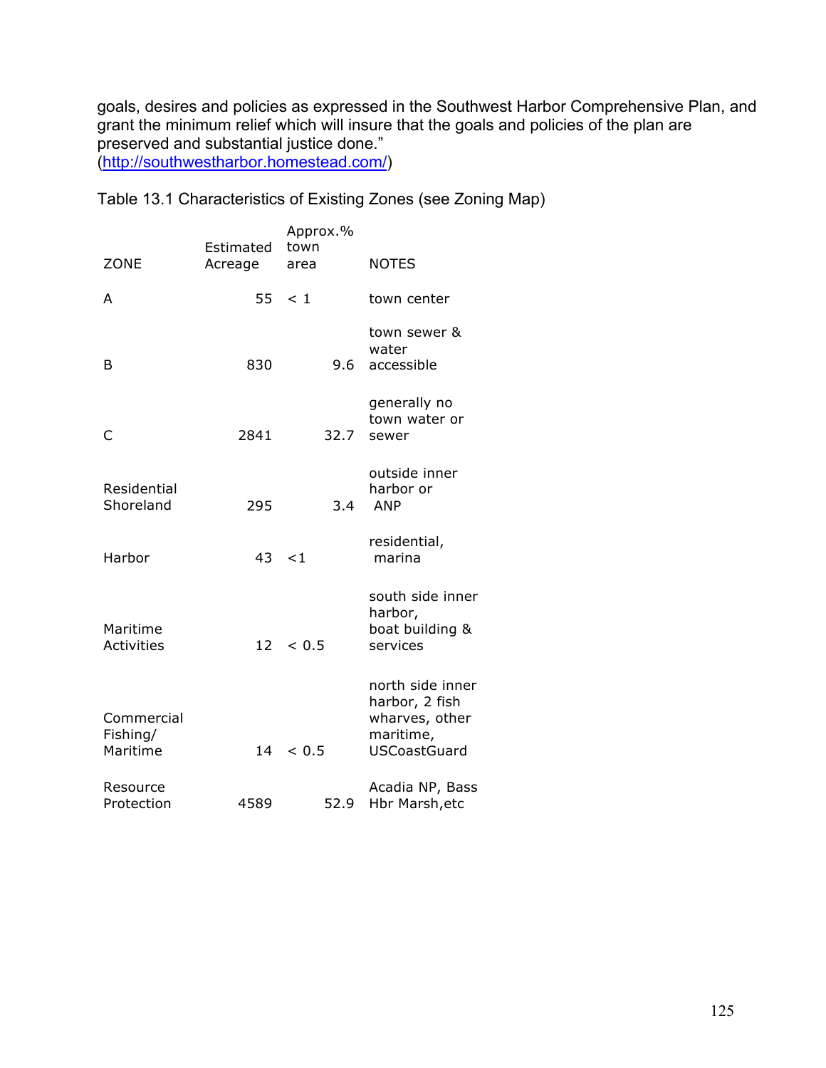goals, desires and policies as expressed in the Southwest Harbor Comprehensive Plan, and grant the minimum relief which will insure that the goals and policies of the plan are preserved and substantial justice done."
(http://southwestharbor.homestead.com/)

Table 13.1 Characteristics of Existing Zones (see Zoning Map)

| ZONE | Estimated Acreage | Approx.% town area | NOTES |
|---|---|---|---|
| A | 55 | < 1 | town center |
| B | 830 | 9.6 | town sewer & water accessible |
| C | 2841 | 32.7 | generally no town water or sewer |
| Residential Shoreland | 295 | 3.4 | outside inner harbor or ANP |
| Harbor | 43 | <1 | residential, marina |
| Maritime Activities | 12 | < 0.5 | south side inner harbor, boat building & services |
| Commercial Fishing/ Maritime | 14 | < 0.5 | north side inner harbor, 2 fish wharves, other maritime, USCoastGuard |
| Resource Protection | 4589 | 52.9 | Acadia NP, Bass Hbr Marsh,etc |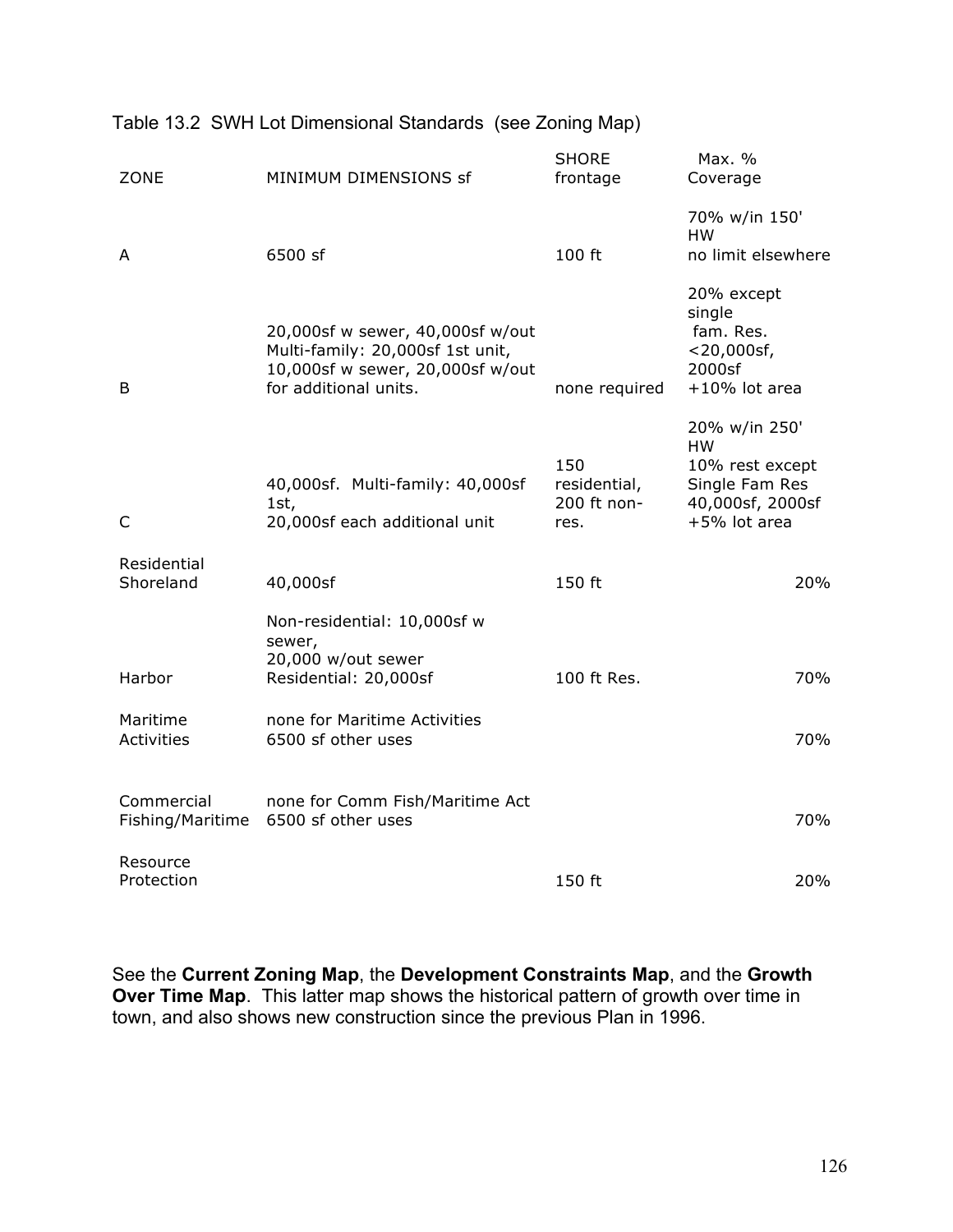Table 13.2 SWH Lot Dimensional Standards (see Zoning Map)

| ZONE | MINIMUM DIMENSIONS sf | SHORE frontage | Max. % Coverage |
|---|---|---|---|
| A | 6500 sf | 100 ft | 70% w/in 150' HW no limit elsewhere |
| B | 20,000sf w sewer, 40,000sf w/out Multi-family: 20,000sf 1st unit, 10,000sf w sewer, 20,000sf w/out for additional units. | none required | 20% except single fam. Res. <20,000sf, 2000sf +10% lot area |
| C | 40,000sf. Multi-family: 40,000sf 1st, 20,000sf each additional unit | 150 residential, 200 ft non-res. | 20% w/in 250' HW 10% rest except Single Fam Res 40,000sf, 2000sf +5% lot area |
| Residential Shoreland | 40,000sf | 150 ft | 20% |
| Harbor | Non-residential: 10,000sf w sewer, 20,000 w/out sewer Residential: 20,000sf | 100 ft Res. | 70% |
| Maritime Activities | none for Maritime Activities 6500 sf other uses | | 70% |
| Commercial Fishing/Maritime | none for Comm Fish/Maritime Act 6500 sf other uses | | 70% |
| Resource Protection | | 150 ft | 20% |

See the **Current Zoning Map**, the **Development Constraints Map**, and the **Growth Over Time Map**. This latter map shows the historical pattern of growth over time in town, and also shows new construction since the previous Plan in 1996.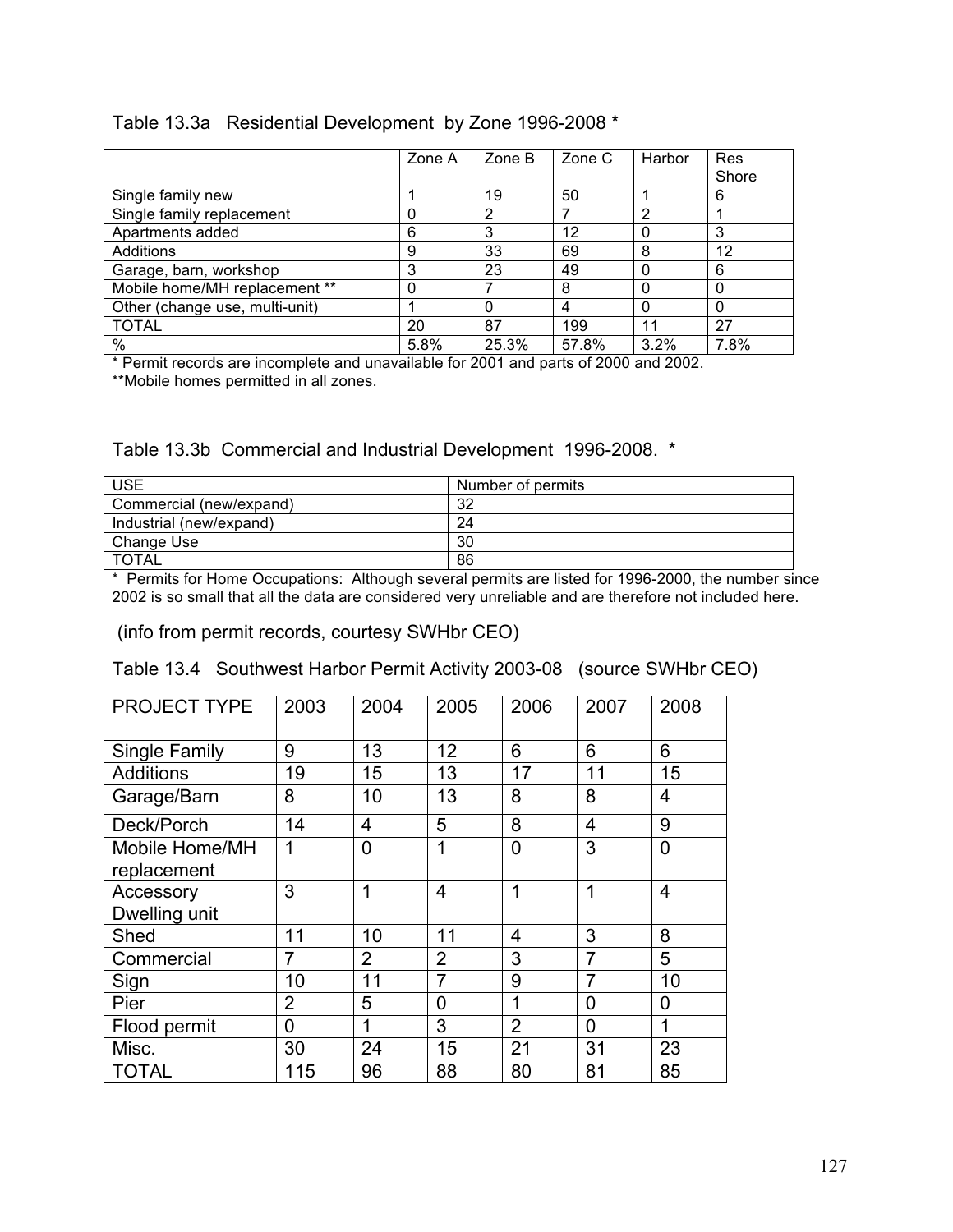Table 13.3a Residential Development by Zone 1996-2008 *

| | Zone A | Zone B | Zone C | Harbor | Res Shore |
|---|---|---|---|---|---|
| Single family new | 1 | 19 | 50 | 1 | 6 |
| Single family replacement | 0 | 2 | 7 | 2 | 1 |
| Apartments added | 6 | 3 | 12 | 0 | 3 |
| Additions | 9 | 33 | 69 | 8 | 12 |
| Garage, barn, workshop | 3 | 23 | 49 | 0 | 6 |
| Mobile home/MH replacement ** | 0 | 7 | 8 | 0 | 0 |
| Other (change use, multi-unit) | 1 | 0 | 4 | 0 | 0 |
| TOTAL | 20 | 87 | 199 | 11 | 27 |
| % | 5.8% | 25.3% | 57.8% | 3.2% | 7.8% |

* Permit records are incomplete and unavailable for 2001 and parts of 2000 and 2002.
**Mobile homes permitted in all zones.

Table 13.3b Commercial and Industrial Development 1996-2008. *

| USE | Number of permits |
|---|---|
| Commercial (new/expand) | 32 |
| Industrial (new/expand) | 24 |
| Change Use | 30 |
| TOTAL | 86 |

* Permits for Home Occupations: Although several permits are listed for 1996-2000, the number since 2002 is so small that all the data are considered very unreliable and are therefore not included here.

(info from permit records, courtesy SWHbr CEO)

Table 13.4 Southwest Harbor Permit Activity 2003-08 (source SWHbr CEO)

| PROJECT TYPE | 2003 | 2004 | 2005 | 2006 | 2007 | 2008 |
|---|---|---|---|---|---|---|
| Single Family | 9 | 13 | 12 | 6 | 6 | 6 |
| Additions | 19 | 15 | 13 | 17 | 11 | 15 |
| Garage/Barn | 8 | 10 | 13 | 8 | 8 | 4 |
| Deck/Porch | 14 | 4 | 5 | 8 | 4 | 9 |
| Mobile Home/MH replacement | 1 | 0 | 1 | 0 | 3 | 0 |
| Accessory Dwelling unit | 3 | 1 | 4 | 1 | 1 | 4 |
| Shed | 11 | 10 | 11 | 4 | 3 | 8 |
| Commercial | 7 | 2 | 2 | 3 | 7 | 5 |
| Sign | 10 | 11 | 7 | 9 | 7 | 10 |
| Pier | 2 | 5 | 0 | 1 | 0 | 0 |
| Flood permit | 0 | 1 | 3 | 2 | 0 | 1 |
| Misc. | 30 | 24 | 15 | 21 | 31 | 23 |
| TOTAL | 115 | 96 | 88 | 80 | 81 | 85 |